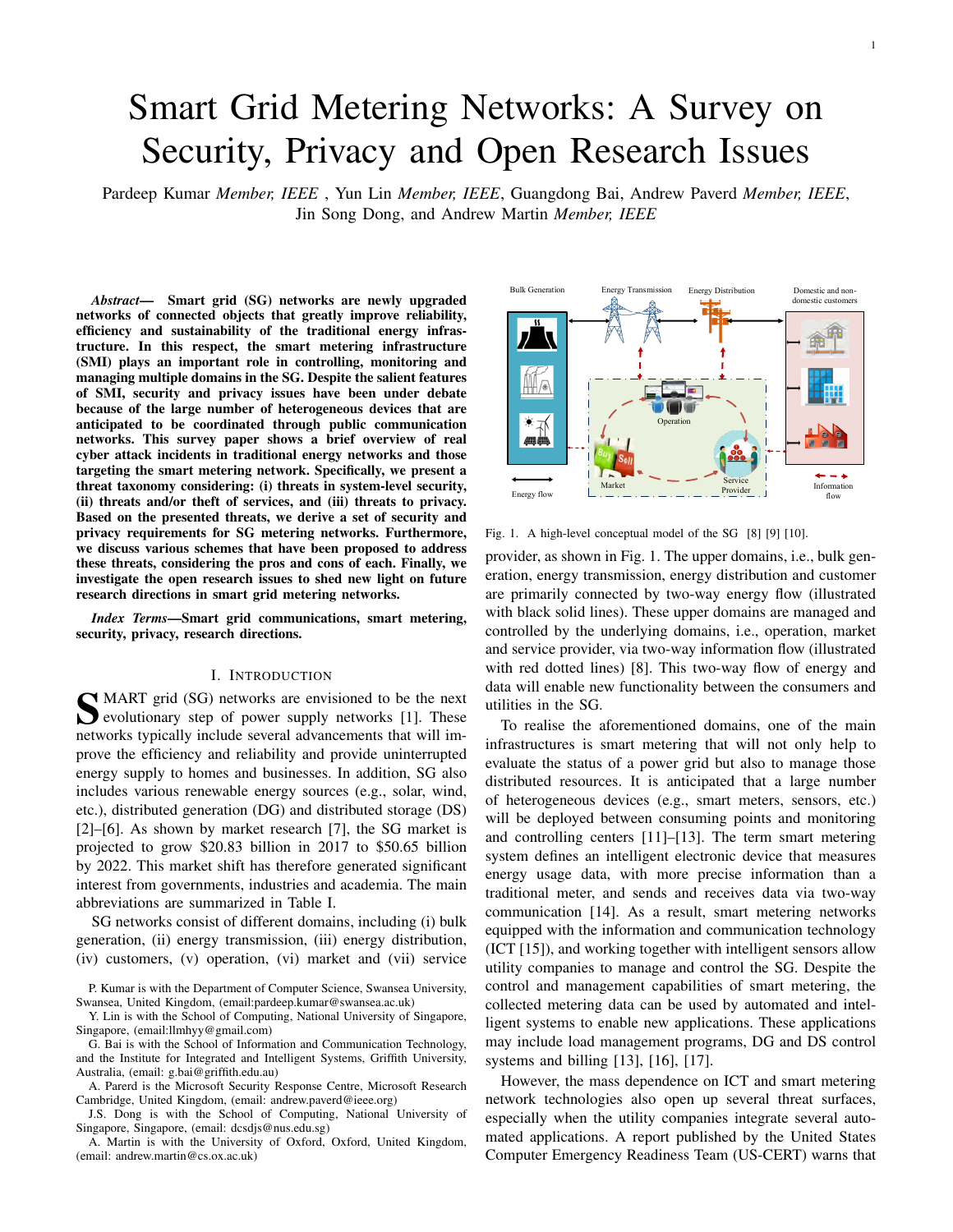# Smart Grid Metering Networks: A Survey on Security, Privacy and Open Research Issues

Pardeep Kumar *Member, IEEE* , Yun Lin *Member, IEEE*, Guangdong Bai, Andrew Paverd *Member, IEEE*, Jin Song Dong, and Andrew Martin *Member, IEEE*

***Abstract*— Smart grid (SG) networks are newly upgraded networks of connected objects that greatly improve reliability, efficiency and sustainability of the traditional energy infrastructure. In this respect, the smart metering infrastructure (SMI) plays an important role in controlling, monitoring and managing multiple domains in the SG. Despite the salient features of SMI, security and privacy issues have been under debate because of the large number of heterogeneous devices that are anticipated to be coordinated through public communication networks. This survey paper shows a brief overview of real cyber attack incidents in traditional energy networks and those targeting the smart metering network. Specifically, we present a threat taxonomy considering: (i) threats in system-level security, (ii) threats and/or theft of services, and (iii) threats to privacy. Based on the presented threats, we derive a set of security and privacy requirements for SG metering networks. Furthermore, we discuss various schemes that have been proposed to address these threats, considering the pros and cons of each. Finally, we investigate the open research issues to shed new light on future research directions in smart grid metering networks.**

***Index Terms*—Smart grid communications, smart metering, security, privacy, research directions.**

## I. INTRODUCTION

SMART grid (SG) networks are envisioned to be the next evolutionary step of power supply networks [1]. These networks typically include several advancements that will improve the efficiency and reliability and provide uninterrupted energy supply to homes and businesses. In addition, SG also includes various renewable energy sources (e.g., solar, wind, etc.), distributed generation (DG) and distributed storage (DS) [2]–[6]. As shown by market research [7], the SG market is projected to grow \$20.83 billion in 2017 to \$50.65 billion by 2022. This market shift has therefore generated significant interest from governments, industries and academia. The main abbreviations are summarized in Table I.

SG networks consist of different domains, including (i) bulk generation, (ii) energy transmission, (iii) energy distribution, (iv) customers, (v) operation, (vi) market and (vii) service provider, as shown in Fig. 1. The upper domains, i.e., bulk generation, energy transmission, energy distribution and customer are primarily connected by two-way energy flow (illustrated with black solid lines). These upper domains are managed and controlled by the underlying domains, i.e., operation, market and service provider, via two-way information flow (illustrated with red dotted lines) [8]. This two-way flow of energy and data will enable new functionality between the consumers and utilities in the SG.

Fig. 1. A high-level conceptual model of the SG [8] [9] [10].

To realise the aforementioned domains, one of the main infrastructures is smart metering that will not only help to evaluate the status of a power grid but also to manage those distributed resources. It is anticipated that a large number of heterogeneous devices (e.g., smart meters, sensors, etc.) will be deployed between consuming points and monitoring and controlling centers [11]–[13]. The term smart metering system defines an intelligent electronic device that measures energy usage data, with more precise information than a traditional meter, and sends and receives data via two-way communication [14]. As a result, smart metering networks equipped with the information and communication technology (ICT [15]), and working together with intelligent sensors allow utility companies to manage and control the SG. Despite the control and management capabilities of smart metering, the collected metering data can be used by automated and intelligent systems to enable new applications. These applications may include load management programs, DG and DS control systems and billing [13], [16], [17].

However, the mass dependence on ICT and smart metering network technologies also open up several threat surfaces, especially when the utility companies integrate several automated applications. A report published by the United States Computer Emergency Readiness Team (US-CERT) warns that

P. Kumar is with the Department of Computer Science, Swansea University, Swansea, United Kingdom, (email:pardeep.kumar@swansea.ac.uk)

Y. Lin is with the School of Computing, National University of Singapore, Singapore, (email:llmhyy@gmail.com)

G. Bai is with the School of Information and Communication Technology, and the Institute for Integrated and Intelligent Systems, Griffith University, Australia, (email: g.bai@griffith.edu.au)

A. Parerd is the Microsoft Security Response Centre, Microsoft Research Cambridge, United Kingdom, (email: andrew.paverd@ieee.org)

J.S. Dong is with the School of Computing, National University of Singapore, Singapore, (email: dcsdjs@nus.edu.sg)

A. Martin is with the University of Oxford, Oxford, United Kingdom, (email: andrew.martin@cs.ox.ac.uk)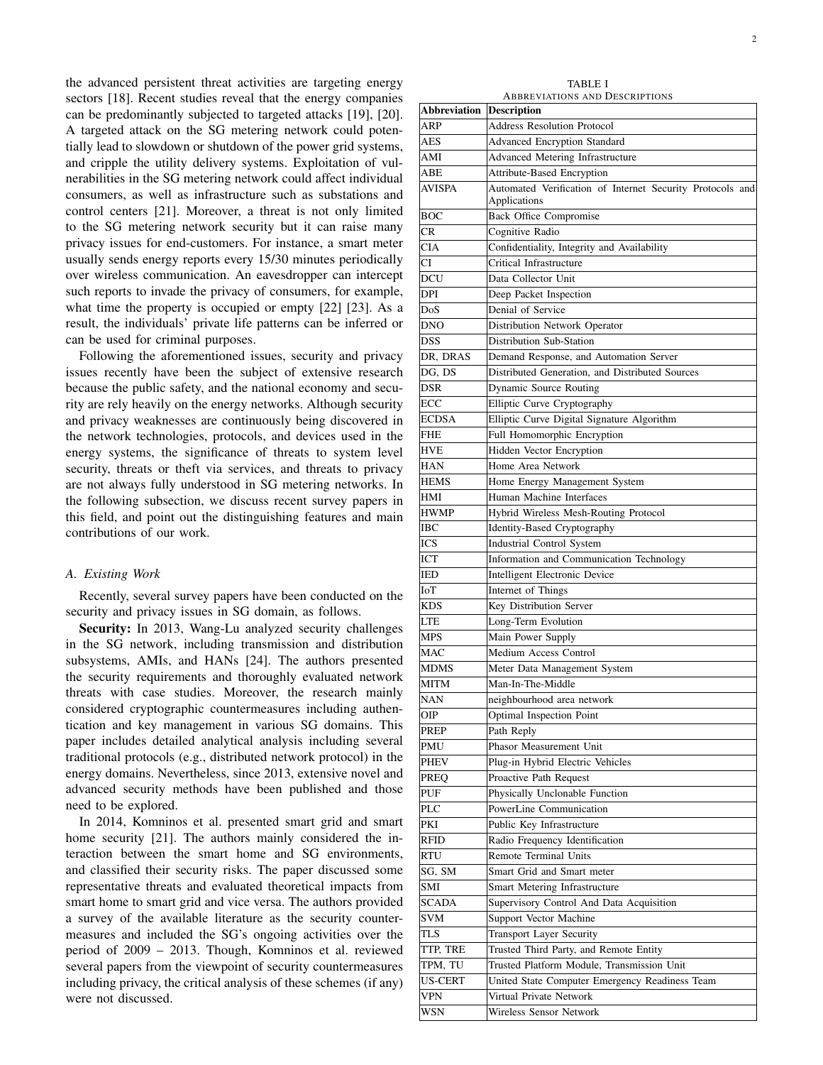the advanced persistent threat activities are targeting energy sectors [18]. Recent studies reveal that the energy companies can be predominantly subjected to targeted attacks [19], [20]. A targeted attack on the SG metering network could potentially lead to slowdown or shutdown of the power grid systems, and cripple the utility delivery systems. Exploitation of vulnerabilities in the SG metering network could affect individual consumers, as well as infrastructure such as substations and control centers [21]. Moreover, a threat is not only limited to the SG metering network security but it can raise many privacy issues for end-customers. For instance, a smart meter usually sends energy reports every 15/30 minutes periodically over wireless communication. An eavesdropper can intercept such reports to invade the privacy of consumers, for example, what time the property is occupied or empty [22] [23]. As a result, the individuals' private life patterns can be inferred or can be used for criminal purposes.

Following the aforementioned issues, security and privacy issues recently have been the subject of extensive research because the public safety, and the national economy and security are rely heavily on the energy networks. Although security and privacy weaknesses are continuously being discovered in the network technologies, protocols, and devices used in the energy systems, the significance of threats to system level security, threats or theft via services, and threats to privacy are not always fully understood in SG metering networks. In the following subsection, we discuss recent survey papers in this field, and point out the distinguishing features and main contributions of our work.

### A. Existing Work

Recently, several survey papers have been conducted on the security and privacy issues in SG domain, as follows.

**Security:** In 2013, Wang-Lu analyzed security challenges in the SG network, including transmission and distribution subsystems, AMIs, and HANs [24]. The authors presented the security requirements and thoroughly evaluated network threats with case studies. Moreover, the research mainly considered cryptographic countermeasures including authentication and key management in various SG domains. This paper includes detailed analytical analysis including several traditional protocols (e.g., distributed network protocol) in the energy domains. Nevertheless, since 2013, extensive novel and advanced security methods have been published and those need to be explored.

In 2014, Komninos et al. presented smart grid and smart home security [21]. The authors mainly considered the interaction between the smart home and SG environments, and classified their security risks. The paper discussed some representative threats and evaluated theoretical impacts from smart home to smart grid and vice versa. The authors provided a survey of the available literature as the security countermeasures and included the SG's ongoing activities over the period of 2009 – 2013. Though, Komninos et al. reviewed several papers from the viewpoint of security countermeasures including privacy, the critical analysis of these schemes (if any) were not discussed.

TABLE I
ABBREVIATIONS AND DESCRIPTIONS

| Abbreviation | Description |
|---|---|
| ARP | Address Resolution Protocol |
| AES | Advanced Encryption Standard |
| AMI | Advanced Metering Infrastructure |
| ABE | Attribute-Based Encryption |
| AVISPA | Automated Verification of Internet Security Protocols and Applications |
| BOC | Back Office Compromise |
| CR | Cognitive Radio |
| CIA | Confidentiality, Integrity and Availability |
| CI | Critical Infrastructure |
| DCU | Data Collector Unit |
| DPI | Deep Packet Inspection |
| DoS | Denial of Service |
| DNO | Distribution Network Operator |
| DSS | Distribution Sub-Station |
| DR, DRAS | Demand Response, and Automation Server |
| DG, DS | Distributed Generation, and Distributed Sources |
| DSR | Dynamic Source Routing |
| ECC | Elliptic Curve Cryptography |
| ECDSA | Elliptic Curve Digital Signature Algorithm |
| FHE | Full Homomorphic Encryption |
| HVE | Hidden Vector Encryption |
| HAN | Home Area Network |
| HEMS | Home Energy Management System |
| HMI | Human Machine Interfaces |
| HWMP | Hybrid Wireless Mesh-Routing Protocol |
| IBC | Identity-Based Cryptography |
| ICS | Industrial Control System |
| ICT | Information and Communication Technology |
| IED | Intelligent Electronic Device |
| IoT | Internet of Things |
| KDS | Key Distribution Server |
| LTE | Long-Term Evolution |
| MPS | Main Power Supply |
| MAC | Medium Access Control |
| MDMS | Meter Data Management System |
| MITM | Man-In-The-Middle |
| NAN | neighbourhood area network |
| OIP | Optimal Inspection Point |
| PREP | Path Reply |
| PMU | Phasor Measurement Unit |
| PHEV | Plug-in Hybrid Electric Vehicles |
| PREQ | Proactive Path Request |
| PUF | Physically Unclonable Function |
| PLC | PowerLine Communication |
| PKI | Public Key Infrastructure |
| RFID | Radio Frequency Identification |
| RTU | Remote Terminal Units |
| SG, SM | Smart Grid and Smart meter |
| SMI | Smart Metering Infrastructure |
| SCADA | Supervisory Control And Data Acquisition |
| SVM | Support Vector Machine |
| TLS | Transport Layer Security |
| TTP, TRE | Trusted Third Party, and Remote Entity |
| TPM, TU | Trusted Platform Module, Transmission Unit |
| US-CERT | United State Computer Emergency Readiness Team |
| VPN | Virtual Private Network |
| WSN | Wireless Sensor Network |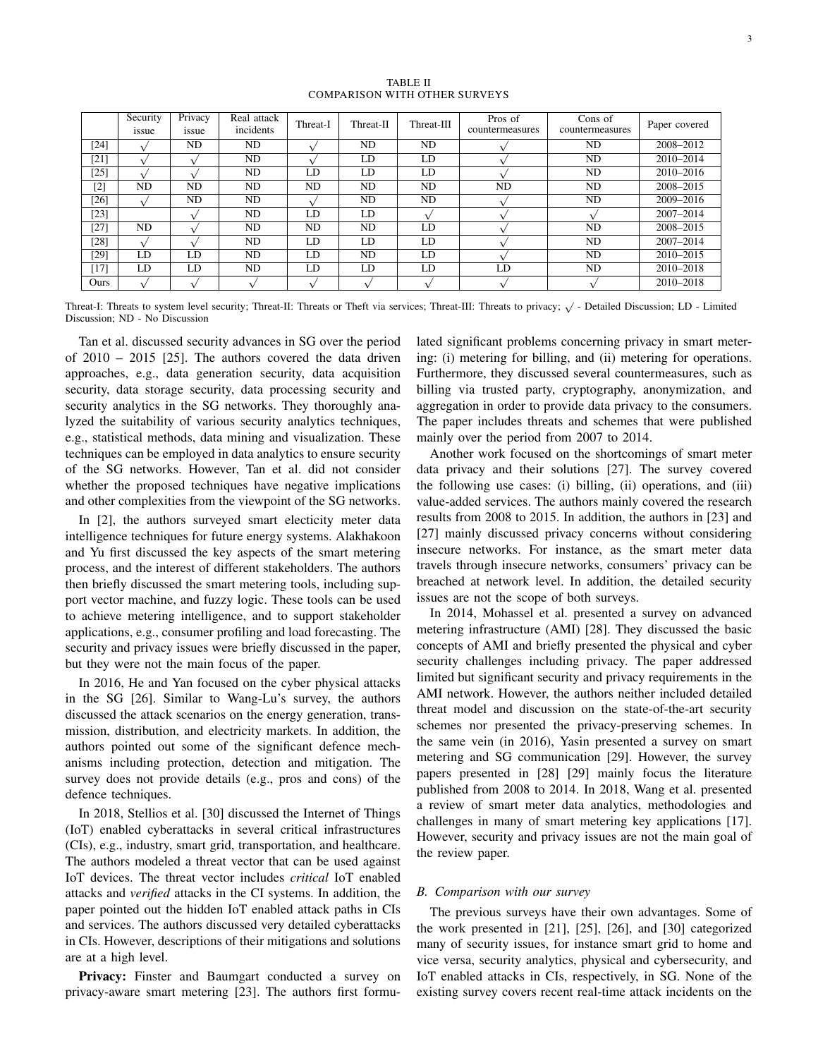TABLE II
COMPARISON WITH OTHER SURVEYS

| | Security issue | Privacy issue | Real attack incidents | Threat-I | Threat-II | Threat-III | Pros of countermeasures | Cons of countermeasures | Paper covered |
|---|---|---|---|---|---|---|---|---|---|
| [24] | √ | ND | ND | √ | ND | ND | √ | ND | 2008–2012 |
| [21] | √ | √ | ND | √ | LD | LD | √ | ND | 2010–2014 |
| [25] | √ | √ | ND | LD | LD | LD | √ | ND | 2010–2016 |
| [2] | ND | ND | ND | ND | ND | ND | ND | ND | 2008–2015 |
| [26] | √ | ND | ND | √ | ND | ND | √ | ND | 2009–2016 |
| [23] | | √ | ND | LD | LD | √ | √ | √ | 2007–2014 |
| [27] | ND | √ | ND | ND | ND | LD | √ | ND | 2008–2015 |
| [28] | √ | √ | ND | LD | LD | LD | √ | ND | 2007–2014 |
| [29] | LD | LD | ND | LD | ND | LD | √ | ND | 2010–2015 |
| [17] | LD | LD | ND | LD | LD | LD | LD | ND | 2010–2018 |
| Ours | √ | √ | √ | √ | √ | √ | √ | √ | 2010–2018 |

Threat-I: Threats to system level security; Threat-II: Threats or Theft via services; Threat-III: Threats to privacy; √ - Detailed Discussion; LD - Limited Discussion; ND - No Discussion

Tan et al. discussed security advances in SG over the period of 2010 – 2015 [25]. The authors covered the data driven approaches, e.g., data generation security, data acquisition security, data storage security, data processing security and security analytics in the SG networks. They thoroughly analyzed the suitability of various security analytics techniques, e.g., statistical methods, data mining and visualization. These techniques can be employed in data analytics to ensure security of the SG networks. However, Tan et al. did not consider whether the proposed techniques have negative implications and other complexities from the viewpoint of the SG networks.

In [2], the authors surveyed smart electicity meter data intelligence techniques for future energy systems. Alakhakoon and Yu first discussed the key aspects of the smart metering process, and the interest of different stakeholders. The authors then briefly discussed the smart metering tools, including support vector machine, and fuzzy logic. These tools can be used to achieve metering intelligence, and to support stakeholder applications, e.g., consumer profiling and load forecasting. The security and privacy issues were briefly discussed in the paper, but they were not the main focus of the paper.

In 2016, He and Yan focused on the cyber physical attacks in the SG [26]. Similar to Wang-Lu's survey, the authors discussed the attack scenarios on the energy generation, transmission, distribution, and electricity markets. In addition, the authors pointed out some of the significant defence mechanisms including protection, detection and mitigation. The survey does not provide details (e.g., pros and cons) of the defence techniques.

In 2018, Stellios et al. [30] discussed the Internet of Things (IoT) enabled cyberattacks in several critical infrastructures (CIs), e.g., industry, smart grid, transportation, and healthcare. The authors modeled a threat vector that can be used against IoT devices. The threat vector includes *critical* IoT enabled attacks and *verified* attacks in the CI systems. In addition, the paper pointed out the hidden IoT enabled attack paths in CIs and services. The authors discussed very detailed cyberattacks in CIs. However, descriptions of their mitigations and solutions are at a high level.

**Privacy:** Finster and Baumgart conducted a survey on privacy-aware smart metering [23]. The authors first formulated significant problems concerning privacy in smart metering: (i) metering for billing, and (ii) metering for operations. Furthermore, they discussed several countermeasures, such as billing via trusted party, cryptography, anonymization, and aggregation in order to provide data privacy to the consumers. The paper includes threats and schemes that were published mainly over the period from 2007 to 2014.

Another work focused on the shortcomings of smart meter data privacy and their solutions [27]. The survey covered the following use cases: (i) billing, (ii) operations, and (iii) value-added services. The authors mainly covered the research results from 2008 to 2015. In addition, the authors in [23] and [27] mainly discussed privacy concerns without considering insecure networks. For instance, as the smart meter data travels through insecure networks, consumers' privacy can be breached at network level. In addition, the detailed security issues are not the scope of both surveys.

In 2014, Mohassel et al. presented a survey on advanced metering infrastructure (AMI) [28]. They discussed the basic concepts of AMI and briefly presented the physical and cyber security challenges including privacy. The paper addressed limited but significant security and privacy requirements in the AMI network. However, the authors neither included detailed threat model and discussion on the state-of-the-art security schemes nor presented the privacy-preserving schemes. In the same vein (in 2016), Yasin presented a survey on smart metering and SG communication [29]. However, the survey papers presented in [28] [29] mainly focus the literature published from 2008 to 2014. In 2018, Wang et al. presented a review of smart meter data analytics, methodologies and challenges in many of smart metering key applications [17]. However, security and privacy issues are not the main goal of the review paper.

### *B. Comparison with our survey*

The previous surveys have their own advantages. Some of the work presented in [21], [25], [26], and [30] categorized many of security issues, for instance smart grid to home and vice versa, security analytics, physical and cybersecurity, and IoT enabled attacks in CIs, respectively, in SG. None of the existing survey covers recent real-time attack incidents on the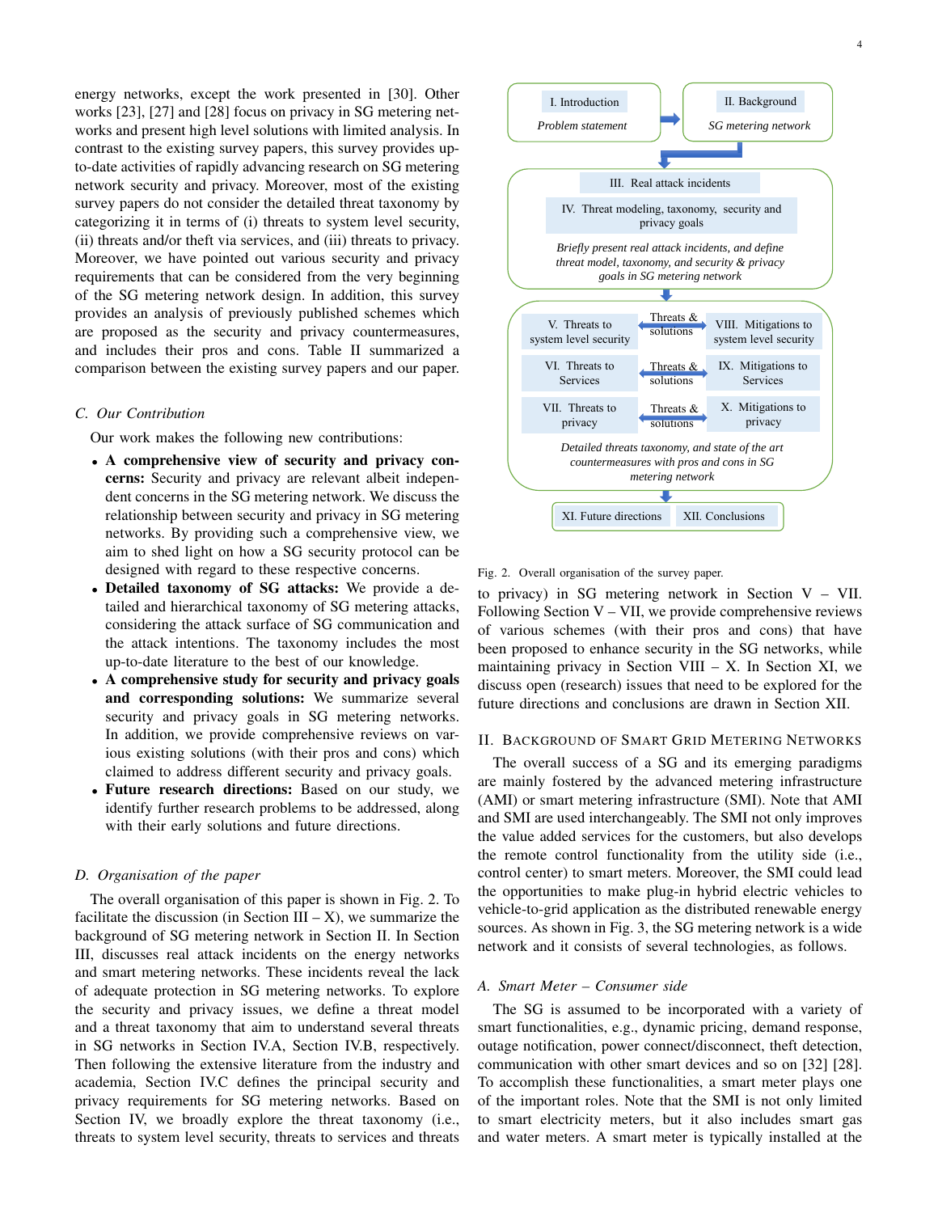energy networks, except the work presented in [30]. Other works [23], [27] and [28] focus on privacy in SG metering networks and present high level solutions with limited analysis. In contrast to the existing survey papers, this survey provides up-to-date activities of rapidly advancing research on SG metering network security and privacy. Moreover, most of the existing survey papers do not consider the detailed threat taxonomy by categorizing it in terms of (i) threats to system level security, (ii) threats and/or theft via services, and (iii) threats to privacy. Moreover, we have pointed out various security and privacy requirements that can be considered from the very beginning of the SG metering network design. In addition, this survey provides an analysis of previously published schemes which are proposed as the security and privacy countermeasures, and includes their pros and cons. Table II summarized a comparison between the existing survey papers and our paper.

### C. Our Contribution

Our work makes the following new contributions:

- **A comprehensive view of security and privacy concerns:** Security and privacy are relevant albeit independent concerns in the SG metering network. We discuss the relationship between security and privacy in SG metering networks. By providing such a comprehensive view, we aim to shed light on how a SG security protocol can be designed with regard to these respective concerns.
- **Detailed taxonomy of SG attacks:** We provide a detailed and hierarchical taxonomy of SG metering attacks, considering the attack surface of SG communication and the attack intentions. The taxonomy includes the most up-to-date literature to the best of our knowledge.
- **A comprehensive study for security and privacy goals and corresponding solutions:** We summarize several security and privacy goals in SG metering networks. In addition, we provide comprehensive reviews on various existing solutions (with their pros and cons) which claimed to address different security and privacy goals.
- **Future research directions:** Based on our study, we identify further research problems to be addressed, along with their early solutions and future directions.

### D. Organisation of the paper

The overall organisation of this paper is shown in Fig. 2. To facilitate the discussion (in Section III – X), we summarize the background of SG metering network in Section II. In Section III, discusses real attack incidents on the energy networks and smart metering networks. These incidents reveal the lack of adequate protection in SG metering networks. To explore the security and privacy issues, we define a threat model and a threat taxonomy that aim to understand several threats in SG networks in Section IV.A, Section IV.B, respectively. Then following the extensive literature from the industry and academia, Section IV.C defines the principal security and privacy requirements for SG metering networks. Based on Section IV, we broadly explore the threat taxonomy (i.e., threats to system level security, threats to services and threats to privacy) in SG metering network in Section V – VII. Following Section V – VII, we provide comprehensive reviews of various schemes (with their pros and cons) that have been proposed to enhance security in the SG networks, while maintaining privacy in Section VIII – X. In Section XI, we discuss open (research) issues that need to be explored for the future directions and conclusions are drawn in Section XII.

I. Introduction — *Problem statement* → II. Background — *SG metering network*

III. Real attack incidents; IV. Threat modeling, taxonomy, security and privacy goals — *Briefly present real attack incidents, and define threat model, taxonomy, and security & privacy goals in SG metering network*

V. Threats to system level security ↔ (Threats & solutions) ↔ VIII. Mitigations to system level security
VI. Threats to Services ↔ (Threats & solutions) ↔ IX. Mitigations to Services
VII. Threats to privacy ↔ (Threats & solutions) ↔ X. Mitigations to privacy
*Detailed threats taxonomy, and state of the art countermeasures with pros and cons in SG metering network*

XI. Future directions; XII. Conclusions

Fig. 2. Overall organisation of the survey paper.

## II. Background of Smart Grid Metering Networks

The overall success of a SG and its emerging paradigms are mainly fostered by the advanced metering infrastructure (AMI) or smart metering infrastructure (SMI). Note that AMI and SMI are used interchangeably. The SMI not only improves the value added services for the customers, but also develops the remote control functionality from the utility side (i.e., control center) to smart meters. Moreover, the SMI could lead the opportunities to make plug-in hybrid electric vehicles to vehicle-to-grid application as the distributed renewable energy sources. As shown in Fig. 3, the SG metering network is a wide network and it consists of several technologies, as follows.

### A. Smart Meter – Consumer side

The SG is assumed to be incorporated with a variety of smart functionalities, e.g., dynamic pricing, demand response, outage notification, power connect/disconnect, theft detection, communication with other smart devices and so on [32] [28]. To accomplish these functionalities, a smart meter plays one of the important roles. Note that the SMI is not only limited to smart electricity meters, but it also includes smart gas and water meters. A smart meter is typically installed at the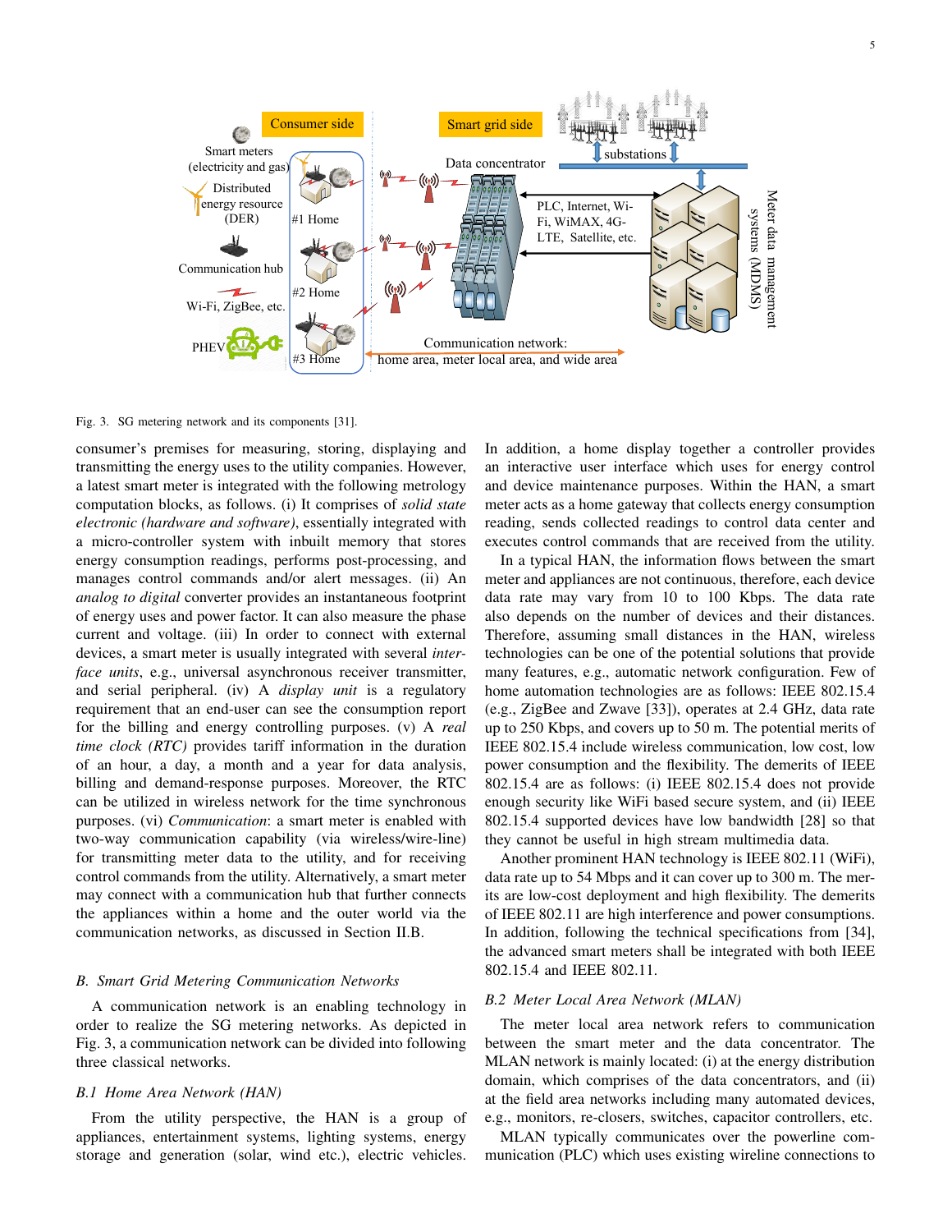Fig. 3. SG metering network and its components [31].

consumer's premises for measuring, storing, displaying and transmitting the energy uses to the utility companies. However, a latest smart meter is integrated with the following metrology computation blocks, as follows. (i) It comprises of *solid state electronic (hardware and software)*, essentially integrated with a micro-controller system with inbuilt memory that stores energy consumption readings, performs post-processing, and manages control commands and/or alert messages. (ii) An *analog to digital* converter provides an instantaneous footprint of energy uses and power factor. It can also measure the phase current and voltage. (iii) In order to connect with external devices, a smart meter is usually integrated with several *interface units*, e.g., universal asynchronous receiver transmitter, and serial peripheral. (iv) A *display unit* is a regulatory requirement that an end-user can see the consumption report for the billing and energy controlling purposes. (v) A *real time clock (RTC)* provides tariff information in the duration of an hour, a day, a month and a year for data analysis, billing and demand-response purposes. Moreover, the RTC can be utilized in wireless network for the time synchronous purposes. (vi) *Communication*: a smart meter is enabled with two-way communication capability (via wireless/wire-line) for transmitting meter data to the utility, and for receiving control commands from the utility. Alternatively, a smart meter may connect with a communication hub that further connects the appliances within a home and the outer world via the communication networks, as discussed in Section II.B.

### B. Smart Grid Metering Communication Networks

A communication network is an enabling technology in order to realize the SG metering networks. As depicted in Fig. 3, a communication network can be divided into following three classical networks.

#### B.1 Home Area Network (HAN)

From the utility perspective, the HAN is a group of appliances, entertainment systems, lighting systems, energy storage and generation (solar, wind etc.), electric vehicles. In addition, a home display together a controller provides an interactive user interface which uses for energy control and device maintenance purposes. Within the HAN, a smart meter acts as a home gateway that collects energy consumption reading, sends collected readings to control data center and executes control commands that are received from the utility.

In a typical HAN, the information flows between the smart meter and appliances are not continuous, therefore, each device data rate may vary from 10 to 100 Kbps. The data rate also depends on the number of devices and their distances. Therefore, assuming small distances in the HAN, wireless technologies can be one of the potential solutions that provide many features, e.g., automatic network configuration. Few of home automation technologies are as follows: IEEE 802.15.4 (e.g., ZigBee and Zwave [33]), operates at 2.4 GHz, data rate up to 250 Kbps, and covers up to 50 m. The potential merits of IEEE 802.15.4 include wireless communication, low cost, low power consumption and the flexibility. The demerits of IEEE 802.15.4 are as follows: (i) IEEE 802.15.4 does not provide enough security like WiFi based secure system, and (ii) IEEE 802.15.4 supported devices have low bandwidth [28] so that they cannot be useful in high stream multimedia data.

Another prominent HAN technology is IEEE 802.11 (WiFi), data rate up to 54 Mbps and it can cover up to 300 m. The merits are low-cost deployment and high flexibility. The demerits of IEEE 802.11 are high interference and power consumptions. In addition, following the technical specifications from [34], the advanced smart meters shall be integrated with both IEEE 802.15.4 and IEEE 802.11.

#### B.2 Meter Local Area Network (MLAN)

The meter local area network refers to communication between the smart meter and the data concentrator. The MLAN network is mainly located: (i) at the energy distribution domain, which comprises of the data concentrators, and (ii) at the field area networks including many automated devices, e.g., monitors, re-closers, switches, capacitor controllers, etc.

MLAN typically communicates over the powerline communication (PLC) which uses existing wireline connections to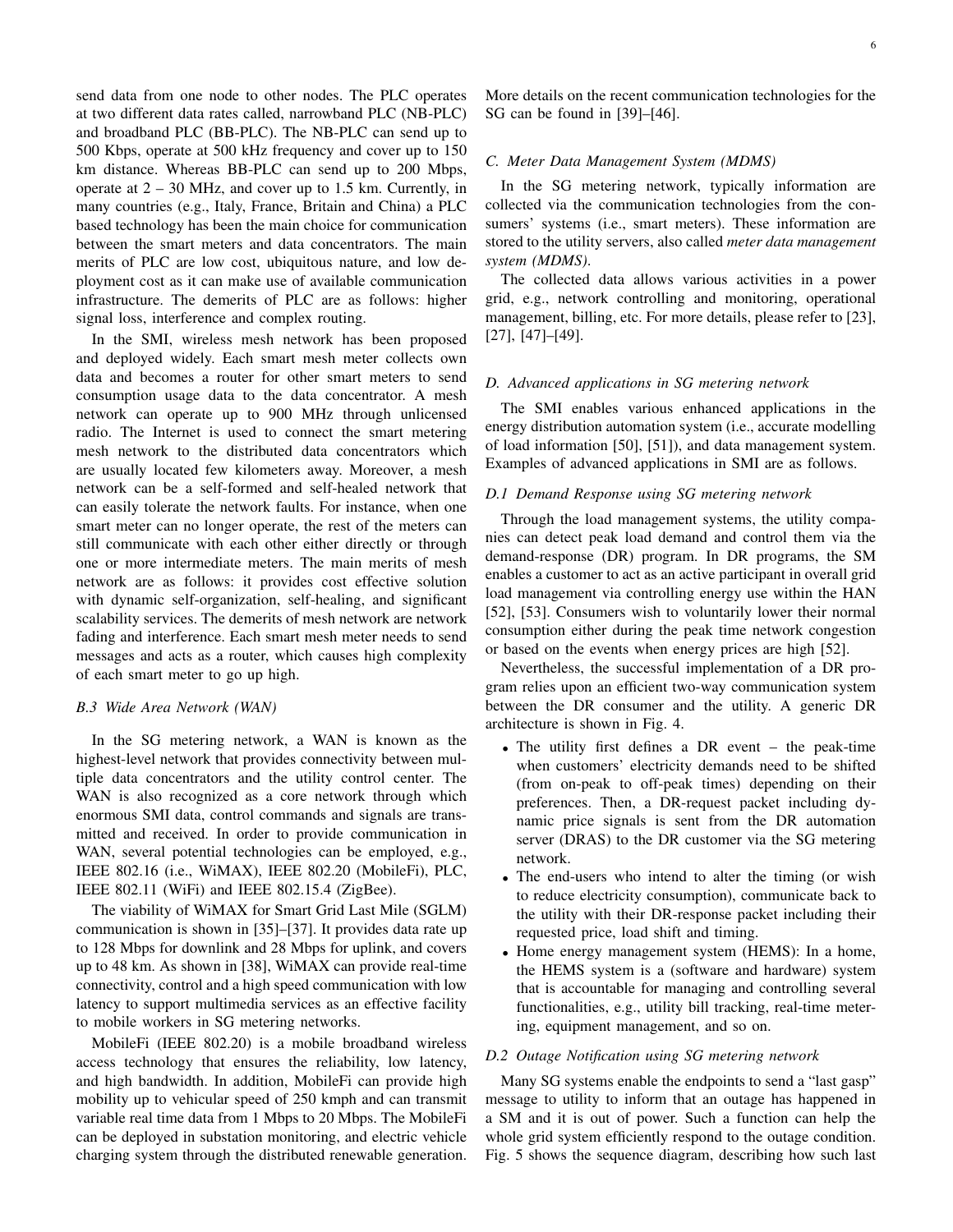send data from one node to other nodes. The PLC operates at two different data rates called, narrowband PLC (NB-PLC) and broadband PLC (BB-PLC). The NB-PLC can send up to 500 Kbps, operate at 500 kHz frequency and cover up to 150 km distance. Whereas BB-PLC can send up to 200 Mbps, operate at 2 – 30 MHz, and cover up to 1.5 km. Currently, in many countries (e.g., Italy, France, Britain and China) a PLC based technology has been the main choice for communication between the smart meters and data concentrators. The main merits of PLC are low cost, ubiquitous nature, and low deployment cost as it can make use of available communication infrastructure. The demerits of PLC are as follows: higher signal loss, interference and complex routing.

In the SMI, wireless mesh network has been proposed and deployed widely. Each smart mesh meter collects own data and becomes a router for other smart meters to send consumption usage data to the data concentrator. A mesh network can operate up to 900 MHz through unlicensed radio. The Internet is used to connect the smart metering mesh network to the distributed data concentrators which are usually located few kilometers away. Moreover, a mesh network can be a self-formed and self-healed network that can easily tolerate the network faults. For instance, when one smart meter can no longer operate, the rest of the meters can still communicate with each other either directly or through one or more intermediate meters. The main merits of mesh network are as follows: it provides cost effective solution with dynamic self-organization, self-healing, and significant scalability services. The demerits of mesh network are network fading and interference. Each smart mesh meter needs to send messages and acts as a router, which causes high complexity of each smart meter to go up high.

### *B.3 Wide Area Network (WAN)*

In the SG metering network, a WAN is known as the highest-level network that provides connectivity between multiple data concentrators and the utility control center. The WAN is also recognized as a core network through which enormous SMI data, control commands and signals are transmitted and received. In order to provide communication in WAN, several potential technologies can be employed, e.g., IEEE 802.16 (i.e., WiMAX), IEEE 802.20 (MobileFi), PLC, IEEE 802.11 (WiFi) and IEEE 802.15.4 (ZigBee).

The viability of WiMAX for Smart Grid Last Mile (SGLM) communication is shown in [35]–[37]. It provides data rate up to 128 Mbps for downlink and 28 Mbps for uplink, and covers up to 48 km. As shown in [38], WiMAX can provide real-time connectivity, control and a high speed communication with low latency to support multimedia services as an effective facility to mobile workers in SG metering networks.

MobileFi (IEEE 802.20) is a mobile broadband wireless access technology that ensures the reliability, low latency, and high bandwidth. In addition, MobileFi can provide high mobility up to vehicular speed of 250 kmph and can transmit variable real time data from 1 Mbps to 20 Mbps. The MobileFi can be deployed in substation monitoring, and electric vehicle charging system through the distributed renewable generation. More details on the recent communication technologies for the SG can be found in [39]–[46].

## *C. Meter Data Management System (MDMS)*

In the SG metering network, typically information are collected via the communication technologies from the consumers' systems (i.e., smart meters). These information are stored to the utility servers, also called *meter data management system (MDMS)*.

The collected data allows various activities in a power grid, e.g., network controlling and monitoring, operational management, billing, etc. For more details, please refer to [23], [27], [47]–[49].

## *D. Advanced applications in SG metering network*

The SMI enables various enhanced applications in the energy distribution automation system (i.e., accurate modelling of load information [50], [51]), and data management system. Examples of advanced applications in SMI are as follows.

### *D.1 Demand Response using SG metering network*

Through the load management systems, the utility companies can detect peak load demand and control them via the demand-response (DR) program. In DR programs, the SM enables a customer to act as an active participant in overall grid load management via controlling energy use within the HAN [52], [53]. Consumers wish to voluntarily lower their normal consumption either during the peak time network congestion or based on the events when energy prices are high [52].

Nevertheless, the successful implementation of a DR program relies upon an efficient two-way communication system between the DR consumer and the utility. A generic DR architecture is shown in Fig. 4.

- The utility first defines a DR event – the peak-time when customers' electricity demands need to be shifted (from on-peak to off-peak times) depending on their preferences. Then, a DR-request packet including dynamic price signals is sent from the DR automation server (DRAS) to the DR customer via the SG metering network.
- The end-users who intend to alter the timing (or wish to reduce electricity consumption), communicate back to the utility with their DR-response packet including their requested price, load shift and timing.
- Home energy management system (HEMS): In a home, the HEMS system is a (software and hardware) system that is accountable for managing and controlling several functionalities, e.g., utility bill tracking, real-time metering, equipment management, and so on.

### *D.2 Outage Notification using SG metering network*

Many SG systems enable the endpoints to send a "last gasp" message to utility to inform that an outage has happened in a SM and it is out of power. Such a function can help the whole grid system efficiently respond to the outage condition. Fig. 5 shows the sequence diagram, describing how such last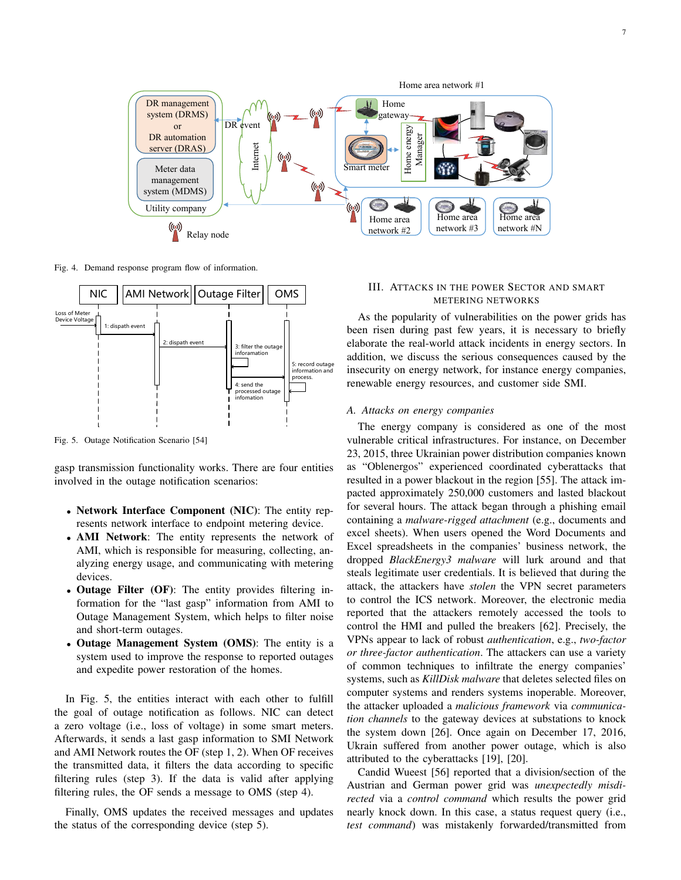Fig. 4. Demand response program flow of information.

Fig. 5. Outage Notification Scenario [54]

gasp transmission functionality works. There are four entities involved in the outage notification scenarios:

- **Network Interface Component (NIC)**: The entity represents network interface to endpoint metering device.
- **AMI Network**: The entity represents the network of AMI, which is responsible for measuring, collecting, analyzing energy usage, and communicating with metering devices.
- **Outage Filter (OF)**: The entity provides filtering information for the "last gasp" information from AMI to Outage Management System, which helps to filter noise and short-term outages.
- **Outage Management System (OMS)**: The entity is a system used to improve the response to reported outages and expedite power restoration of the homes.

In Fig. 5, the entities interact with each other to fulfill the goal of outage notification as follows. NIC can detect a zero voltage (i.e., loss of voltage) in some smart meters. Afterwards, it sends a last gasp information to SMI Network and AMI Network routes the OF (step 1, 2). When OF receives the transmitted data, it filters the data according to specific filtering rules (step 3). If the data is valid after applying filtering rules, the OF sends a message to OMS (step 4).

Finally, OMS updates the received messages and updates the status of the corresponding device (step 5).

## III. Attacks in the Power Sector and Smart Metering Networks

As the popularity of vulnerabilities on the power grids has been risen during past few years, it is necessary to briefly elaborate the real-world attack incidents in energy sectors. In addition, we discuss the serious consequences caused by the insecurity on energy network, for instance energy companies, renewable energy resources, and customer side SMI.

### A. Attacks on energy companies

The energy company is considered as one of the most vulnerable critical infrastructures. For instance, on December 23, 2015, three Ukrainian power distribution companies known as "Oblenergos" experienced coordinated cyberattacks that resulted in a power blackout in the region [55]. The attack impacted approximately 250,000 customers and lasted blackout for several hours. The attack began through a phishing email containing a *malware-rigged attachment* (e.g., documents and excel sheets). When users opened the Word Documents and Excel spreadsheets in the companies' business network, the dropped *BlackEnergy3 malware* will lurk around and that steals legitimate user credentials. It is believed that during the attack, the attackers have *stolen* the VPN secret parameters to control the ICS network. Moreover, the electronic media reported that the attackers remotely accessed the tools to control the HMI and pulled the breakers [62]. Precisely, the VPNs appear to lack of robust *authentication*, e.g., *two-factor or three-factor authentication*. The attackers can use a variety of common techniques to infiltrate the energy companies' systems, such as *KillDisk malware* that deletes selected files on computer systems and renders systems inoperable. Moreover, the attacker uploaded a *malicious framework* via *communication channels* to the gateway devices at substations to knock the system down [26]. Once again on December 17, 2016, Ukrain suffered from another power outage, which is also attributed to the cyberattacks [19], [20].

Candid Wueest [56] reported that a division/section of the Austrian and German power grid was *unexpectedly misdirected* via a *control command* which results the power grid nearly knock down. In this case, a status request query (i.e., *test command*) was mistakenly forwarded/transmitted from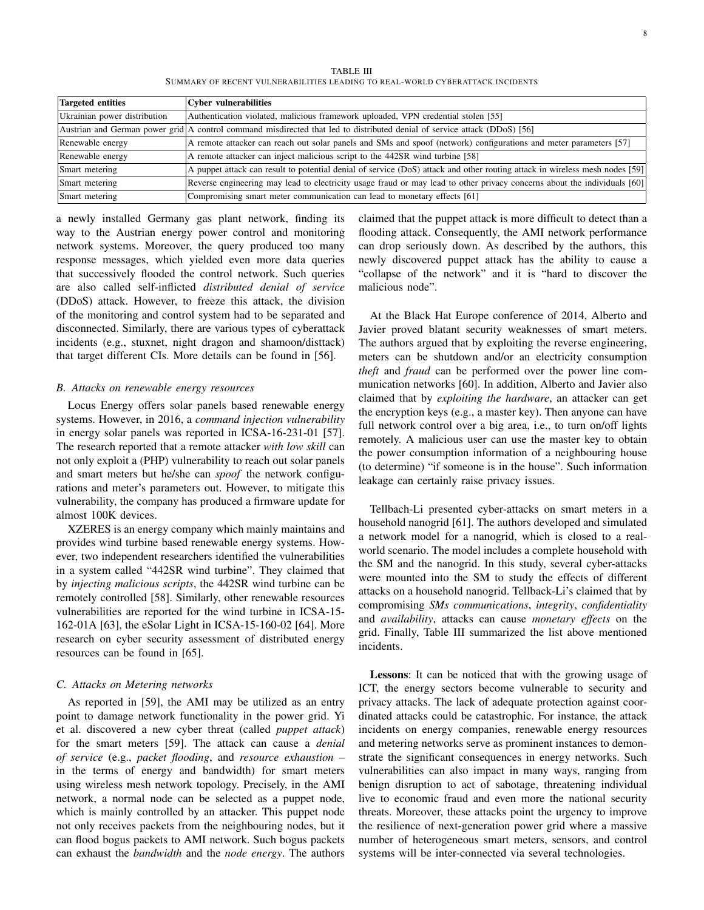TABLE III
SUMMARY OF RECENT VULNERABILITIES LEADING TO REAL-WORLD CYBERATTACK INCIDENTS

| Targeted entities | Cyber vulnerabilities |
| --- | --- |
| Ukrainian power distribution | Authentication violated, malicious framework uploaded, VPN credential stolen [55] |
| Austrian and German power grid | A control command misdirected that led to distributed denial of service attack (DDoS) [56] |
| Renewable energy | A remote attacker can reach out solar panels and SMs and spoof (network) configurations and meter parameters [57] |
| Renewable energy | A remote attacker can inject malicious script to the 442SR wind turbine [58] |
| Smart metering | A puppet attack can result to potential denial of service (DoS) attack and other routing attack in wireless mesh nodes [59] |
| Smart metering | Reverse engineering may lead to electricity usage fraud or may lead to other privacy concerns about the individuals [60] |
| Smart metering | Compromising smart meter communication can lead to monetary effects [61] |

a newly installed Germany gas plant network, finding its way to the Austrian energy power control and monitoring network systems. Moreover, the query produced too many response messages, which yielded even more data queries that successively flooded the control network. Such queries are also called self-inflicted *distributed denial of service* (DDoS) attack. However, to freeze this attack, the division of the monitoring and control system had to be separated and disconnected. Similarly, there are various types of cyberattack incidents (e.g., stuxnet, night dragon and shamoon/disttack) that target different CIs. More details can be found in [56].

### B. Attacks on renewable energy resources

Locus Energy offers solar panels based renewable energy systems. However, in 2016, a *command injection vulnerability* in energy solar panels was reported in ICSA-16-231-01 [57]. The research reported that a remote attacker *with low skill* can not only exploit a (PHP) vulnerability to reach out solar panels and smart meters but he/she can *spoof* the network configurations and meter's parameters out. However, to mitigate this vulnerability, the company has produced a firmware update for almost 100K devices.

XZERES is an energy company which mainly maintains and provides wind turbine based renewable energy systems. However, two independent researchers identified the vulnerabilities in a system called "442SR wind turbine". They claimed that by *injecting malicious scripts*, the 442SR wind turbine can be remotely controlled [58]. Similarly, other renewable resources vulnerabilities are reported for the wind turbine in ICSA-15-162-01A [63], the eSolar Light in ICSA-15-160-02 [64]. More research on cyber security assessment of distributed energy resources can be found in [65].

### C. Attacks on Metering networks

As reported in [59], the AMI may be utilized as an entry point to damage network functionality in the power grid. Yi et al. discovered a new cyber threat (called *puppet attack*) for the smart meters [59]. The attack can cause a *denial of service* (e.g., *packet flooding*, and *resource exhaustion* – in the terms of energy and bandwidth) for smart meters using wireless mesh network topology. Precisely, in the AMI network, a normal node can be selected as a puppet node, which is mainly controlled by an attacker. This puppet node not only receives packets from the neighbouring nodes, but it can flood bogus packets to AMI network. Such bogus packets can exhaust the *bandwidth* and the *node energy*. The authors claimed that the puppet attack is more difficult to detect than a flooding attack. Consequently, the AMI network performance can drop seriously down. As described by the authors, this newly discovered puppet attack has the ability to cause a "collapse of the network" and it is "hard to discover the malicious node".

At the Black Hat Europe conference of 2014, Alberto and Javier proved blatant security weaknesses of smart meters. The authors argued that by exploiting the reverse engineering, meters can be shutdown and/or an electricity consumption *theft* and *fraud* can be performed over the power line communication networks [60]. In addition, Alberto and Javier also claimed that by *exploiting the hardware*, an attacker can get the encryption keys (e.g., a master key). Then anyone can have full network control over a big area, i.e., to turn on/off lights remotely. A malicious user can use the master key to obtain the power consumption information of a neighbouring house (to determine) "if someone is in the house". Such information leakage can certainly raise privacy issues.

Tellbach-Li presented cyber-attacks on smart meters in a household nanogrid [61]. The authors developed and simulated a network model for a nanogrid, which is closed to a real-world scenario. The model includes a complete household with the SM and the nanogrid. In this study, several cyber-attacks were mounted into the SM to study the effects of different attacks on a household nanogrid. Tellback-Li's claimed that by compromising *SMs communications*, *integrity*, *confidentiality* and *availability*, attacks can cause *monetary effects* on the grid. Finally, Table III summarized the list above mentioned incidents.

**Lessons**: It can be noticed that with the growing usage of ICT, the energy sectors become vulnerable to security and privacy attacks. The lack of adequate protection against coordinated attacks could be catastrophic. For instance, the attack incidents on energy companies, renewable energy resources and metering networks serve as prominent instances to demonstrate the significant consequences in energy networks. Such vulnerabilities can also impact in many ways, ranging from benign disruption to act of sabotage, threatening individual live to economic fraud and even more the national security threats. Moreover, these attacks point the urgency to improve the resilience of next-generation power grid where a massive number of heterogeneous smart meters, sensors, and control systems will be inter-connected via several technologies.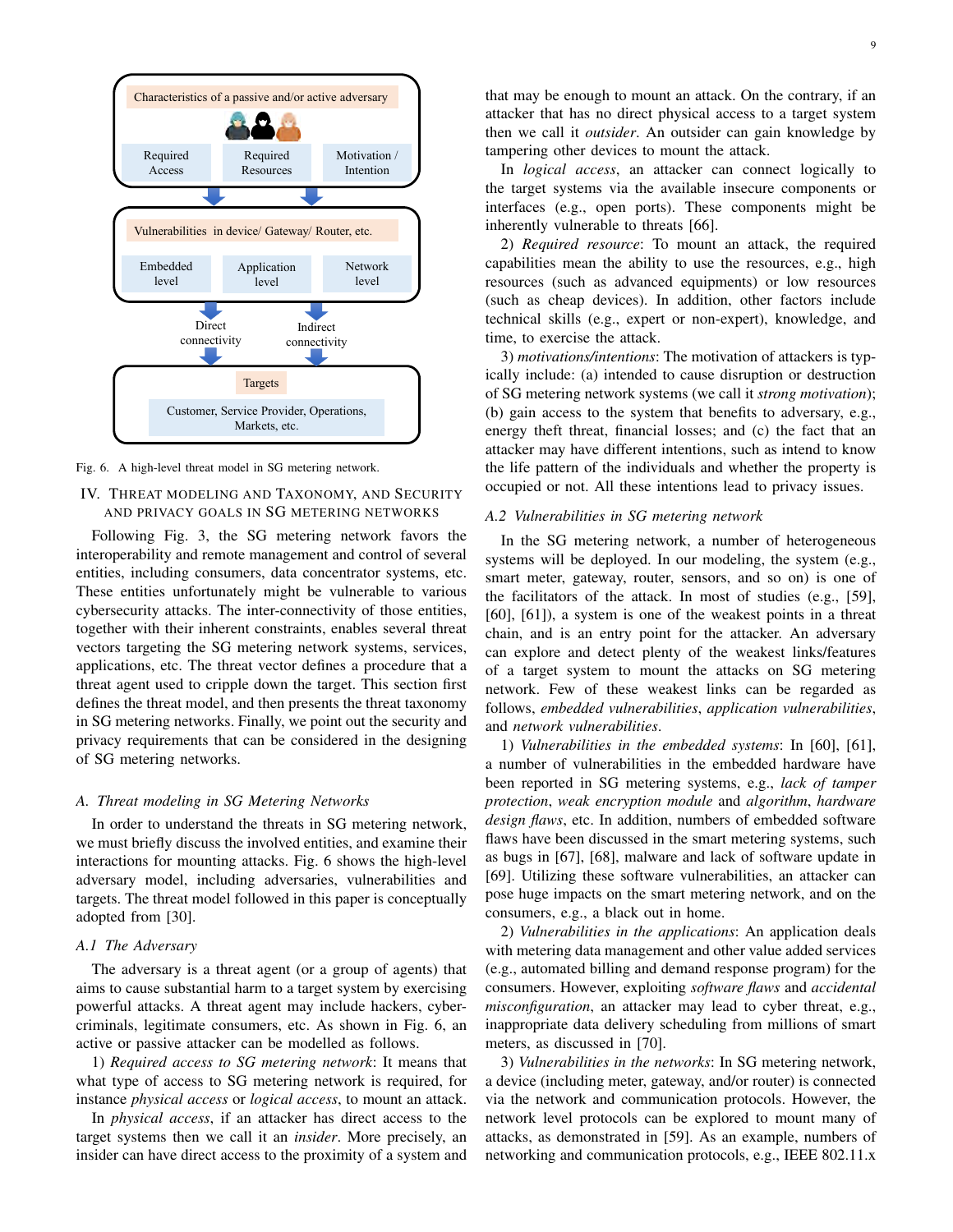Characteristics of a passive and/or active adversary

Required Access | Required Resources | Motivation / Intention

Vulnerabilities in device/ Gateway/ Router, etc.

Embedded level | Application level | Network level

Direct connectivity | Indirect connectivity

Targets

Customer, Service Provider, Operations, Markets, etc.

Fig. 6. A high-level threat model in SG metering network.

## IV. Threat Modeling and Taxonomy, and Security and Privacy Goals in SG Metering Networks

Following Fig. 3, the SG metering network favors the interoperability and remote management and control of several entities, including consumers, data concentrator systems, etc. These entities unfortunately might be vulnerable to various cybersecurity attacks. The inter-connectivity of those entities, together with their inherent constraints, enables several threat vectors targeting the SG metering network systems, services, applications, etc. The threat vector defines a procedure that a threat agent used to cripple down the target. This section first defines the threat model, and then presents the threat taxonomy in SG metering networks. Finally, we point out the security and privacy requirements that can be considered in the designing of SG metering networks.

### A. Threat modeling in SG Metering Networks

In order to understand the threats in SG metering network, we must briefly discuss the involved entities, and examine their interactions for mounting attacks. Fig. 6 shows the high-level adversary model, including adversaries, vulnerabilities and targets. The threat model followed in this paper is conceptually adopted from [30].

#### A.1 The Adversary

The adversary is a threat agent (or a group of agents) that aims to cause substantial harm to a target system by exercising powerful attacks. A threat agent may include hackers, cyber-criminals, legitimate consumers, etc. As shown in Fig. 6, an active or passive attacker can be modelled as follows.

1) *Required access to SG metering network*: It means that what type of access to SG metering network is required, for instance *physical access* or *logical access*, to mount an attack.

In *physical access*, if an attacker has direct access to the target systems then we call it an *insider*. More precisely, an insider can have direct access to the proximity of a system and that may be enough to mount an attack. On the contrary, if an attacker that has no direct physical access to a target system then we call it *outsider*. An outsider can gain knowledge by tampering other devices to mount the attack.

In *logical access*, an attacker can connect logically to the target systems via the available insecure components or interfaces (e.g., open ports). These components might be inherently vulnerable to threats [66].

2) *Required resource*: To mount an attack, the required capabilities mean the ability to use the resources, e.g., high resources (such as advanced equipments) or low resources (such as cheap devices). In addition, other factors include technical skills (e.g., expert or non-expert), knowledge, and time, to exercise the attack.

3) *motivations/intentions*: The motivation of attackers is typically include: (a) intended to cause disruption or destruction of SG metering network systems (we call it *strong motivation*); (b) gain access to the system that benefits to adversary, e.g., energy theft threat, financial losses; and (c) the fact that an attacker may have different intentions, such as intend to know the life pattern of the individuals and whether the property is occupied or not. All these intentions lead to privacy issues.

#### A.2 Vulnerabilities in SG metering network

In the SG metering network, a number of heterogeneous systems will be deployed. In our modeling, the system (e.g., smart meter, gateway, router, sensors, and so on) is one of the facilitators of the attack. In most of studies (e.g., [59], [60], [61]), a system is one of the weakest points in a threat chain, and is an entry point for the attacker. An adversary can explore and detect plenty of the weakest links/features of a target system to mount the attacks on SG metering network. Few of these weakest links can be regarded as follows, *embedded vulnerabilities*, *application vulnerabilities*, and *network vulnerabilities*.

1) *Vulnerabilities in the embedded systems*: In [60], [61], a number of vulnerabilities in the embedded hardware have been reported in SG metering systems, e.g., *lack of tamper protection*, *weak encryption module* and *algorithm*, *hardware design flaws*, etc. In addition, numbers of embedded software flaws have been discussed in the smart metering systems, such as bugs in [67], [68], malware and lack of software update in [69]. Utilizing these software vulnerabilities, an attacker can pose huge impacts on the smart metering network, and on the consumers, e.g., a black out in home.

2) *Vulnerabilities in the applications*: An application deals with metering data management and other value added services (e.g., automated billing and demand response program) for the consumers. However, exploiting *software flaws* and *accidental misconfiguration*, an attacker may lead to cyber threat, e.g., inappropriate data delivery scheduling from millions of smart meters, as discussed in [70].

3) *Vulnerabilities in the networks*: In SG metering network, a device (including meter, gateway, and/or router) is connected via the network and communication protocols. However, the network level protocols can be explored to mount many of attacks, as demonstrated in [59]. As an example, numbers of networking and communication protocols, e.g., IEEE 802.11.x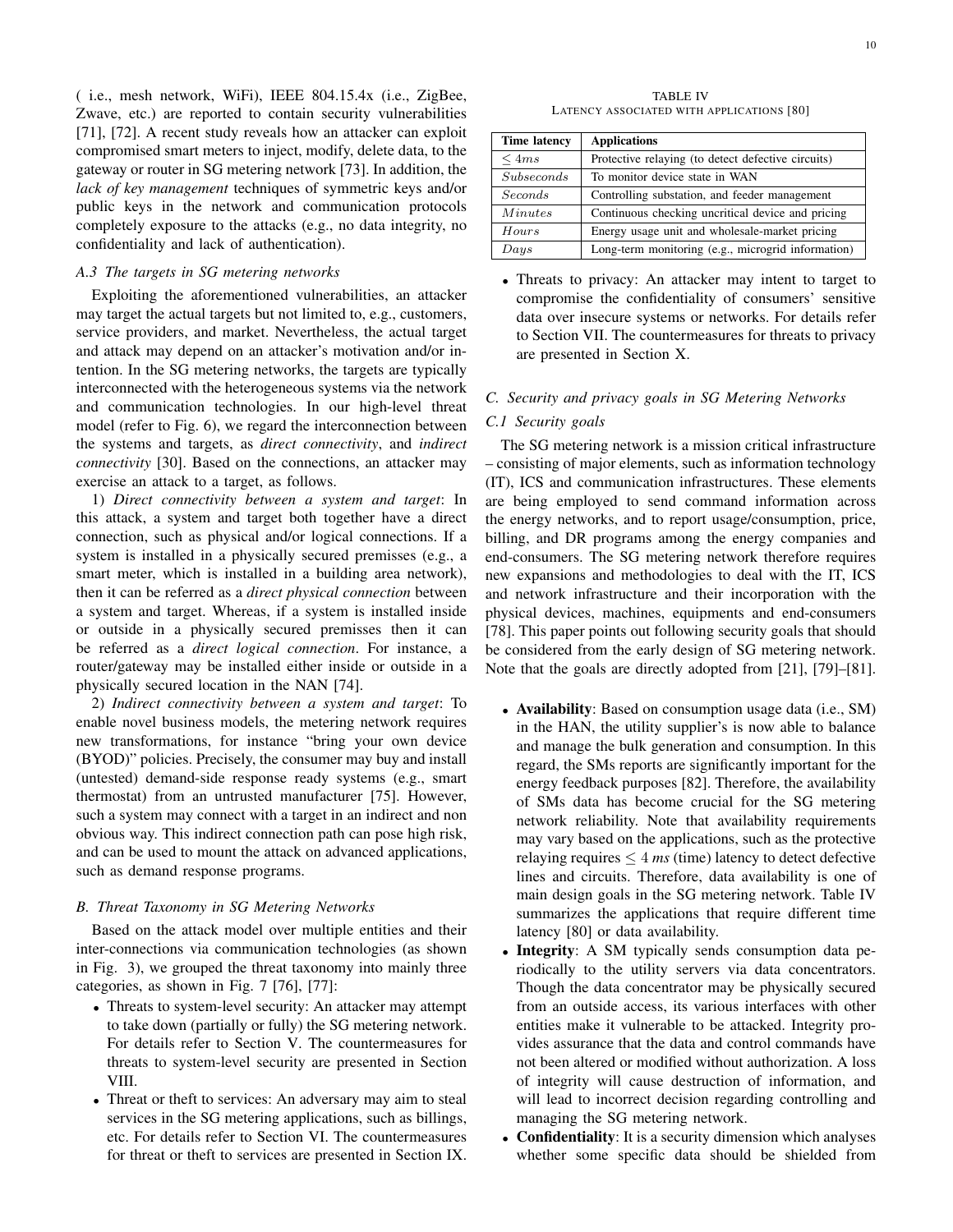( i.e., mesh network, WiFi), IEEE 804.15.4x (i.e., ZigBee, Zwave, etc.) are reported to contain security vulnerabilities [71], [72]. A recent study reveals how an attacker can exploit compromised smart meters to inject, modify, delete data, to the gateway or router in SG metering network [73]. In addition, the *lack of key management* techniques of symmetric keys and/or public keys in the network and communication protocols completely exposure to the attacks (e.g., no data integrity, no confidentiality and lack of authentication).

### *A.3 The targets in SG metering networks*

Exploiting the aforementioned vulnerabilities, an attacker may target the actual targets but not limited to, e.g., customers, service providers, and market. Nevertheless, the actual target and attack may depend on an attacker's motivation and/or intention. In the SG metering networks, the targets are typically interconnected with the heterogeneous systems via the network and communication technologies. In our high-level threat model (refer to Fig. 6), we regard the interconnection between the systems and targets, as *direct connectivity*, and *indirect connectivity* [30]. Based on the connections, an attacker may exercise an attack to a target, as follows.

1) *Direct connectivity between a system and target*: In this attack, a system and target both together have a direct connection, such as physical and/or logical connections. If a system is installed in a physically secured premisses (e.g., a smart meter, which is installed in a building area network), then it can be referred as a *direct physical connection* between a system and target. Whereas, if a system is installed inside or outside in a physically secured premisses then it can be referred as a *direct logical connection*. For instance, a router/gateway may be installed either inside or outside in a physically secured location in the NAN [74].

2) *Indirect connectivity between a system and target*: To enable novel business models, the metering network requires new transformations, for instance "bring your own device (BYOD)" policies. Precisely, the consumer may buy and install (untested) demand-side response ready systems (e.g., smart thermostat) from an untrusted manufacturer [75]. However, such a system may connect with a target in an indirect and non obvious way. This indirect connection path can pose high risk, and can be used to mount the attack on advanced applications, such as demand response programs.

## *B. Threat Taxonomy in SG Metering Networks*

Based on the attack model over multiple entities and their inter-connections via communication technologies (as shown in Fig. 3), we grouped the threat taxonomy into mainly three categories, as shown in Fig. 7 [76], [77]:

- Threats to system-level security: An attacker may attempt to take down (partially or fully) the SG metering network. For details refer to Section V. The countermeasures for threats to system-level security are presented in Section VIII.
- Threat or theft to services: An adversary may aim to steal services in the SG metering applications, such as billings, etc. For details refer to Section VI. The countermeasures for threat or theft to services are presented in Section IX.
- Threats to privacy: An attacker may intent to target to compromise the confidentiality of consumers' sensitive data over insecure systems or networks. For details refer to Section VII. The countermeasures for threats to privacy are presented in Section X.

TABLE IV
LATENCY ASSOCIATED WITH APPLICATIONS [80]

| Time latency | Applications |
|---|---|
| $\leq 4ms$ | Protective relaying (to detect defective circuits) |
| $Subseconds$ | To monitor device state in WAN |
| $Seconds$ | Controlling substation, and feeder management |
| $Minutes$ | Continuous checking uncritical device and pricing |
| $Hours$ | Energy usage unit and wholesale-market pricing |
| $Days$ | Long-term monitoring (e.g., microgrid information) |

## *C. Security and privacy goals in SG Metering Networks*

### *C.1 Security goals*

The SG metering network is a mission critical infrastructure – consisting of major elements, such as information technology (IT), ICS and communication infrastructures. These elements are being employed to send command information across the energy networks, and to report usage/consumption, price, billing, and DR programs among the energy companies and end-consumers. The SG metering network therefore requires new expansions and methodologies to deal with the IT, ICS and network infrastructure and their incorporation with the physical devices, machines, equipments and end-consumers [78]. This paper points out following security goals that should be considered from the early design of SG metering network. Note that the goals are directly adopted from [21], [79]–[81].

- **Availability**: Based on consumption usage data (i.e., SM) in the HAN, the utility supplier's is now able to balance and manage the bulk generation and consumption. In this regard, the SMs reports are significantly important for the energy feedback purposes [82]. Therefore, the availability of SMs data has become crucial for the SG metering network reliability. Note that availability requirements may vary based on the applications, such as the protective relaying requires $\leq 4$ *ms* (time) latency to detect defective lines and circuits. Therefore, data availability is one of main design goals in the SG metering network. Table IV summarizes the applications that require different time latency [80] or data availability.
- **Integrity**: A SM typically sends consumption data periodically to the utility servers via data concentrators. Though the data concentrator may be physically secured from an outside access, its various interfaces with other entities make it vulnerable to be attacked. Integrity provides assurance that the data and control commands have not been altered or modified without authorization. A loss of integrity will cause destruction of information, and will lead to incorrect decision regarding controlling and managing the SG metering network.
- **Confidentiality**: It is a security dimension which analyses whether some specific data should be shielded from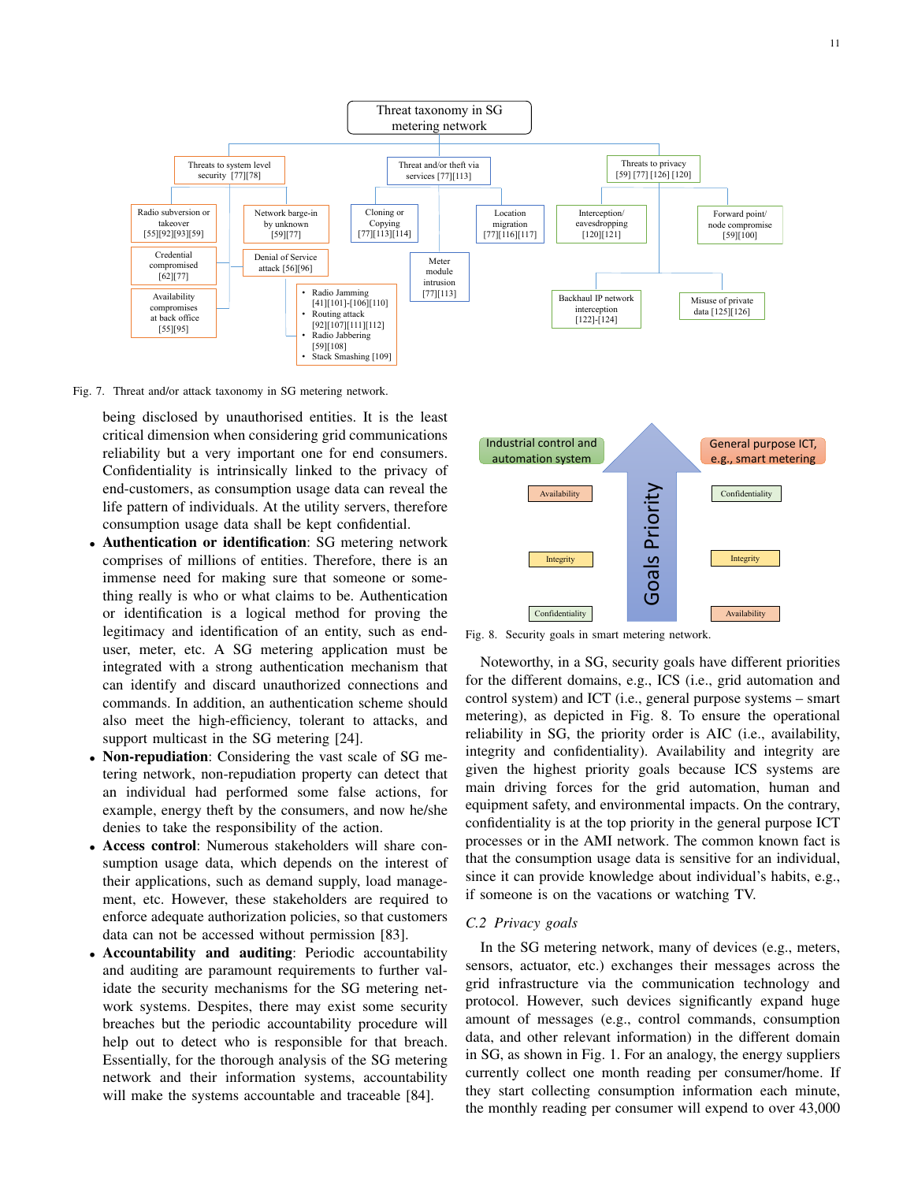Fig. 7. Threat and/or attack taxonomy in SG metering network.

being disclosed by unauthorised entities. It is the least critical dimension when considering grid communications reliability but a very important one for end consumers. Confidentiality is intrinsically linked to the privacy of end-customers, as consumption usage data can reveal the life pattern of individuals. At the utility servers, therefore consumption usage data shall be kept confidential.

- **Authentication or identification**: SG metering network comprises of millions of entities. Therefore, there is an immense need for making sure that someone or something really is who or what claims to be. Authentication or identification is a logical method for proving the legitimacy and identification of an entity, such as end-user, meter, etc. A SG metering application must be integrated with a strong authentication mechanism that can identify and discard unauthorized connections and commands. In addition, an authentication scheme should also meet the high-efficiency, tolerant to attacks, and support multicast in the SG metering [24].
- **Non-repudiation**: Considering the vast scale of SG metering network, non-repudiation property can detect that an individual had performed some false actions, for example, energy theft by the consumers, and now he/she denies to take the responsibility of the action.
- **Access control**: Numerous stakeholders will share consumption usage data, which depends on the interest of their applications, such as demand supply, load management, etc. However, these stakeholders are required to enforce adequate authorization policies, so that customers data can not be accessed without permission [83].
- **Accountability and auditing**: Periodic accountability and auditing are paramount requirements to further validate the security mechanisms for the SG metering network systems. Despites, there may exist some security breaches but the periodic accountability procedure will help out to detect who is responsible for that breach. Essentially, for the thorough analysis of the SG metering network and their information systems, accountability will make the systems accountable and traceable [84].

Fig. 8. Security goals in smart metering network.

Noteworthy, in a SG, security goals have different priorities for the different domains, e.g., ICS (i.e., grid automation and control system) and ICT (i.e., general purpose systems – smart metering), as depicted in Fig. 8. To ensure the operational reliability in SG, the priority order is AIC (i.e., availability, integrity and confidentiality). Availability and integrity are given the highest priority goals because ICS systems are main driving forces for the grid automation, human and equipment safety, and environmental impacts. On the contrary, confidentiality is at the top priority in the general purpose ICT processes or in the AMI network. The common known fact is that the consumption usage data is sensitive for an individual, since it can provide knowledge about individual's habits, e.g., if someone is on the vacations or watching TV.

### C.2 Privacy goals

In the SG metering network, many of devices (e.g., meters, sensors, actuator, etc.) exchanges their messages across the grid infrastructure via the communication technology and protocol. However, such devices significantly expand huge amount of messages (e.g., control commands, consumption data, and other relevant information) in the different domain in SG, as shown in Fig. 1. For an analogy, the energy suppliers currently collect one month reading per consumer/home. If they start collecting consumption information each minute, the monthly reading per consumer will expend to over 43,000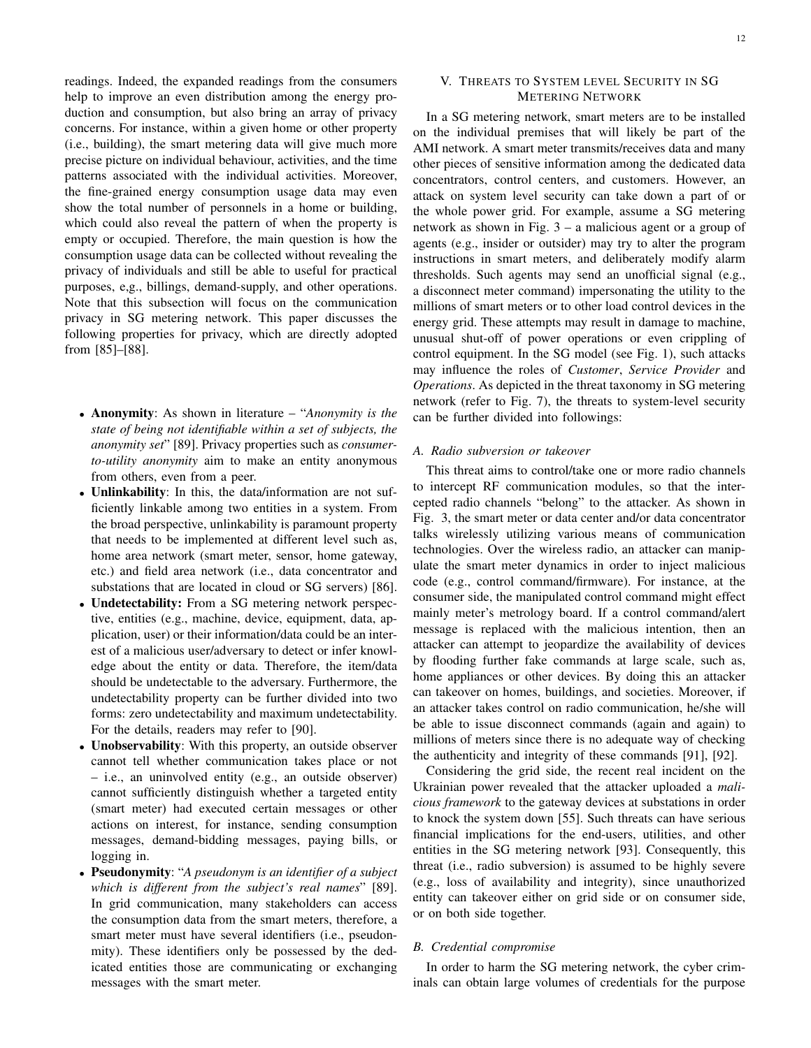readings. Indeed, the expanded readings from the consumers help to improve an even distribution among the energy production and consumption, but also bring an array of privacy concerns. For instance, within a given home or other property (i.e., building), the smart metering data will give much more precise picture on individual behaviour, activities, and the time patterns associated with the individual activities. Moreover, the fine-grained energy consumption usage data may even show the total number of personnels in a home or building, which could also reveal the pattern of when the property is empty or occupied. Therefore, the main question is how the consumption usage data can be collected without revealing the privacy of individuals and still be able to useful for practical purposes, e,g., billings, demand-supply, and other operations. Note that this subsection will focus on the communication privacy in SG metering network. This paper discusses the following properties for privacy, which are directly adopted from [85]–[88].

- **Anonymity**: As shown in literature – "*Anonymity is the state of being not identifiable within a set of subjects, the anonymity set*" [89]. Privacy properties such as *consumer-to-utility anonymity* aim to make an entity anonymous from others, even from a peer.
- **Unlinkability**: In this, the data/information are not sufficiently linkable among two entities in a system. From the broad perspective, unlinkability is paramount property that needs to be implemented at different level such as, home area network (smart meter, sensor, home gateway, etc.) and field area network (i.e., data concentrator and substations that are located in cloud or SG servers) [86].
- **Undetectability:** From a SG metering network perspective, entities (e.g., machine, device, equipment, data, application, user) or their information/data could be an interest of a malicious user/adversary to detect or infer knowledge about the entity or data. Therefore, the item/data should be undetectable to the adversary. Furthermore, the undetectability property can be further divided into two forms: zero undetectability and maximum undetectability. For the details, readers may refer to [90].
- **Unobservability**: With this property, an outside observer cannot tell whether communication takes place or not – i.e., an uninvolved entity (e.g., an outside observer) cannot sufficiently distinguish whether a targeted entity (smart meter) had executed certain messages or other actions on interest, for instance, sending consumption messages, demand-bidding messages, paying bills, or logging in.
- **Pseudonymity**: "*A pseudonym is an identifier of a subject which is different from the subject's real names*" [89]. In grid communication, many stakeholders can access the consumption data from the smart meters, therefore, a smart meter must have several identifiers (i.e., pseudonmity). These identifiers only be possessed by the dedicated entities those are communicating or exchanging messages with the smart meter.

## V. Threats to System level Security in SG Metering Network

In a SG metering network, smart meters are to be installed on the individual premises that will likely be part of the AMI network. A smart meter transmits/receives data and many other pieces of sensitive information among the dedicated data concentrators, control centers, and customers. However, an attack on system level security can take down a part of or the whole power grid. For example, assume a SG metering network as shown in Fig. 3 – a malicious agent or a group of agents (e.g., insider or outsider) may try to alter the program instructions in smart meters, and deliberately modify alarm thresholds. Such agents may send an unofficial signal (e.g., a disconnect meter command) impersonating the utility to the millions of smart meters or to other load control devices in the energy grid. These attempts may result in damage to machine, unusual shut-off of power operations or even crippling of control equipment. In the SG model (see Fig. 1), such attacks may influence the roles of *Customer*, *Service Provider* and *Operations*. As depicted in the threat taxonomy in SG metering network (refer to Fig. 7), the threats to system-level security can be further divided into followings:

### A. Radio subversion or takeover

This threat aims to control/take one or more radio channels to intercept RF communication modules, so that the intercepted radio channels "belong" to the attacker. As shown in Fig. 3, the smart meter or data center and/or data concentrator talks wirelessly utilizing various means of communication technologies. Over the wireless radio, an attacker can manipulate the smart meter dynamics in order to inject malicious code (e.g., control command/firmware). For instance, at the consumer side, the manipulated control command might effect mainly meter's metrology board. If a control command/alert message is replaced with the malicious intention, then an attacker can attempt to jeopardize the availability of devices by flooding further fake commands at large scale, such as, home appliances or other devices. By doing this an attacker can takeover on homes, buildings, and societies. Moreover, if an attacker takes control on radio communication, he/she will be able to issue disconnect commands (again and again) to millions of meters since there is no adequate way of checking the authenticity and integrity of these commands [91], [92].

Considering the grid side, the recent real incident on the Ukrainian power revealed that the attacker uploaded a *malicious framework* to the gateway devices at substations in order to knock the system down [55]. Such threats can have serious financial implications for the end-users, utilities, and other entities in the SG metering network [93]. Consequently, this threat (i.e., radio subversion) is assumed to be highly severe (e.g., loss of availability and integrity), since unauthorized entity can takeover either on grid side or on consumer side, or on both side together.

### B. Credential compromise

In order to harm the SG metering network, the cyber criminals can obtain large volumes of credentials for the purpose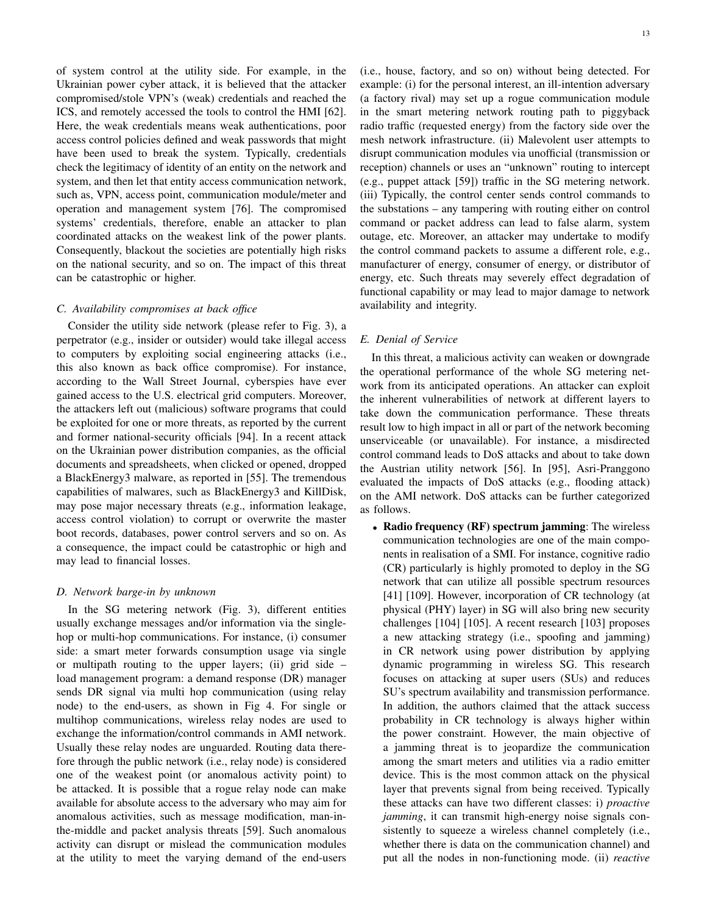of system control at the utility side. For example, in the Ukrainian power cyber attack, it is believed that the attacker compromised/stole VPN's (weak) credentials and reached the ICS, and remotely accessed the tools to control the HMI [62]. Here, the weak credentials means weak authentications, poor access control policies defined and weak passwords that might have been used to break the system. Typically, credentials check the legitimacy of identity of an entity on the network and system, and then let that entity access communication network, such as, VPN, access point, communication module/meter and operation and management system [76]. The compromised systems' credentials, therefore, enable an attacker to plan coordinated attacks on the weakest link of the power plants. Consequently, blackout the societies are potentially high risks on the national security, and so on. The impact of this threat can be catastrophic or higher.

### C. Availability compromises at back office

Consider the utility side network (please refer to Fig. 3), a perpetrator (e.g., insider or outsider) would take illegal access to computers by exploiting social engineering attacks (i.e., this also known as back office compromise). For instance, according to the Wall Street Journal, cyberspies have ever gained access to the U.S. electrical grid computers. Moreover, the attackers left out (malicious) software programs that could be exploited for one or more threats, as reported by the current and former national-security officials [94]. In a recent attack on the Ukrainian power distribution companies, as the official documents and spreadsheets, when clicked or opened, dropped a BlackEnergy3 malware, as reported in [55]. The tremendous capabilities of malwares, such as BlackEnergy3 and KillDisk, may pose major necessary threats (e.g., information leakage, access control violation) to corrupt or overwrite the master boot records, databases, power control servers and so on. As a consequence, the impact could be catastrophic or high and may lead to financial losses.

### D. Network barge-in by unknown

In the SG metering network (Fig. 3), different entities usually exchange messages and/or information via the single-hop or multi-hop communications. For instance, (i) consumer side: a smart meter forwards consumption usage via single or multipath routing to the upper layers; (ii) grid side – load management program: a demand response (DR) manager sends DR signal via multi hop communication (using relay node) to the end-users, as shown in Fig 4. For single or multihop communications, wireless relay nodes are used to exchange the information/control commands in AMI network. Usually these relay nodes are unguarded. Routing data therefore through the public network (i.e., relay node) is considered one of the weakest point (or anomalous activity point) to be attacked. It is possible that a rogue relay node can make available for absolute access to the adversary who may aim for anomalous activities, such as message modification, man-in-the-middle and packet analysis threats [59]. Such anomalous activity can disrupt or mislead the communication modules at the utility to meet the varying demand of the end-users (i.e., house, factory, and so on) without being detected. For example: (i) for the personal interest, an ill-intention adversary (a factory rival) may set up a rogue communication module in the smart metering network routing path to piggyback radio traffic (requested energy) from the factory side over the mesh network infrastructure. (ii) Malevolent user attempts to disrupt communication modules via unofficial (transmission or reception) channels or uses an "unknown" routing to intercept (e.g., puppet attack [59]) traffic in the SG metering network. (iii) Typically, the control center sends control commands to the substations – any tampering with routing either on control command or packet address can lead to false alarm, system outage, etc. Moreover, an attacker may undertake to modify the control command packets to assume a different role, e.g., manufacturer of energy, consumer of energy, or distributor of energy, etc. Such threats may severely effect degradation of functional capability or may lead to major damage to network availability and integrity.

### E. Denial of Service

In this threat, a malicious activity can weaken or downgrade the operational performance of the whole SG metering network from its anticipated operations. An attacker can exploit the inherent vulnerabilities of network at different layers to take down the communication performance. These threats result low to high impact in all or part of the network becoming unserviceable (or unavailable). For instance, a misdirected control command leads to DoS attacks and about to take down the Austrian utility network [56]. In [95], Asri-Pranggono evaluated the impacts of DoS attacks (e.g., flooding attack) on the AMI network. DoS attacks can be further categorized as follows.

- **Radio frequency (RF) spectrum jamming**: The wireless communication technologies are one of the main components in realisation of a SMI. For instance, cognitive radio (CR) particularly is highly promoted to deploy in the SG network that can utilize all possible spectrum resources [41] [109]. However, incorporation of CR technology (at physical (PHY) layer) in SG will also bring new security challenges [104] [105]. A recent research [103] proposes a new attacking strategy (i.e., spoofing and jamming) in CR network using power distribution by applying dynamic programming in wireless SG. This research focuses on attacking at super users (SUs) and reduces SU's spectrum availability and transmission performance. In addition, the authors claimed that the attack success probability in CR technology is always higher within the power constraint. However, the main objective of a jamming threat is to jeopardize the communication among the smart meters and utilities via a radio emitter device. This is the most common attack on the physical layer that prevents signal from being received. Typically these attacks can have two different classes: i) *proactive jamming*, it can transmit high-energy noise signals consistently to squeeze a wireless channel completely (i.e., whether there is data on the communication channel) and put all the nodes in non-functioning mode. (ii) *reactive*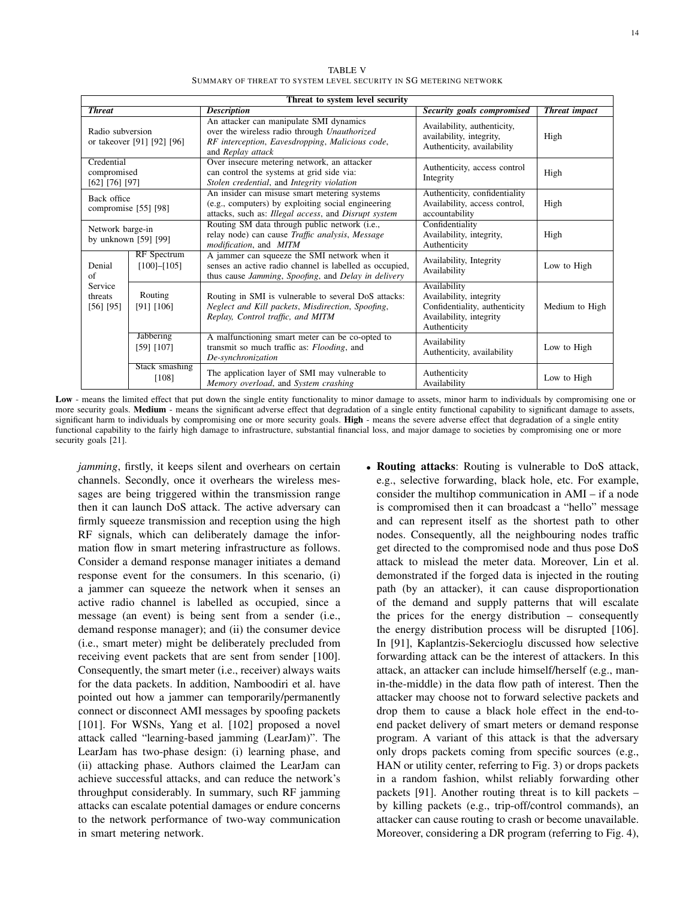TABLE V

SUMMARY OF THREAT TO SYSTEM LEVEL SECURITY IN SG METERING NETWORK

| Threat to system level security | | | | |
|---|---|---|---|---|
| ***Threat*** | | ***Description*** | ***Security goals compromised*** | ***Threat impact*** |
| Radio subversion or takeover [91] [92] [96] | | An attacker can manipulate SMI dynamics over the wireless radio through *Unauthorized RF interception*, *Eavesdropping*, *Malicious code*, and *Replay attack* | Availability, authenticity, availability, integrity, Authenticity, availability | High |
| Credential compromised [62] [76] [97] | | Over insecure metering network, an attacker can control the systems at grid side via: *Stolen credential*, and *Integrity violation* | Authenticity, access control Integrity | High |
| Back office compromise [55] [98] | | An insider can misuse smart metering systems (e.g., computers) by exploiting social engineering attacks, such as: *Illegal access*, and *Disrupt system* | Authenticity, confidentiality Availability, access control, accountability | High |
| Network barge-in by unknown [59] [99] | | Routing SM data through public network (i.e., relay node) can cause *Traffic analysis*, *Message modification*, and *MITM* | Confidentiality Availability, integrity, Authenticity | High |
| Denial of Service threats [56] [95] | RF Spectrum [100]–[105] | A jammer can squeeze the SMI network when it senses an active radio channel is labelled as occupied, thus cause *Jamming*, *Spoofing*, and *Delay in delivery* | Availability, Integrity Availability | Low to High |
| | Routing [91] [106] | Routing in SMI is vulnerable to several DoS attacks: *Neglect and Kill packets*, *Misdirection*, *Spoofing*, *Replay, Control traffic, and MITM* | Availability Availability, integrity Confidentiality, authenticity Availability, integrity Authenticity | Medium to High |
| | Jabbering [59] [107] | A malfunctioning smart meter can be co-opted to transmit so much traffic as: *Flooding*, and *De-synchronization* | Availability Authenticity, availability | Low to High |
| | Stack smashing [108] | The application layer of SMI may vulnerable to *Memory overload*, and *System crashing* | Authenticity Availability | Low to High |

**Low** - means the limited effect that put down the single entity functionality to minor damage to assets, minor harm to individuals by compromising one or more security goals. **Medium** - means the significant adverse effect that degradation of a single entity functional capability to significant damage to assets, significant harm to individuals by compromising one or more security goals. **High** - means the severe adverse effect that degradation of a single entity functional capability to the fairly high damage to infrastructure, substantial financial loss, and major damage to societies by compromising one or more security goals [21].

*jamming*, firstly, it keeps silent and overhears on certain channels. Secondly, once it overhears the wireless messages are being triggered within the transmission range then it can launch DoS attack. The active adversary can firmly squeeze transmission and reception using the high RF signals, which can deliberately damage the information flow in smart metering infrastructure as follows. Consider a demand response manager initiates a demand response event for the consumers. In this scenario, (i) a jammer can squeeze the network when it senses an active radio channel is labelled as occupied, since a message (an event) is being sent from a sender (i.e., demand response manager); and (ii) the consumer device (i.e., smart meter) might be deliberately precluded from receiving event packets that are sent from sender [100]. Consequently, the smart meter (i.e., receiver) always waits for the data packets. In addition, Namboodiri et al. have pointed out how a jammer can temporarily/permanently connect or disconnect AMI messages by spoofing packets [101]. For WSNs, Yang et al. [102] proposed a novel attack called "learning-based jamming (LearJam)". The LearJam has two-phase design: (i) learning phase, and (ii) attacking phase. Authors claimed the LearJam can achieve successful attacks, and can reduce the network's throughput considerably. In summary, such RF jamming attacks can escalate potential damages or endure concerns to the network performance of two-way communication in smart metering network.

- **Routing attacks**: Routing is vulnerable to DoS attack, e.g., selective forwarding, black hole, etc. For example, consider the multihop communication in AMI – if a node is compromised then it can broadcast a "hello" message and can represent itself as the shortest path to other nodes. Consequently, all the neighbouring nodes traffic get directed to the compromised node and thus pose DoS attack to mislead the meter data. Moreover, Lin et al. demonstrated if the forged data is injected in the routing path (by an attacker), it can cause disproportionation of the demand and supply patterns that will escalate the prices for the energy distribution – consequently the energy distribution process will be disrupted [106]. In [91], Kaplantzis-Sekercioglu discussed how selective forwarding attack can be the interest of attackers. In this attack, an attacker can include himself/herself (e.g., man-in-the-middle) in the data flow path of interest. Then the attacker may choose not to forward selective packets and drop them to cause a black hole effect in the end-to-end packet delivery of smart meters or demand response program. A variant of this attack is that the adversary only drops packets coming from specific sources (e.g., HAN or utility center, referring to Fig. 3) or drops packets in a random fashion, whilst reliably forwarding other packets [91]. Another routing threat is to kill packets – by killing packets (e.g., trip-off/control commands), an attacker can cause routing to crash or become unavailable. Moreover, considering a DR program (referring to Fig. 4),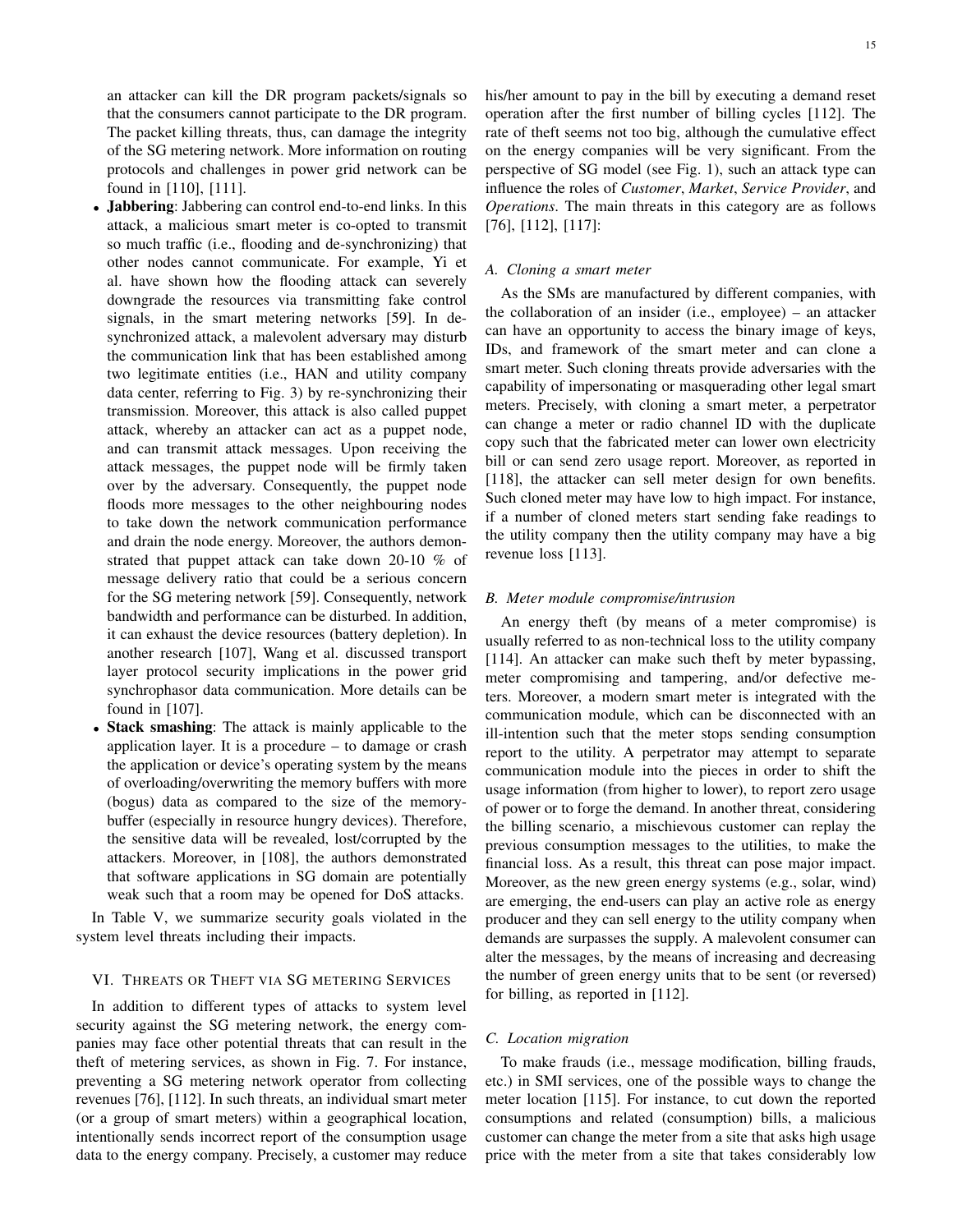an attacker can kill the DR program packets/signals so that the consumers cannot participate to the DR program. The packet killing threats, thus, can damage the integrity of the SG metering network. More information on routing protocols and challenges in power grid network can be found in [110], [111].

- **Jabbering**: Jabbering can control end-to-end links. In this attack, a malicious smart meter is co-opted to transmit so much traffic (i.e., flooding and de-synchronizing) that other nodes cannot communicate. For example, Yi et al. have shown how the flooding attack can severely downgrade the resources via transmitting fake control signals, in the smart metering networks [59]. In de-synchronized attack, a malevolent adversary may disturb the communication link that has been established among two legitimate entities (i.e., HAN and utility company data center, referring to Fig. 3) by re-synchronizing their transmission. Moreover, this attack is also called puppet attack, whereby an attacker can act as a puppet node, and can transmit attack messages. Upon receiving the attack messages, the puppet node will be firmly taken over by the adversary. Consequently, the puppet node floods more messages to the other neighbouring nodes to take down the network communication performance and drain the node energy. Moreover, the authors demonstrated that puppet attack can take down 20-10 % of message delivery ratio that could be a serious concern for the SG metering network [59]. Consequently, network bandwidth and performance can be disturbed. In addition, it can exhaust the device resources (battery depletion). In another research [107], Wang et al. discussed transport layer protocol security implications in the power grid synchrophasor data communication. More details can be found in [107].
- **Stack smashing**: The attack is mainly applicable to the application layer. It is a procedure – to damage or crash the application or device's operating system by the means of overloading/overwriting the memory buffers with more (bogus) data as compared to the size of the memory-buffer (especially in resource hungry devices). Therefore, the sensitive data will be revealed, lost/corrupted by the attackers. Moreover, in [108], the authors demonstrated that software applications in SG domain are potentially weak such that a room may be opened for DoS attacks.

In Table V, we summarize security goals violated in the system level threats including their impacts.

## VI. Threats or Theft via SG metering Services

In addition to different types of attacks to system level security against the SG metering network, the energy companies may face other potential threats that can result in the theft of metering services, as shown in Fig. 7. For instance, preventing a SG metering network operator from collecting revenues [76], [112]. In such threats, an individual smart meter (or a group of smart meters) within a geographical location, intentionally sends incorrect report of the consumption usage data to the energy company. Precisely, a customer may reduce his/her amount to pay in the bill by executing a demand reset operation after the first number of billing cycles [112]. The rate of theft seems not too big, although the cumulative effect on the energy companies will be very significant. From the perspective of SG model (see Fig. 1), such an attack type can influence the roles of *Customer*, *Market*, *Service Provider*, and *Operations*. The main threats in this category are as follows [76], [112], [117]:

### A. Cloning a smart meter

As the SMs are manufactured by different companies, with the collaboration of an insider (i.e., employee) – an attacker can have an opportunity to access the binary image of keys, IDs, and framework of the smart meter and can clone a smart meter. Such cloning threats provide adversaries with the capability of impersonating or masquerading other legal smart meters. Precisely, with cloning a smart meter, a perpetrator can change a meter or radio channel ID with the duplicate copy such that the fabricated meter can lower own electricity bill or can send zero usage report. Moreover, as reported in [118], the attacker can sell meter design for own benefits. Such cloned meter may have low to high impact. For instance, if a number of cloned meters start sending fake readings to the utility company then the utility company may have a big revenue loss [113].

### B. Meter module compromise/intrusion

An energy theft (by means of a meter compromise) is usually referred to as non-technical loss to the utility company [114]. An attacker can make such theft by meter bypassing, meter compromising and tampering, and/or defective meters. Moreover, a modern smart meter is integrated with the communication module, which can be disconnected with an ill-intention such that the meter stops sending consumption report to the utility. A perpetrator may attempt to separate communication module into the pieces in order to shift the usage information (from higher to lower), to report zero usage of power or to forge the demand. In another threat, considering the billing scenario, a mischievous customer can replay the previous consumption messages to the utilities, to make the financial loss. As a result, this threat can pose major impact. Moreover, as the new green energy systems (e.g., solar, wind) are emerging, the end-users can play an active role as energy producer and they can sell energy to the utility company when demands are surpasses the supply. A malevolent consumer can alter the messages, by the means of increasing and decreasing the number of green energy units that to be sent (or reversed) for billing, as reported in [112].

### C. Location migration

To make frauds (i.e., message modification, billing frauds, etc.) in SMI services, one of the possible ways to change the meter location [115]. For instance, to cut down the reported consumptions and related (consumption) bills, a malicious customer can change the meter from a site that asks high usage price with the meter from a site that takes considerably low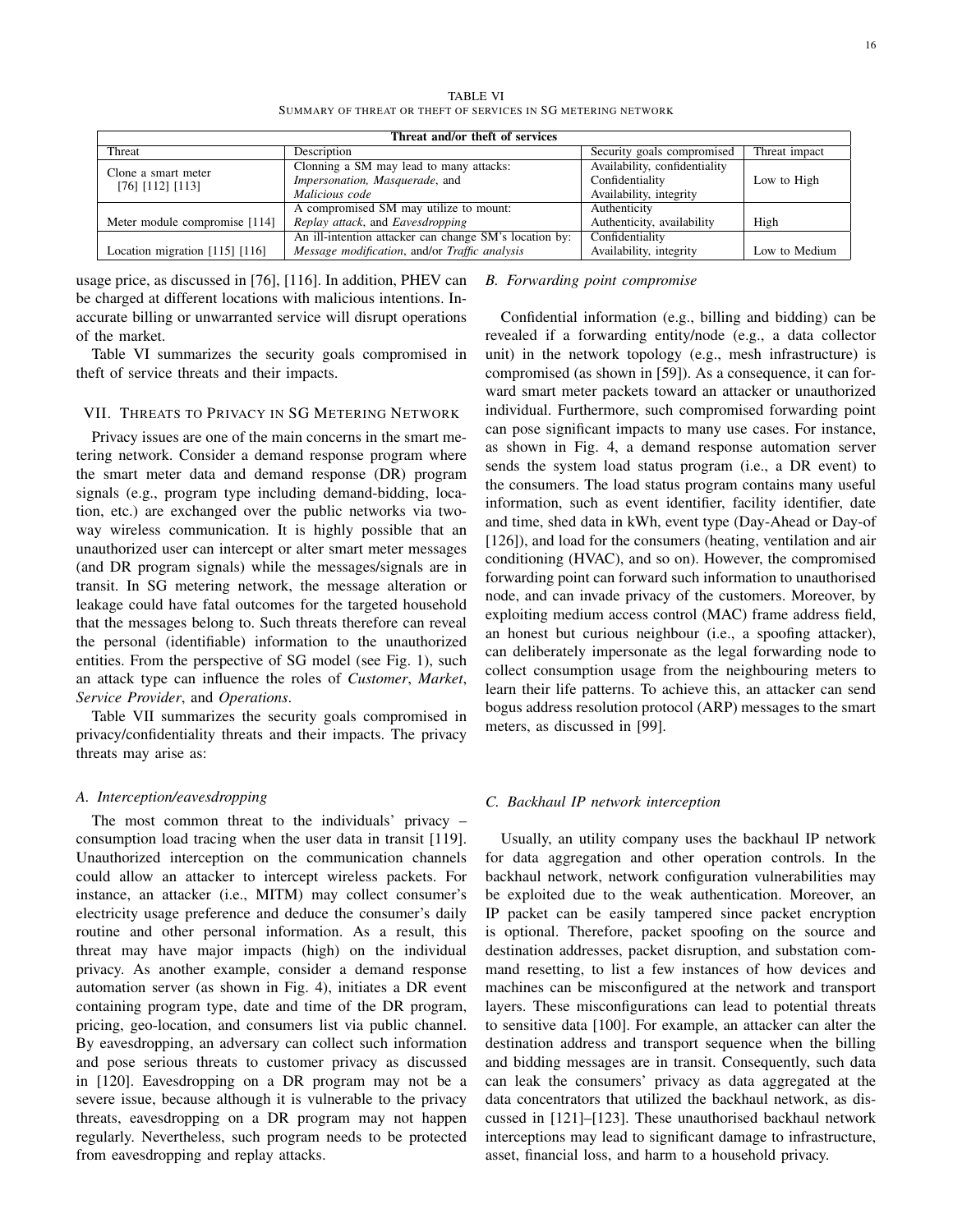TABLE VI
SUMMARY OF THREAT OR THEFT OF SERVICES IN SG METERING NETWORK

| Threat and/or theft of services | | | |
|---|---|---|---|
| Threat | Description | Security goals compromised | Threat impact |
| Clone a smart meter [76] [112] [113] | Clonning a SM may lead to many attacks: *Impersonation, Masquerade*, and *Malicious code* | Availability, confidentiality Confidentiality Availability, integrity | Low to High |
| Meter module compromise [114] | A compromised SM may utilize to mount: *Replay attack*, and *Eavesdropping* | Authenticity Authenticity, availability | High |
| Location migration [115] [116] | An ill-intention attacker can change SM's location by: *Message modification*, and/or *Traffic analysis* | Confidentiality Availability, integrity | Low to Medium |

usage price, as discussed in [76], [116]. In addition, PHEV can be charged at different locations with malicious intentions. Inaccurate billing or unwarranted service will disrupt operations of the market.

Table VI summarizes the security goals compromised in theft of service threats and their impacts.

## VII. THREATS TO PRIVACY IN SG METERING NETWORK

Privacy issues are one of the main concerns in the smart metering network. Consider a demand response program where the smart meter data and demand response (DR) program signals (e.g., program type including demand-bidding, location, etc.) are exchanged over the public networks via two-way wireless communication. It is highly possible that an unauthorized user can intercept or alter smart meter messages (and DR program signals) while the messages/signals are in transit. In SG metering network, the message alteration or leakage could have fatal outcomes for the targeted household that the messages belong to. Such threats therefore can reveal the personal (identifiable) information to the unauthorized entities. From the perspective of SG model (see Fig. 1), such an attack type can influence the roles of *Customer*, *Market*, *Service Provider*, and *Operations*.

Table VII summarizes the security goals compromised in privacy/confidentiality threats and their impacts. The privacy threats may arise as:

### A. Interception/eavesdropping

The most common threat to the individuals' privacy – consumption load tracing when the user data in transit [119]. Unauthorized interception on the communication channels could allow an attacker to intercept wireless packets. For instance, an attacker (i.e., MITM) may collect consumer's electricity usage preference and deduce the consumer's daily routine and other personal information. As a result, this threat may have major impacts (high) on the individual privacy. As another example, consider a demand response automation server (as shown in Fig. 4), initiates a DR event containing program type, date and time of the DR program, pricing, geo-location, and consumers list via public channel. By eavesdropping, an adversary can collect such information and pose serious threats to customer privacy as discussed in [120]. Eavesdropping on a DR program may not be a severe issue, because although it is vulnerable to the privacy threats, eavesdropping on a DR program may not happen regularly. Nevertheless, such program needs to be protected from eavesdropping and replay attacks.

### B. Forwarding point compromise

Confidential information (e.g., billing and bidding) can be revealed if a forwarding entity/node (e.g., a data collector unit) in the network topology (e.g., mesh infrastructure) is compromised (as shown in [59]). As a consequence, it can forward smart meter packets toward an attacker or unauthorized individual. Furthermore, such compromised forwarding point can pose significant impacts to many use cases. For instance, as shown in Fig. 4, a demand response automation server sends the system load status program (i.e., a DR event) to the consumers. The load status program contains many useful information, such as event identifier, facility identifier, date and time, shed data in kWh, event type (Day-Ahead or Day-of [126]), and load for the consumers (heating, ventilation and air conditioning (HVAC), and so on). However, the compromised forwarding point can forward such information to unauthorised node, and can invade privacy of the customers. Moreover, by exploiting medium access control (MAC) frame address field, an honest but curious neighbour (i.e., a spoofing attacker), can deliberately impersonate as the legal forwarding node to collect consumption usage from the neighbouring meters to learn their life patterns. To achieve this, an attacker can send bogus address resolution protocol (ARP) messages to the smart meters, as discussed in [99].

### C. Backhaul IP network interception

Usually, an utility company uses the backhaul IP network for data aggregation and other operation controls. In the backhaul network, network configuration vulnerabilities may be exploited due to the weak authentication. Moreover, an IP packet can be easily tampered since packet encryption is optional. Therefore, packet spoofing on the source and destination addresses, packet disruption, and substation command resetting, to list a few instances of how devices and machines can be misconfigured at the network and transport layers. These misconfigurations can lead to potential threats to sensitive data [100]. For example, an attacker can alter the destination address and transport sequence when the billing and bidding messages are in transit. Consequently, such data can leak the consumers' privacy as data aggregated at the data concentrators that utilized the backhaul network, as discussed in [121]–[123]. These unauthorised backhaul network interceptions may lead to significant damage to infrastructure, asset, financial loss, and harm to a household privacy.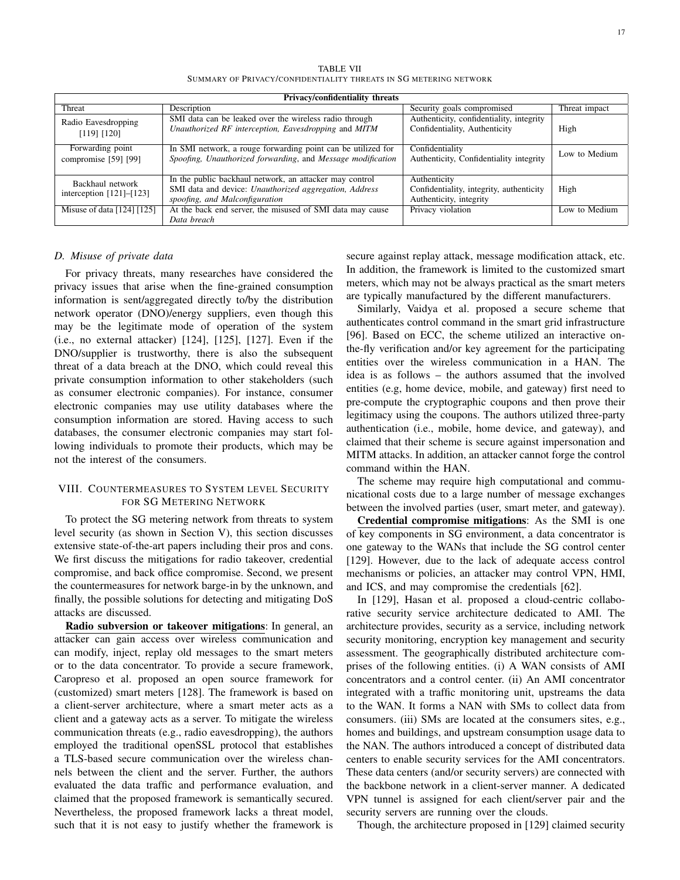TABLE VII
SUMMARY OF PRIVACY/CONFIDENTIALITY THREATS IN SG METERING NETWORK

| Privacy/confidentiality threats | | | |
|---|---|---|---|
| Threat | Description | Security goals compromised | Threat impact |
| Radio Eavesdropping [119] [120] | SMI data can be leaked over the wireless radio through *Unauthorized RF interception, Eavesdropping* and *MITM* | Authenticity, confidentiality, integrity Confidentiality, Authenticity | High |
| Forwarding point compromise [59] [99] | In SMI network, a rouge forwarding point can be utilized for *Spoofing, Unauthorized forwarding*, and *Message modification* | Confidentiality Authenticity, Confidentiality integrity | Low to Medium |
| Backhaul network interception [121]–[123] | In the public backhaul network, an attacker may control SMI data and device: *Unauthorized aggregation, Address spoofing, and Malconfiguration* | Authenticity Confidentiality, integrity, authenticity Authenticity, integrity | High |
| Misuse of data [124] [125] | At the back end server, the misused of SMI data may cause *Data breach* | Privacy violation | Low to Medium |

### D. Misuse of private data

For privacy threats, many researches have considered the privacy issues that arise when the fine-grained consumption information is sent/aggregated directly to/by the distribution network operator (DNO)/energy suppliers, even though this may be the legitimate mode of operation of the system (i.e., no external attacker) [124], [125], [127]. Even if the DNO/supplier is trustworthy, there is also the subsequent threat of a data breach at the DNO, which could reveal this private consumption information to other stakeholders (such as consumer electronic companies). For instance, consumer electronic companies may use utility databases where the consumption information are stored. Having access to such databases, the consumer electronic companies may start following individuals to promote their products, which may be not the interest of the consumers.

## VIII. COUNTERMEASURES TO SYSTEM LEVEL SECURITY FOR SG METERING NETWORK

To protect the SG metering network from threats to system level security (as shown in Section V), this section discusses extensive state-of-the-art papers including their pros and cons. We first discuss the mitigations for radio takeover, credential compromise, and back office compromise. Second, we present the countermeasures for network barge-in by the unknown, and finally, the possible solutions for detecting and mitigating DoS attacks are discussed.

**Radio subversion or takeover mitigations**: In general, an attacker can gain access over wireless communication and can modify, inject, replay old messages to the smart meters or to the data concentrator. To provide a secure framework, Caropreso et al. proposed an open source framework for (customized) smart meters [128]. The framework is based on a client-server architecture, where a smart meter acts as a client and a gateway acts as a server. To mitigate the wireless communication threats (e.g., radio eavesdropping), the authors employed the traditional openSSL protocol that establishes a TLS-based secure communication over the wireless channels between the client and the server. Further, the authors evaluated the data traffic and performance evaluation, and claimed that the proposed framework is semantically secured. Nevertheless, the proposed framework lacks a threat model, such that it is not easy to justify whether the framework is secure against replay attack, message modification attack, etc. In addition, the framework is limited to the customized smart meters, which may not be always practical as the smart meters are typically manufactured by the different manufacturers.

Similarly, Vaidya et al. proposed a secure scheme that authenticates control command in the smart grid infrastructure [96]. Based on ECC, the scheme utilized an interactive on-the-fly verification and/or key agreement for the participating entities over the wireless communication in a HAN. The idea is as follows – the authors assumed that the involved entities (e.g, home device, mobile, and gateway) first need to pre-compute the cryptographic coupons and then prove their legitimacy using the coupons. The authors utilized three-party authentication (i.e., mobile, home device, and gateway), and claimed that their scheme is secure against impersonation and MITM attacks. In addition, an attacker cannot forge the control command within the HAN.

The scheme may require high computational and communicational costs due to a large number of message exchanges between the involved parties (user, smart meter, and gateway).

**Credential compromise mitigations**: As the SMI is one of key components in SG environment, a data concentrator is one gateway to the WANs that include the SG control center [129]. However, due to the lack of adequate access control mechanisms or policies, an attacker may control VPN, HMI, and ICS, and may compromise the credentials [62].

In [129], Hasan et al. proposed a cloud-centric collaborative security service architecture dedicated to AMI. The architecture provides, security as a service, including network security monitoring, encryption key management and security assessment. The geographically distributed architecture comprises of the following entities. (i) A WAN consists of AMI concentrators and a control center. (ii) An AMI concentrator integrated with a traffic monitoring unit, upstreams the data to the WAN. It forms a NAN with SMs to collect data from consumers. (iii) SMs are located at the consumers sites, e.g., homes and buildings, and upstream consumption usage data to the NAN. The authors introduced a concept of distributed data centers to enable security services for the AMI concentrators. These data centers (and/or security servers) are connected with the backbone network in a client-server manner. A dedicated VPN tunnel is assigned for each client/server pair and the security servers are running over the clouds.

Though, the architecture proposed in [129] claimed security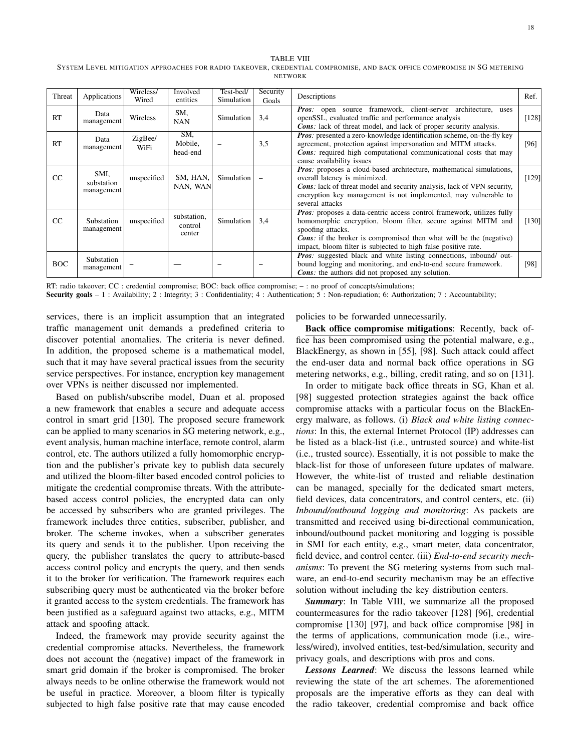TABLE VIII

SYSTEM LEVEL MITIGATION APPROACHES FOR RADIO TAKEOVER, CREDENTIAL COMPROMISE, AND BACK OFFICE COMPROMISE IN SG METERING NETWORK

| Threat | Applications | Wireless/ Wired | Involved entities | Test-bed/ Simulation | Security Goals | Descriptions | Ref. |
|---|---|---|---|---|---|---|---|
| RT | Data management | Wireless | SM, NAN | Simulation | 3,4 | ***Pros:*** open source framework, client-server architecture, uses openSSL, evaluated traffic and performance analysis ***Cons:*** lack of threat model, and lack of proper security analysis. | [128] |
| RT | Data management | ZigBee/ WiFi | SM, Mobile, head-end | – | 3,5 | ***Pros:*** presented a zero-knowledge identification scheme, on-the-fly key agreement, protection against impersonation and MITM attacks. ***Cons:*** required high computational communicational costs that may cause availability issues | [96] |
| CC | SMI, substation management | unspecified | SM, HAN, NAN, WAN | Simulation | – | ***Pros:*** proposes a cloud-based architecture, mathematical simulations, overall latency is minimized. ***Cons:*** lack of threat model and security analysis, lack of VPN security, encryption key management is not implemented, may vulnerable to several attacks | [129] |
| CC | Substation management | unspecified | substation, control center | Simulation | 3,4 | ***Pros:*** proposes a data-centric access control framework, utilizes fully homomorphic encryption, bloom filter, secure against MITM and spoofing attacks. ***Cons:*** if the broker is compromised then what will be the (negative) impact, bloom filter is subjected to high false positive rate. | [130] |
| BOC | Substation management | – | — | – | – | ***Pros:*** suggested black and white listing connections, inbound/ out-bound logging and monitoring, and end-to-end secure framework. ***Cons:*** the authors did not proposed any solution. | [98] |

RT: radio takeover; CC : credential compromise; BOC: back office compromise; – : no proof of concepts/simulations;
**Security goals** – 1 : Availability; 2 : Integrity; 3 : Confidentiality; 4 : Authentication; 5 : Non-repudiation; 6: Authorization; 7 : Accountability;

services, there is an implicit assumption that an integrated traffic management unit demands a predefined criteria to discover potential anomalies. The criteria is never defined. In addition, the proposed scheme is a mathematical model, such that it may have several practical issues from the security service perspectives. For instance, encryption key management over VPNs is neither discussed nor implemented.

Based on publish/subscribe model, Duan et al. proposed a new framework that enables a secure and adequate access control in smart grid [130]. The proposed secure framework can be applied to many scenarios in SG metering network, e.g., event analysis, human machine interface, remote control, alarm control, etc. The authors utilized a fully homomorphic encryption and the publisher's private key to publish data securely and utilized the bloom-filter based encoded control policies to mitigate the credential compromise threats. With the attribute-based access control policies, the encrypted data can only be accessed by subscribers who are granted privileges. The framework includes three entities, subscriber, publisher, and broker. The scheme invokes, when a subscriber generates its query and sends it to the publisher. Upon receiving the query, the publisher translates the query to attribute-based access control policy and encrypts the query, and then sends it to the broker for verification. The framework requires each subscribing query must be authenticated via the broker before it granted access to the system credentials. The framework has been justified as a safeguard against two attacks, e.g., MITM attack and spoofing attack.

Indeed, the framework may provide security against the credential compromise attacks. Nevertheless, the framework does not account the (negative) impact of the framework in smart grid domain if the broker is compromised. The broker always needs to be online otherwise the framework would not be useful in practice. Moreover, a bloom filter is typically subjected to high false positive rate that may cause encoded policies to be forwarded unnecessarily.

**Back office compromise mitigations**: Recently, back office has been compromised using the potential malware, e.g., BlackEnergy, as shown in [55], [98]. Such attack could affect the end-user data and normal back office operations in SG metering networks, e.g., billing, credit rating, and so on [131].

In order to mitigate back office threats in SG, Khan et al. [98] suggested protection strategies against the back office compromise attacks with a particular focus on the BlackEnergy malware, as follows. (i) *Black and white listing connections*: In this, the external Internet Protocol (IP) addresses can be listed as a black-list (i.e., untrusted source) and white-list (i.e., trusted source). Essentially, it is not possible to make the black-list for those of unforeseen future updates of malware. However, the white-list of trusted and reliable destination can be managed, specially for the dedicated smart meters, field devices, data concentrators, and control centers, etc. (ii) *Inbound/outbound logging and monitoring*: As packets are transmitted and received using bi-directional communication, inbound/outbound packet monitoring and logging is possible in SMI for each entity, e.g., smart meter, data concentrator, field device, and control center. (iii) *End-to-end security mechanisms*: To prevent the SG metering systems from such malware, an end-to-end security mechanism may be an effective solution without including the key distribution centers.

***Summary***: In Table VIII, we summarize all the proposed countermeasures for the radio takeover [128] [96], credential compromise [130] [97], and back office compromise [98] in the terms of applications, communication mode (i.e., wireless/wired), involved entities, test-bed/simulation, security and privacy goals, and descriptions with pros and cons.

***Lessons Learned***: We discuss the lessons learned while reviewing the state of the art schemes. The aforementioned proposals are the imperative efforts as they can deal with the radio takeover, credential compromise and back office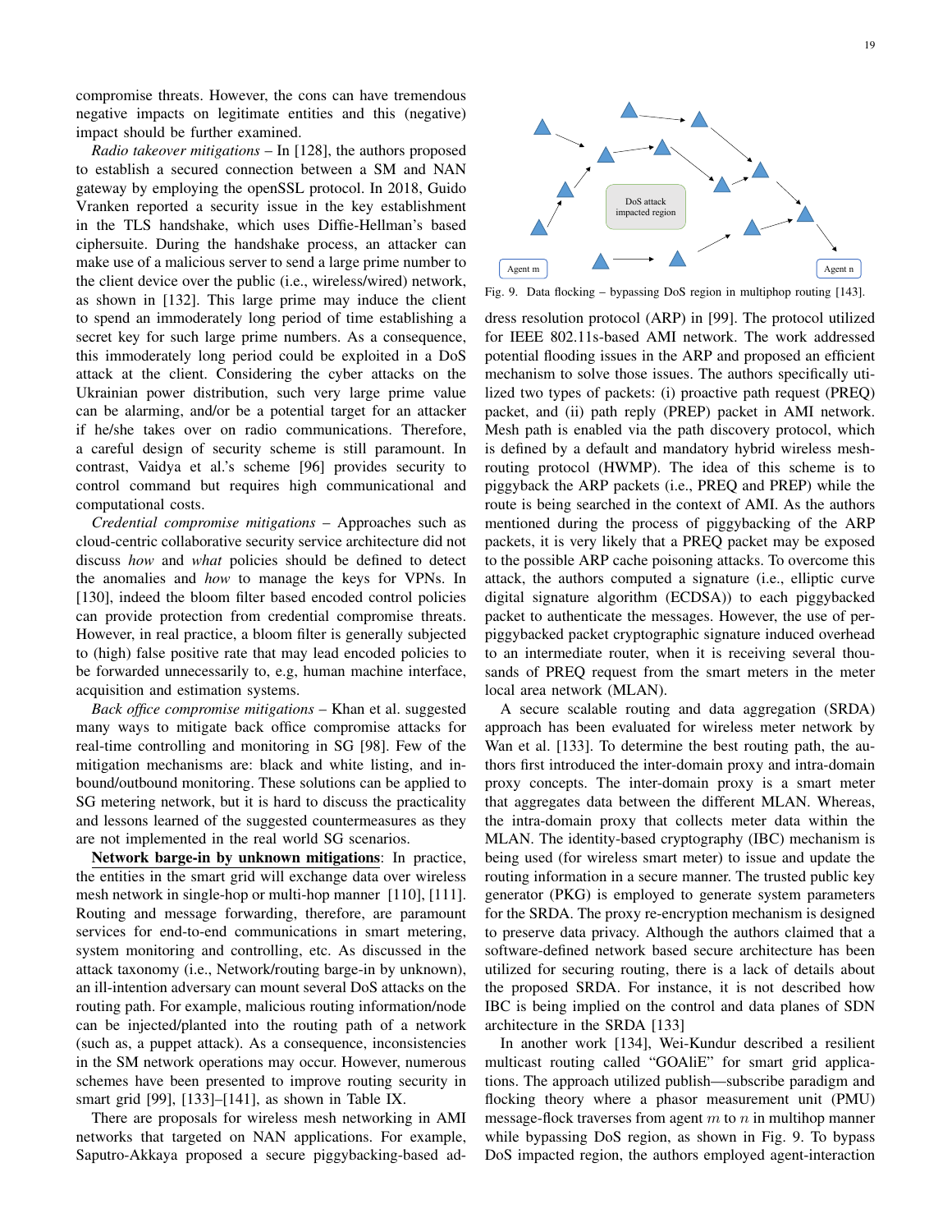compromise threats. However, the cons can have tremendous negative impacts on legitimate entities and this (negative) impact should be further examined.

*Radio takeover mitigations* – In [128], the authors proposed to establish a secured connection between a SM and NAN gateway by employing the openSSL protocol. In 2018, Guido Vranken reported a security issue in the key establishment in the TLS handshake, which uses Diffie-Hellman's based ciphersuite. During the handshake process, an attacker can make use of a malicious server to send a large prime number to the client device over the public (i.e., wireless/wired) network, as shown in [132]. This large prime may induce the client to spend an immoderately long period of time establishing a secret key for such large prime numbers. As a consequence, this immoderately long period could be exploited in a DoS attack at the client. Considering the cyber attacks on the Ukrainian power distribution, such very large prime value can be alarming, and/or be a potential target for an attacker if he/she takes over on radio communications. Therefore, a careful design of security scheme is still paramount. In contrast, Vaidya et al.'s scheme [96] provides security to control command but requires high communicational and computational costs.

*Credential compromise mitigations* – Approaches such as cloud-centric collaborative security service architecture did not discuss *how* and *what* policies should be defined to detect the anomalies and *how* to manage the keys for VPNs. In [130], indeed the bloom filter based encoded control policies can provide protection from credential compromise threats. However, in real practice, a bloom filter is generally subjected to (high) false positive rate that may lead encoded policies to be forwarded unnecessarily to, e.g, human machine interface, acquisition and estimation systems.

*Back office compromise mitigations* – Khan et al. suggested many ways to mitigate back office compromise attacks for real-time controlling and monitoring in SG [98]. Few of the mitigation mechanisms are: black and white listing, and inbound/outbound monitoring. These solutions can be applied to SG metering network, but it is hard to discuss the practicality and lessons learned of the suggested countermeasures as they are not implemented in the real world SG scenarios.

**Network barge-in by unknown mitigations**: In practice, the entities in the smart grid will exchange data over wireless mesh network in single-hop or multi-hop manner [110], [111]. Routing and message forwarding, therefore, are paramount services for end-to-end communications in smart metering, system monitoring and controlling, etc. As discussed in the attack taxonomy (i.e., Network/routing barge-in by unknown), an ill-intention adversary can mount several DoS attacks on the routing path. For example, malicious routing information/node can be injected/planted into the routing path of a network (such as, a puppet attack). As a consequence, inconsistencies in the SM network operations may occur. However, numerous schemes have been presented to improve routing security in smart grid [99], [133]–[141], as shown in Table IX.

There are proposals for wireless mesh networking in AMI networks that targeted on NAN applications. For example, Saputro-Akkaya proposed a secure piggybacking-based address resolution protocol (ARP) in [99]. The protocol utilized for IEEE 802.11s-based AMI network. The work addressed potential flooding issues in the ARP and proposed an efficient mechanism to solve those issues. The authors specifically utilized two types of packets: (i) proactive path request (PREQ) packet, and (ii) path reply (PREP) packet in AMI network. Mesh path is enabled via the path discovery protocol, which is defined by a default and mandatory hybrid wireless mesh-routing protocol (HWMP). The idea of this scheme is to piggyback the ARP packets (i.e., PREQ and PREP) while the route is being searched in the context of AMI. As the authors mentioned during the process of piggybacking of the ARP packets, it is very likely that a PREQ packet may be exposed to the possible ARP cache poisoning attacks. To overcome this attack, the authors computed a signature (i.e., elliptic curve digital signature algorithm (ECDSA)) to each piggybacked packet to authenticate the messages. However, the use of per-piggybacked packet cryptographic signature induced overhead to an intermediate router, when it is receiving several thousands of PREQ request from the smart meters in the meter local area network (MLAN).

Fig. 9. Data flocking – bypassing DoS region in multiphop routing [143].

A secure scalable routing and data aggregation (SRDA) approach has been evaluated for wireless meter network by Wan et al. [133]. To determine the best routing path, the authors first introduced the inter-domain proxy and intra-domain proxy concepts. The inter-domain proxy is a smart meter that aggregates data between the different MLAN. Whereas, the intra-domain proxy that collects meter data within the MLAN. The identity-based cryptography (IBC) mechanism is being used (for wireless smart meter) to issue and update the routing information in a secure manner. The trusted public key generator (PKG) is employed to generate system parameters for the SRDA. The proxy re-encryption mechanism is designed to preserve data privacy. Although the authors claimed that a software-defined network based secure architecture has been utilized for securing routing, there is a lack of details about the proposed SRDA. For instance, it is not described how IBC is being implied on the control and data planes of SDN architecture in the SRDA [133]

In another work [134], Wei-Kundur described a resilient multicast routing called "GOAliE" for smart grid applications. The approach utilized publish—subscribe paradigm and flocking theory where a phasor measurement unit (PMU) message-flock traverses from agent $m$ to $n$ in multihop manner while bypassing DoS region, as shown in Fig. 9. To bypass DoS impacted region, the authors employed agent-interaction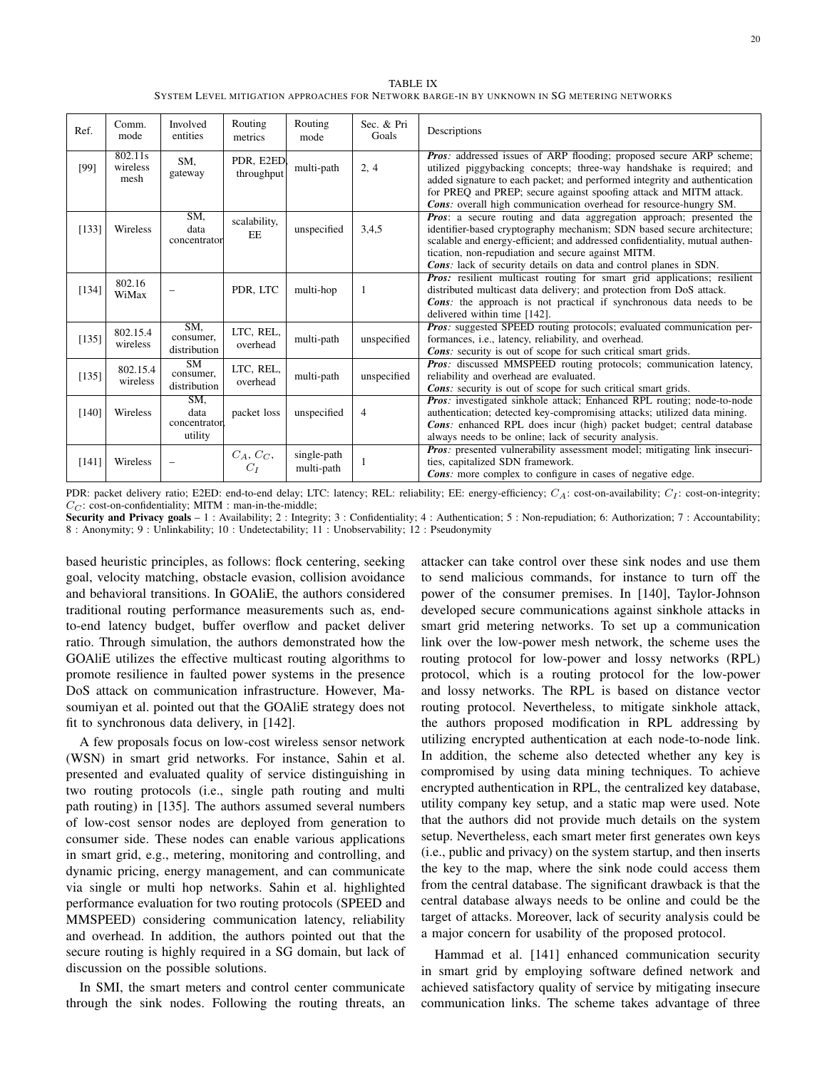TABLE IX
SYSTEM LEVEL MITIGATION APPROACHES FOR NETWORK BARGE-IN BY UNKNOWN IN SG METERING NETWORKS

| Ref. | Comm. mode | Involved entities | Routing metrics | Routing mode | Sec. & Pri Goals | Descriptions |
|---|---|---|---|---|---|---|
| [99] | 802.11s wireless mesh | SM, gateway | PDR, E2ED, throughput | multi-path | 2, 4 | ***Pros:*** addressed issues of ARP flooding; proposed secure ARP scheme; utilized piggybacking concepts; three-way handshake is required; and added signature to each packet; and performed integrity and authentication for PREQ and PREP; secure against spoofing attack and MITM attack. ***Cons:*** overall high communication overhead for resource-hungry SM. |
| [133] | Wireless | SM, data concentrator | scalability, EE | unspecified | 3,4,5 | ***Pros***: a secure routing and data aggregation approach; presented the identifier-based cryptography mechanism; SDN based secure architecture; scalable and energy-efficient; and addressed confidentiality, mutual authentication, non-repudiation and secure against MITM. ***Cons***: lack of security details on data and control planes in SDN. |
| [134] | 802.16 WiMax | – | PDR, LTC | multi-hop | 1 | ***Pros:*** resilient multicast routing for smart grid applications; resilient distributed multicast data delivery; and protection from DoS attack. ***Cons:*** the approach is not practical if synchronous data needs to be delivered within time [142]. |
| [135] | 802.15.4 wireless | SM, consumer, distribution | LTC, REL, overhead | multi-path | unspecified | ***Pros:*** suggested SPEED routing protocols; evaluated communication performances, i.e., latency, reliability, and overhead. ***Cons:*** security is out of scope for such critical smart grids. |
| [135] | 802.15.4 wireless | SM consumer, distribution | LTC, REL, overhead | multi-path | unspecified | ***Pros:*** discussed MMSPEED routing protocols; communication latency, reliability and overhead are evaluated. ***Cons:*** security is out of scope for such critical smart grids. |
| [140] | Wireless | SM, data concentrator, utility | packet loss | unspecified | 4 | ***Pros:*** investigated sinkhole attack; Enhanced RPL routing; node-to-node authentication; detected key-compromising attacks; utilized data mining. ***Cons:*** enhanced RPL does incur (high) packet budget; central database always needs to be online; lack of security analysis. |
| [141] | Wireless | – | $C_A$, $C_C$, $C_I$ | single-path multi-path | 1 | ***Pros:*** presented vulnerability assessment model; mitigating link insecurities, capitalized SDN framework. ***Cons:*** more complex to configure in cases of negative edge. |

PDR: packet delivery ratio; E2ED: end-to-end delay; LTC: latency; REL: reliability; EE: energy-efficiency; $C_A$: cost-on-availability; $C_I$: cost-on-integrity; $C_C$: cost-on-confidentiality; MITM : man-in-the-middle;
**Security and Privacy goals** – 1 : Availability; 2 : Integrity; 3 : Confidentiality; 4 : Authentication; 5 : Non-repudiation; 6: Authorization; 7 : Accountability; 8 : Anonymity; 9 : Unlinkability; 10 : Undetectability; 11 : Unobservability; 12 : Pseudonymity

based heuristic principles, as follows: flock centering, seeking goal, velocity matching, obstacle evasion, collision avoidance and behavioral transitions. In GOAliE, the authors considered traditional routing performance measurements such as, end-to-end latency budget, buffer overflow and packet deliver ratio. Through simulation, the authors demonstrated how the GOAliE utilizes the effective multicast routing algorithms to promote resilience in faulted power systems in the presence DoS attack on communication infrastructure. However, Masoumiyan et al. pointed out that the GOAliE strategy does not fit to synchronous data delivery, in [142].

A few proposals focus on low-cost wireless sensor network (WSN) in smart grid networks. For instance, Sahin et al. presented and evaluated quality of service distinguishing in two routing protocols (i.e., single path routing and multi path routing) in [135]. The authors assumed several numbers of low-cost sensor nodes are deployed from generation to consumer side. These nodes can enable various applications in smart grid, e.g., metering, monitoring and controlling, and dynamic pricing, energy management, and can communicate via single or multi hop networks. Sahin et al. highlighted performance evaluation for two routing protocols (SPEED and MMSPEED) considering communication latency, reliability and overhead. In addition, the authors pointed out that the secure routing is highly required in a SG domain, but lack of discussion on the possible solutions.

In SMI, the smart meters and control center communicate through the sink nodes. Following the routing threats, an attacker can take control over these sink nodes and use them to send malicious commands, for instance to turn off the power of the consumer premises. In [140], Taylor-Johnson developed secure communications against sinkhole attacks in smart grid metering networks. To set up a communication link over the low-power mesh network, the scheme uses the routing protocol for low-power and lossy networks (RPL) protocol, which is a routing protocol for the low-power and lossy networks. The RPL is based on distance vector routing protocol. Nevertheless, to mitigate sinkhole attack, the authors proposed modification in RPL addressing by utilizing encrypted authentication at each node-to-node link. In addition, the scheme also detected whether any key is compromised by using data mining techniques. To achieve encrypted authentication in RPL, the centralized key database, utility company key setup, and a static map were used. Note that the authors did not provide much details on the system setup. Nevertheless, each smart meter first generates own keys (i.e., public and privacy) on the system startup, and then inserts the key to the map, where the sink node could access them from the central database. The significant drawback is that the central database always needs to be online and could be the target of attacks. Moreover, lack of security analysis could be a major concern for usability of the proposed protocol.

Hammad et al. [141] enhanced communication security in smart grid by employing software defined network and achieved satisfactory quality of service by mitigating insecure communication links. The scheme takes advantage of three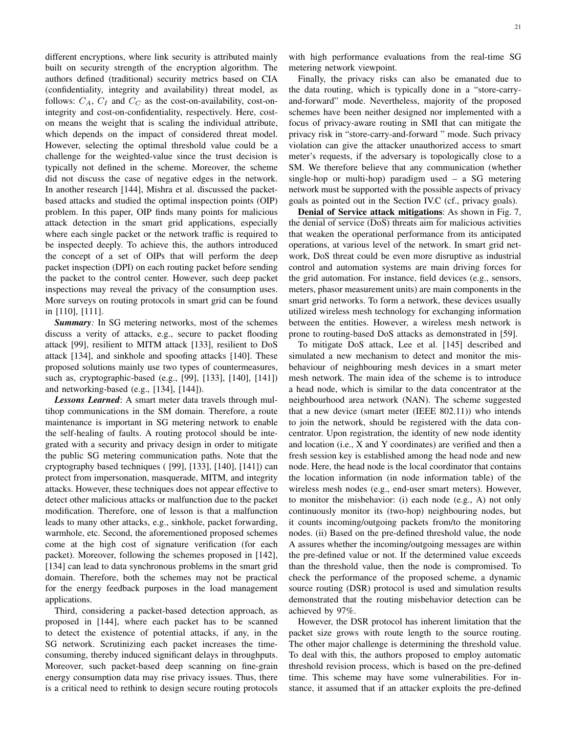different encryptions, where link security is attributed mainly built on security strength of the encryption algorithm. The authors defined (traditional) security metrics based on CIA (confidentiality, integrity and availability) threat model, as follows: $C_A$, $C_I$ and $C_C$ as the cost-on-availability, cost-on-integrity and cost-on-confidentiality, respectively. Here, cost-on means the weight that is scaling the individual attribute, which depends on the impact of considered threat model. However, selecting the optimal threshold value could be a challenge for the weighted-value since the trust decision is typically not defined in the scheme. Moreover, the scheme did not discuss the case of negative edges in the network. In another research [144], Mishra et al. discussed the packet-based attacks and studied the optimal inspection points (OIP) problem. In this paper, OIP finds many points for malicious attack detection in the smart grid applications, especially where each single packet or the network traffic is required to be inspected deeply. To achieve this, the authors introduced the concept of a set of OIPs that will perform the deep packet inspection (DPI) on each routing packet before sending the packet to the control center. However, such deep packet inspections may reveal the privacy of the consumption uses. More surveys on routing protocols in smart grid can be found in [110], [111].

***Summary:*** In SG metering networks, most of the schemes discuss a verity of attacks, e.g., secure to packet flooding attack [99], resilient to MITM attack [133], resilient to DoS attack [134], and sinkhole and spoofing attacks [140]. These proposed solutions mainly use two types of countermeasures, such as, cryptographic-based (e.g., [99], [133], [140], [141]) and networking-based (e.g., [134], [144]).

***Lessons Learned***: A smart meter data travels through multihop communications in the SM domain. Therefore, a route maintenance is important in SG metering network to enable the self-healing of faults. A routing protocol should be integrated with a security and privacy design in order to mitigate the public SG metering communication paths. Note that the cryptography based techniques ( [99], [133], [140], [141]) can protect from impersonation, masquerade, MITM, and integrity attacks. However, these techniques does not appear effective to detect other malicious attacks or malfunction due to the packet modification. Therefore, one of lesson is that a malfunction leads to many other attacks, e.g., sinkhole, packet forwarding, warmhole, etc. Second, the aforementioned proposed schemes come at the high cost of signature verification (for each packet). Moreover, following the schemes proposed in [142], [134] can lead to data synchronous problems in the smart grid domain. Therefore, both the schemes may not be practical for the energy feedback purposes in the load management applications.

Third, considering a packet-based detection approach, as proposed in [144], where each packet has to be scanned to detect the existence of potential attacks, if any, in the SG network. Scrutinizing each packet increases the time-consuming, thereby induced significant delays in throughputs. Moreover, such packet-based deep scanning on fine-grain energy consumption data may rise privacy issues. Thus, there is a critical need to rethink to design secure routing protocols with high performance evaluations from the real-time SG metering network viewpoint.

Finally, the privacy risks can also be emanated due to the data routing, which is typically done in a "store-carry-and-forward" mode. Nevertheless, majority of the proposed schemes have been neither designed nor implemented with a focus of privacy-aware routing in SMI that can mitigate the privacy risk in "store-carry-and-forward " mode. Such privacy violation can give the attacker unauthorized access to smart meter's requests, if the adversary is topologically close to a SM. We therefore believe that any communication (whether single-hop or multi-hop) paradigm used – a SG metering network must be supported with the possible aspects of privacy goals as pointed out in the Section IV.C (cf., privacy goals).

**Denial of Service attack mitigations**: As shown in Fig. 7, the denial of service (DoS) threats aim for malicious activities that weaken the operational performance from its anticipated operations, at various level of the network. In smart grid network, DoS threat could be even more disruptive as industrial control and automation systems are main driving forces for the grid automation. For instance, field devices (e.g., sensors, meters, phasor measurement units) are main components in the smart grid networks. To form a network, these devices usually utilized wireless mesh technology for exchanging information between the entities. However, a wireless mesh network is prone to routing-based DoS attacks as demonstrated in [59].

To mitigate DoS attack, Lee et al. [145] described and simulated a new mechanism to detect and monitor the misbehaviour of neighbouring mesh devices in a smart meter mesh network. The main idea of the scheme is to introduce a head node, which is similar to the data concentrator at the neighbourhood area network (NAN). The scheme suggested that a new device (smart meter (IEEE 802.11)) who intends to join the network, should be registered with the data concentrator. Upon registration, the identity of new node identity and location (i.e., X and Y coordinates) are verified and then a fresh session key is established among the head node and new node. Here, the head node is the local coordinator that contains the location information (in node information table) of the wireless mesh nodes (e.g., end-user smart meters). However, to monitor the misbehavior: (i) each node (e.g., A) not only continuously monitor its (two-hop) neighbouring nodes, but it counts incoming/outgoing packets from/to the monitoring nodes. (ii) Based on the pre-defined threshold value, the node A assures whether the incoming/outgoing messages are within the pre-defined value or not. If the determined value exceeds than the threshold value, then the node is compromised. To check the performance of the proposed scheme, a dynamic source routing (DSR) protocol is used and simulation results demonstrated that the routing misbehavior detection can be achieved by 97%.

However, the DSR protocol has inherent limitation that the packet size grows with route length to the source routing. The other major challenge is determining the threshold value. To deal with this, the authors proposed to employ automatic threshold revision process, which is based on the pre-defined time. This scheme may have some vulnerabilities. For instance, it assumed that if an attacker exploits the pre-defined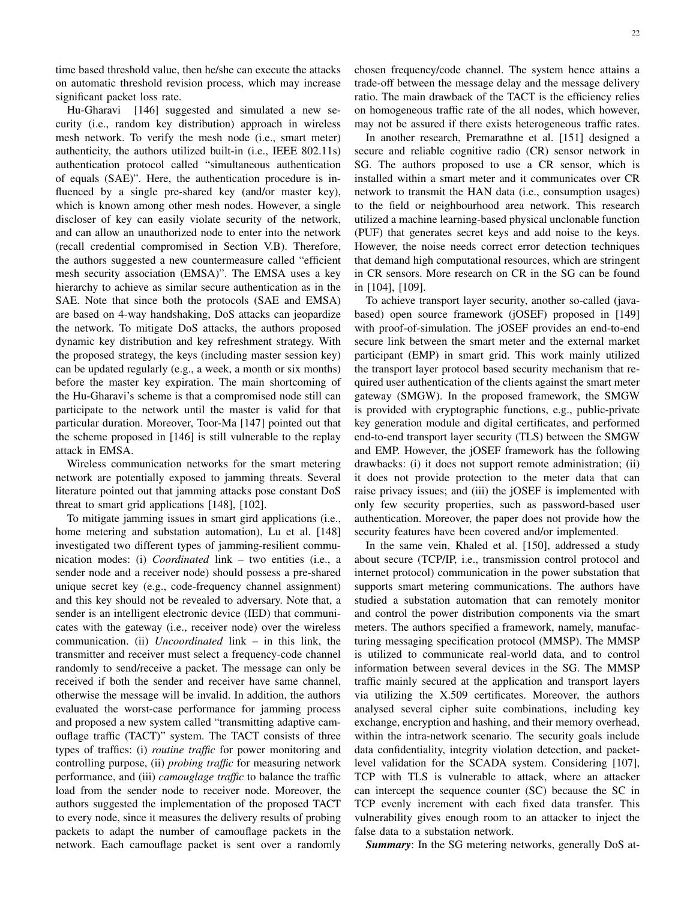time based threshold value, then he/she can execute the attacks on automatic threshold revision process, which may increase significant packet loss rate.

Hu-Gharavi [146] suggested and simulated a new security (i.e., random key distribution) approach in wireless mesh network. To verify the mesh node (i.e., smart meter) authenticity, the authors utilized built-in (i.e., IEEE 802.11s) authentication protocol called "simultaneous authentication of equals (SAE)". Here, the authentication procedure is influenced by a single pre-shared key (and/or master key), which is known among other mesh nodes. However, a single discloser of key can easily violate security of the network, and can allow an unauthorized node to enter into the network (recall credential compromised in Section V.B). Therefore, the authors suggested a new countermeasure called "efficient mesh security association (EMSA)". The EMSA uses a key hierarchy to achieve as similar secure authentication as in the SAE. Note that since both the protocols (SAE and EMSA) are based on 4-way handshaking, DoS attacks can jeopardize the network. To mitigate DoS attacks, the authors proposed dynamic key distribution and key refreshment strategy. With the proposed strategy, the keys (including master session key) can be updated regularly (e.g., a week, a month or six months) before the master key expiration. The main shortcoming of the Hu-Gharavi's scheme is that a compromised node still can participate to the network until the master is valid for that particular duration. Moreover, Toor-Ma [147] pointed out that the scheme proposed in [146] is still vulnerable to the replay attack in EMSA.

Wireless communication networks for the smart metering network are potentially exposed to jamming threats. Several literature pointed out that jamming attacks pose constant DoS threat to smart grid applications [148], [102].

To mitigate jamming issues in smart gird applications (i.e., home metering and substation automation), Lu et al. [148] investigated two different types of jamming-resilient communication modes: (i) *Coordinated* link – two entities (i.e., a sender node and a receiver node) should possess a pre-shared unique secret key (e.g., code-frequency channel assignment) and this key should not be revealed to adversary. Note that, a sender is an intelligent electronic device (IED) that communicates with the gateway (i.e., receiver node) over the wireless communication. (ii) *Uncoordinated* link – in this link, the transmitter and receiver must select a frequency-code channel randomly to send/receive a packet. The message can only be received if both the sender and receiver have same channel, otherwise the message will be invalid. In addition, the authors evaluated the worst-case performance for jamming process and proposed a new system called "transmitting adaptive camouflage traffic (TACT)" system. The TACT consists of three types of traffics: (i) *routine traffic* for power monitoring and controlling purpose, (ii) *probing traffic* for measuring network performance, and (iii) *camouglage traffic* to balance the traffic load from the sender node to receiver node. Moreover, the authors suggested the implementation of the proposed TACT to every node, since it measures the delivery results of probing packets to adapt the number of camouflage packets in the network. Each camouflage packet is sent over a randomly chosen frequency/code channel. The system hence attains a trade-off between the message delay and the message delivery ratio. The main drawback of the TACT is the efficiency relies on homogeneous traffic rate of the all nodes, which however, may not be assured if there exists heterogeneous traffic rates.

In another research, Premarathne et al. [151] designed a secure and reliable cognitive radio (CR) sensor network in SG. The authors proposed to use a CR sensor, which is installed within a smart meter and it communicates over CR network to transmit the HAN data (i.e., consumption usages) to the field or neighbourhood area network. This research utilized a machine learning-based physical unclonable function (PUF) that generates secret keys and add noise to the keys. However, the noise needs correct error detection techniques that demand high computational resources, which are stringent in CR sensors. More research on CR in the SG can be found in [104], [109].

To achieve transport layer security, another so-called (java-based) open source framework (jOSEF) proposed in [149] with proof-of-simulation. The jOSEF provides an end-to-end secure link between the smart meter and the external market participant (EMP) in smart grid. This work mainly utilized the transport layer protocol based security mechanism that required user authentication of the clients against the smart meter gateway (SMGW). In the proposed framework, the SMGW is provided with cryptographic functions, e.g., public-private key generation module and digital certificates, and performed end-to-end transport layer security (TLS) between the SMGW and EMP. However, the jOSEF framework has the following drawbacks: (i) it does not support remote administration; (ii) it does not provide protection to the meter data that can raise privacy issues; and (iii) the jOSEF is implemented with only few security properties, such as password-based user authentication. Moreover, the paper does not provide how the security features have been covered and/or implemented.

In the same vein, Khaled et al. [150], addressed a study about secure (TCP/IP, i.e., transmission control protocol and internet protocol) communication in the power substation that supports smart metering communications. The authors have studied a substation automation that can remotely monitor and control the power distribution components via the smart meters. The authors specified a framework, namely, manufacturing messaging specification protocol (MMSP). The MMSP is utilized to communicate real-world data, and to control information between several devices in the SG. The MMSP traffic mainly secured at the application and transport layers via utilizing the X.509 certificates. Moreover, the authors analysed several cipher suite combinations, including key exchange, encryption and hashing, and their memory overhead, within the intra-network scenario. The security goals include data confidentiality, integrity violation detection, and packet-level validation for the SCADA system. Considering [107], TCP with TLS is vulnerable to attack, where an attacker can intercept the sequence counter (SC) because the SC in TCP evenly increment with each fixed data transfer. This vulnerability gives enough room to an attacker to inject the false data to a substation network.

***Summary***: In the SG metering networks, generally DoS at-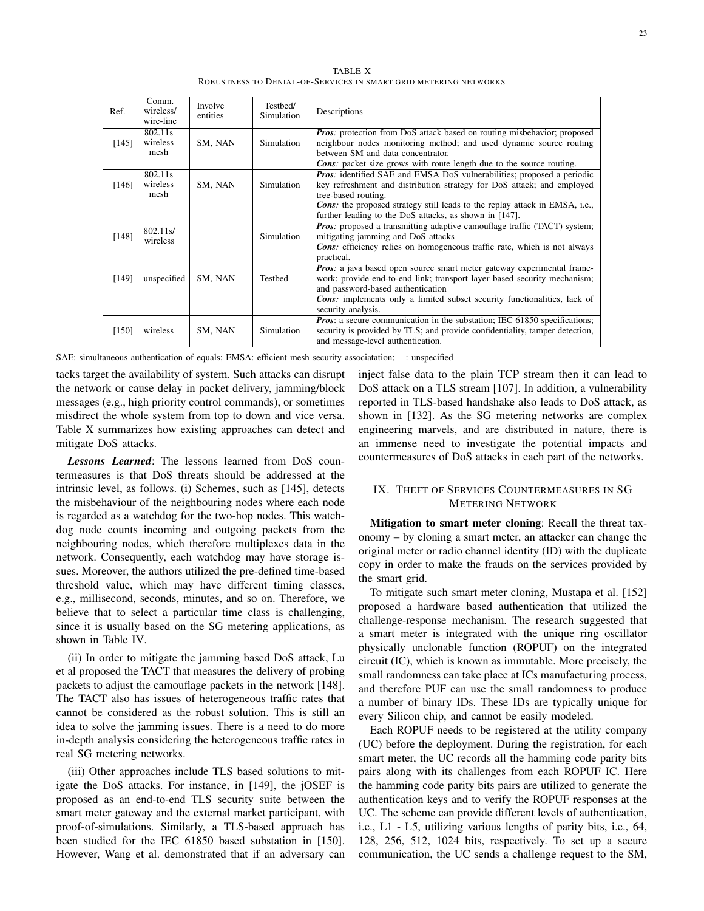TABLE X
ROBUSTNESS TO DENIAL-OF-SERVICES IN SMART GRID METERING NETWORKS

| Ref. | Comm. wireless/ wire-line | Involve entities | Testbed/ Simulation | Descriptions |
|---|---|---|---|---|
| [145] | 802.11s wireless mesh | SM, NAN | Simulation | ***Pros**:* protection from DoS attack based on routing misbehavior; proposed neighbour nodes monitoring method; and used dynamic source routing between SM and data concentrator. ***Cons**:* packet size grows with route length due to the source routing. |
| [146] | 802.11s wireless mesh | SM, NAN | Simulation | ***Pros**:* identified SAE and EMSA DoS vulnerabilities; proposed a periodic key refreshment and distribution strategy for DoS attack; and employed tree-based routing. ***Cons**:* the proposed strategy still leads to the replay attack in EMSA, i.e., further leading to the DoS attacks, as shown in [147]. |
| [148] | 802.11s/ wireless | – | Simulation | ***Pros**:* proposed a transmitting adaptive camouflage traffic (TACT) system; mitigating jamming and DoS attacks ***Cons**:* efficiency relies on homogeneous traffic rate, which is not always practical. |
| [149] | unspecified | SM, NAN | Testbed | ***Pros**:* a java based open source smart meter gateway experimental framework; provide end-to-end link; transport layer based security mechanism; and password-based authentication ***Cons**:* implements only a limited subset security functionalities, lack of security analysis. |
| [150] | wireless | SM, NAN | Simulation | ***Pros***: a secure communication in the substation; IEC 61850 specifications; security is provided by TLS; and provide confidentiality, tamper detection, and message-level authentication. |

SAE: simultaneous authentication of equals; EMSA: efficient mesh security associatation; – : unspecified

tacks target the availability of system. Such attacks can disrupt the network or cause delay in packet delivery, jamming/block messages (e.g., high priority control commands), or sometimes misdirect the whole system from top to down and vice versa. Table X summarizes how existing approaches can detect and mitigate DoS attacks.

***Lessons Learned***: The lessons learned from DoS countermeasures is that DoS threats should be addressed at the intrinsic level, as follows. (i) Schemes, such as [145], detects the misbehaviour of the neighbouring nodes where each node is regarded as a watchdog for the two-hop nodes. This watchdog node counts incoming and outgoing packets from the neighbouring nodes, which therefore multiplexes data in the network. Consequently, each watchdog may have storage issues. Moreover, the authors utilized the pre-defined time-based threshold value, which may have different timing classes, e.g., millisecond, seconds, minutes, and so on. Therefore, we believe that to select a particular time class is challenging, since it is usually based on the SG metering applications, as shown in Table IV.

(ii) In order to mitigate the jamming based DoS attack, Lu et al proposed the TACT that measures the delivery of probing packets to adjust the camouflage packets in the network [148]. The TACT also has issues of heterogeneous traffic rates that cannot be considered as the robust solution. This is still an idea to solve the jamming issues. There is a need to do more in-depth analysis considering the heterogeneous traffic rates in real SG metering networks.

(iii) Other approaches include TLS based solutions to mitigate the DoS attacks. For instance, in [149], the jOSEF is proposed as an end-to-end TLS security suite between the smart meter gateway and the external market participant, with proof-of-simulations. Similarly, a TLS-based approach has been studied for the IEC 61850 based substation in [150]. However, Wang et al. demonstrated that if an adversary can inject false data to the plain TCP stream then it can lead to DoS attack on a TLS stream [107]. In addition, a vulnerability reported in TLS-based handshake also leads to DoS attack, as shown in [132]. As the SG metering networks are complex engineering marvels, and are distributed in nature, there is an immense need to investigate the potential impacts and countermeasures of DoS attacks in each part of the networks.

## IX. Theft of Services Countermeasures in SG Metering Network

**Mitigation to smart meter cloning**: Recall the threat taxonomy – by cloning a smart meter, an attacker can change the original meter or radio channel identity (ID) with the duplicate copy in order to make the frauds on the services provided by the smart grid.

To mitigate such smart meter cloning, Mustapa et al. [152] proposed a hardware based authentication that utilized the challenge-response mechanism. The research suggested that a smart meter is integrated with the unique ring oscillator physically unclonable function (ROPUF) on the integrated circuit (IC), which is known as immutable. More precisely, the small randomness can take place at ICs manufacturing process, and therefore PUF can use the small randomness to produce a number of binary IDs. These IDs are typically unique for every Silicon chip, and cannot be easily modeled.

Each ROPUF needs to be registered at the utility company (UC) before the deployment. During the registration, for each smart meter, the UC records all the hamming code parity bits pairs along with its challenges from each ROPUF IC. Here the hamming code parity bits pairs are utilized to generate the authentication keys and to verify the ROPUF responses at the UC. The scheme can provide different levels of authentication, i.e., L1 - L5, utilizing various lengths of parity bits, i.e., 64, 128, 256, 512, 1024 bits, respectively. To set up a secure communication, the UC sends a challenge request to the SM,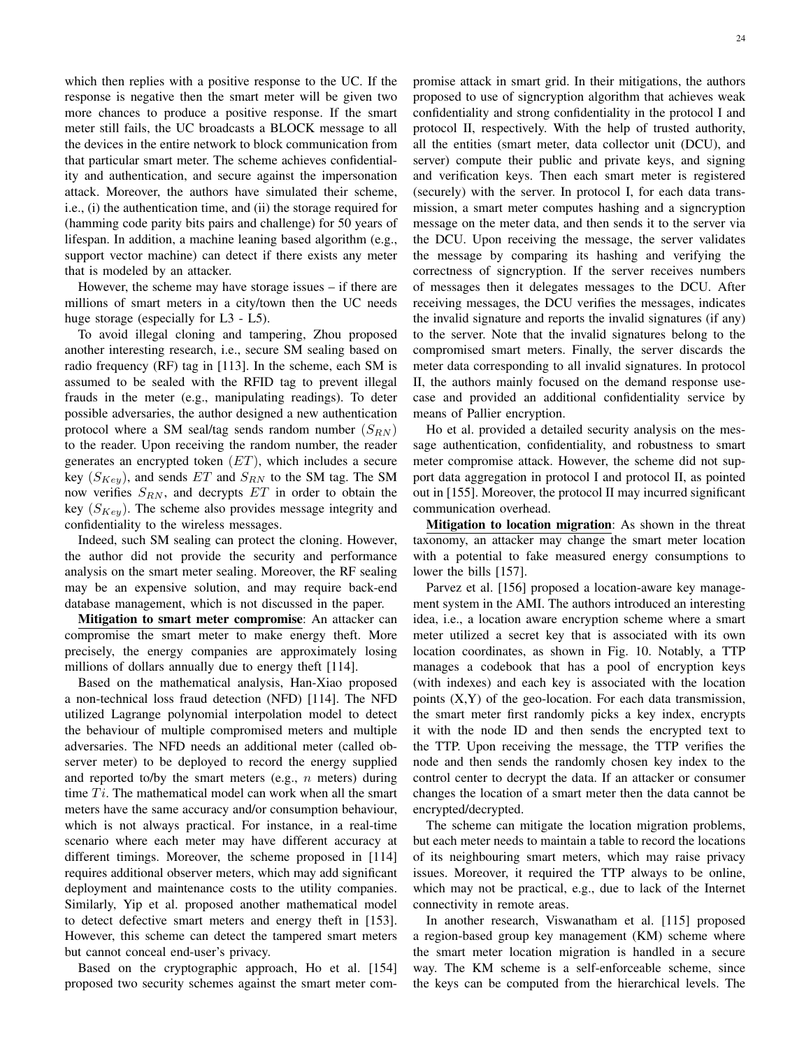which then replies with a positive response to the UC. If the response is negative then the smart meter will be given two more chances to produce a positive response. If the smart meter still fails, the UC broadcasts a BLOCK message to all the devices in the entire network to block communication from that particular smart meter. The scheme achieves confidentiality and authentication, and secure against the impersonation attack. Moreover, the authors have simulated their scheme, i.e., (i) the authentication time, and (ii) the storage required for (hamming code parity bits pairs and challenge) for 50 years of lifespan. In addition, a machine leaning based algorithm (e.g., support vector machine) can detect if there exists any meter that is modeled by an attacker.

However, the scheme may have storage issues – if there are millions of smart meters in a city/town then the UC needs huge storage (especially for L3 - L5).

To avoid illegal cloning and tampering, Zhou proposed another interesting research, i.e., secure SM sealing based on radio frequency (RF) tag in [113]. In the scheme, each SM is assumed to be sealed with the RFID tag to prevent illegal frauds in the meter (e.g., manipulating readings). To deter possible adversaries, the author designed a new authentication protocol where a SM seal/tag sends random number ($S_{RN}$) to the reader. Upon receiving the random number, the reader generates an encrypted token ($ET$), which includes a secure key ($S_{Key}$), and sends $ET$ and $S_{RN}$ to the SM tag. The SM now verifies $S_{RN}$, and decrypts $ET$ in order to obtain the key ($S_{Key}$). The scheme also provides message integrity and confidentiality to the wireless messages.

Indeed, such SM sealing can protect the cloning. However, the author did not provide the security and performance analysis on the smart meter sealing. Moreover, the RF sealing may be an expensive solution, and may require back-end database management, which is not discussed in the paper.

**Mitigation to smart meter compromise**: An attacker can compromise the smart meter to make energy theft. More precisely, the energy companies are approximately losing millions of dollars annually due to energy theft [114].

Based on the mathematical analysis, Han-Xiao proposed a non-technical loss fraud detection (NFD) [114]. The NFD utilized Lagrange polynomial interpolation model to detect the behaviour of multiple compromised meters and multiple adversaries. The NFD needs an additional meter (called observer meter) to be deployed to record the energy supplied and reported to/by the smart meters (e.g., $n$ meters) during time $Ti$. The mathematical model can work when all the smart meters have the same accuracy and/or consumption behaviour, which is not always practical. For instance, in a real-time scenario where each meter may have different accuracy at different timings. Moreover, the scheme proposed in [114] requires additional observer meters, which may add significant deployment and maintenance costs to the utility companies. Similarly, Yip et al. proposed another mathematical model to detect defective smart meters and energy theft in [153]. However, this scheme can detect the tampered smart meters but cannot conceal end-user's privacy.

Based on the cryptographic approach, Ho et al. [154] proposed two security schemes against the smart meter compromise attack in smart grid. In their mitigations, the authors proposed to use of signcryption algorithm that achieves weak confidentiality and strong confidentiality in the protocol I and protocol II, respectively. With the help of trusted authority, all the entities (smart meter, data collector unit (DCU), and server) compute their public and private keys, and signing and verification keys. Then each smart meter is registered (securely) with the server. In protocol I, for each data transmission, a smart meter computes hashing and a signcryption message on the meter data, and then sends it to the server via the DCU. Upon receiving the message, the server validates the message by comparing its hashing and verifying the correctness of signcryption. If the server receives numbers of messages then it delegates messages to the DCU. After receiving messages, the DCU verifies the messages, indicates the invalid signature and reports the invalid signatures (if any) to the server. Note that the invalid signatures belong to the compromised smart meters. Finally, the server discards the meter data corresponding to all invalid signatures. In protocol II, the authors mainly focused on the demand response use-case and provided an additional confidentiality service by means of Pallier encryption.

Ho et al. provided a detailed security analysis on the message authentication, confidentiality, and robustness to smart meter compromise attack. However, the scheme did not support data aggregation in protocol I and protocol II, as pointed out in [155]. Moreover, the protocol II may incurred significant communication overhead.

**Mitigation to location migration**: As shown in the threat taxonomy, an attacker may change the smart meter location with a potential to fake measured energy consumptions to lower the bills [157].

Parvez et al. [156] proposed a location-aware key management system in the AMI. The authors introduced an interesting idea, i.e., a location aware encryption scheme where a smart meter utilized a secret key that is associated with its own location coordinates, as shown in Fig. 10. Notably, a TTP manages a codebook that has a pool of encryption keys (with indexes) and each key is associated with the location points (X,Y) of the geo-location. For each data transmission, the smart meter first randomly picks a key index, encrypts it with the node ID and then sends the encrypted text to the TTP. Upon receiving the message, the TTP verifies the node and then sends the randomly chosen key index to the control center to decrypt the data. If an attacker or consumer changes the location of a smart meter then the data cannot be encrypted/decrypted.

The scheme can mitigate the location migration problems, but each meter needs to maintain a table to record the locations of its neighbouring smart meters, which may raise privacy issues. Moreover, it required the TTP always to be online, which may not be practical, e.g., due to lack of the Internet connectivity in remote areas.

In another research, Viswanatham et al. [115] proposed a region-based group key management (KM) scheme where the smart meter location migration is handled in a secure way. The KM scheme is a self-enforceable scheme, since the keys can be computed from the hierarchical levels. The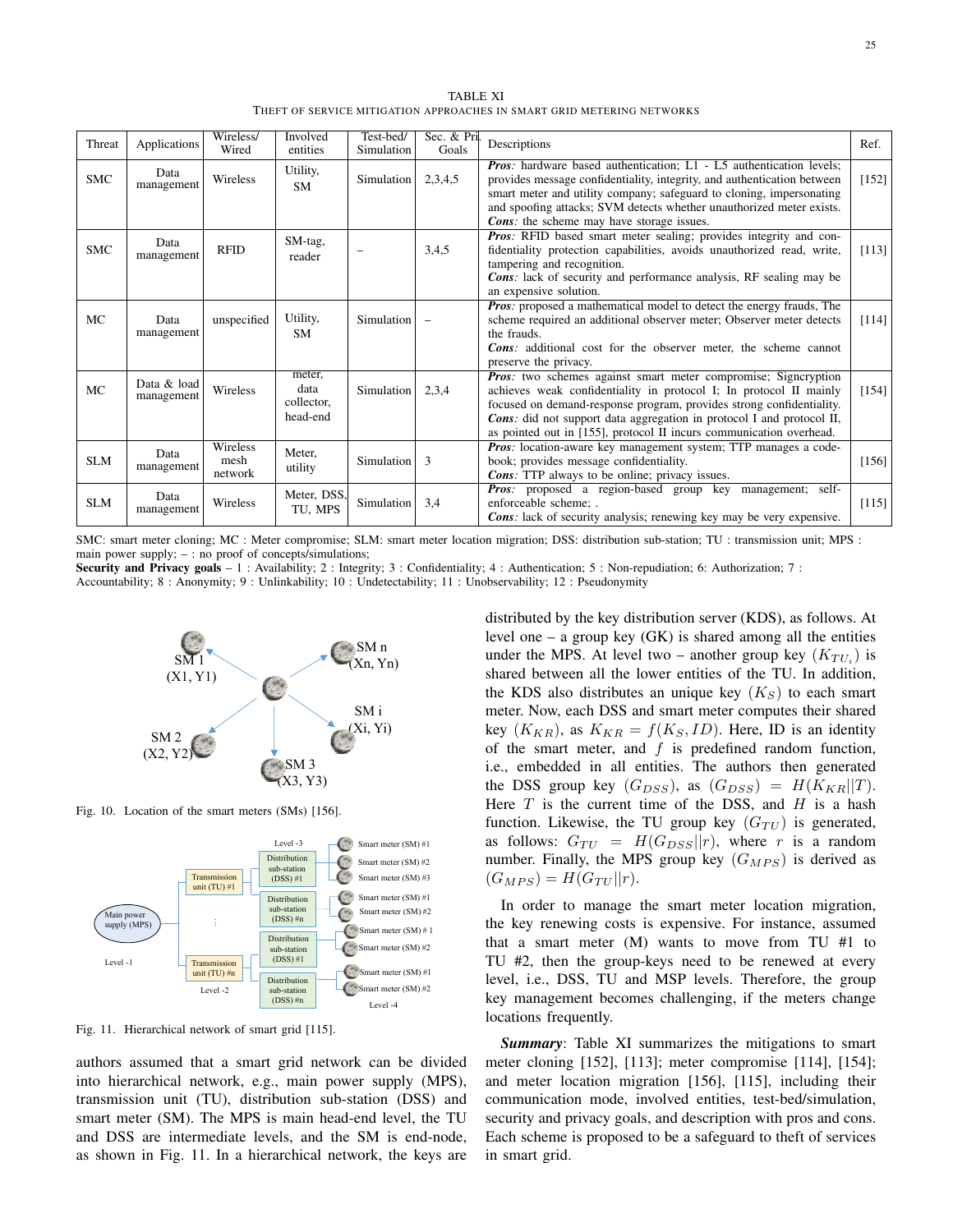TABLE XI
THEFT OF SERVICE MITIGATION APPROACHES IN SMART GRID METERING NETWORKS

| Threat | Applications | Wireless/ Wired | Involved entities | Test-bed/ Simulation | Sec. & Pri. Goals | Descriptions | Ref. |
|---|---|---|---|---|---|---|---|
| SMC | Data management | Wireless | Utility, SM | Simulation | 2,3,4,5 | ***Pros:*** hardware based authentication; L1 - L5 authentication levels; provides message confidentiality, integrity, and authentication between smart meter and utility company; safeguard to cloning, impersonating and spoofing attacks; SVM detects whether unauthorized meter exists. ***Cons:*** the scheme may have storage issues. | [152] |
| SMC | Data management | RFID | SM-tag, reader | – | 3,4,5 | ***Pros:*** RFID based smart meter sealing; provides integrity and confidentiality protection capabilities, avoids unauthorized read, write, tampering and recognition. ***Cons:*** lack of security and performance analysis, RF sealing may be an expensive solution. | [113] |
| MC | Data management | unspecified | Utility, SM | Simulation | – | ***Pros:*** proposed a mathematical model to detect the energy frauds, The scheme required an additional observer meter; Observer meter detects the frauds. ***Cons:*** additional cost for the observer meter, the scheme cannot preserve the privacy. | [114] |
| MC | Data & load management | Wireless | meter, data collector, head-end | Simulation | 2,3,4 | ***Pros:*** two schemes against smart meter compromise; Signcryption achieves weak confidentiality in protocol I; In protocol II mainly focused on demand-response program, provides strong confidentiality. ***Cons:*** did not support data aggregation in protocol I and protocol II, as pointed out in [155], protocol II incurs communication overhead. | [154] |
| SLM | Data management | Wireless mesh network | Meter, utility | Simulation | 3 | ***Pros:*** location-aware key management system; TTP manages a codebook; provides message confidentiality. ***Cons:*** TTP always to be online; privacy issues. | [156] |
| SLM | Data management | Wireless | Meter, DSS, TU, MPS | Simulation | 3,4 | ***Pros:*** proposed a region-based group key management; self-enforceable scheme; . ***Cons:*** lack of security analysis; renewing key may be very expensive. | [115] |

SMC: smart meter cloning; MC : Meter compromise; SLM: smart meter location migration; DSS: distribution sub-station; TU : transmission unit; MPS : main power supply; – : no proof of concepts/simulations;
**Security and Privacy goals** – 1 : Availability; 2 : Integrity; 3 : Confidentiality; 4 : Authentication; 5 : Non-repudiation; 6: Authorization; 7 : Accountability; 8 : Anonymity; 9 : Unlinkability; 10 : Undetectability; 11 : Unobservability; 12 : Pseudonymity

Fig. 10. Location of the smart meters (SMs) [156].

Fig. 11. Hierarchical network of smart grid [115].

authors assumed that a smart grid network can be divided into hierarchical network, e.g., main power supply (MPS), transmission unit (TU), distribution sub-station (DSS) and smart meter (SM). The MPS is main head-end level, the TU and DSS are intermediate levels, and the SM is end-node, as shown in Fig. 11. In a hierarchical network, the keys are distributed by the key distribution server (KDS), as follows. At level one – a group key (GK) is shared among all the entities under the MPS. At level two – another group key ($K_{TU_i}$) is shared between all the lower entities of the TU. In addition, the KDS also distributes an unique key ($K_S$) to each smart meter. Now, each DSS and smart meter computes their shared key ($K_{KR}$), as $K_{KR} = f(K_S, ID)$. Here, ID is an identity of the smart meter, and $f$ is predefined random function, i.e., embedded in all entities. The authors then generated the DSS group key ($G_{DSS}$), as $(G_{DSS}) = H(K_{KR}||T)$. Here $T$ is the current time of the DSS, and $H$ is a hash function. Likewise, the TU group key ($G_{TU}$) is generated, as follows: $G_{TU} = H(G_{DSS}||r)$, where $r$ is a random number. Finally, the MPS group key ($G_{MPS}$) is derived as $(G_{MPS}) = H(G_{TU}||r)$.

In order to manage the smart meter location migration, the key renewing cost is expensive. For instance, assumed that a smart meter (M) wants to move from TU #1 to TU #2, then the group-keys need to be renewed at every level, i.e., DSS, TU and MSP levels. Therefore, the group key management becomes challenging, if the meters change locations frequently.

***Summary***: Table XI summarizes the mitigations to smart meter cloning [152], [113]; meter compromise [114], [154]; and meter location migration [156], [115], including their communication mode, involved entities, test-bed/simulation, security and privacy goals, and description with pros and cons. Each scheme is proposed to be a safeguard to theft of services in smart grid.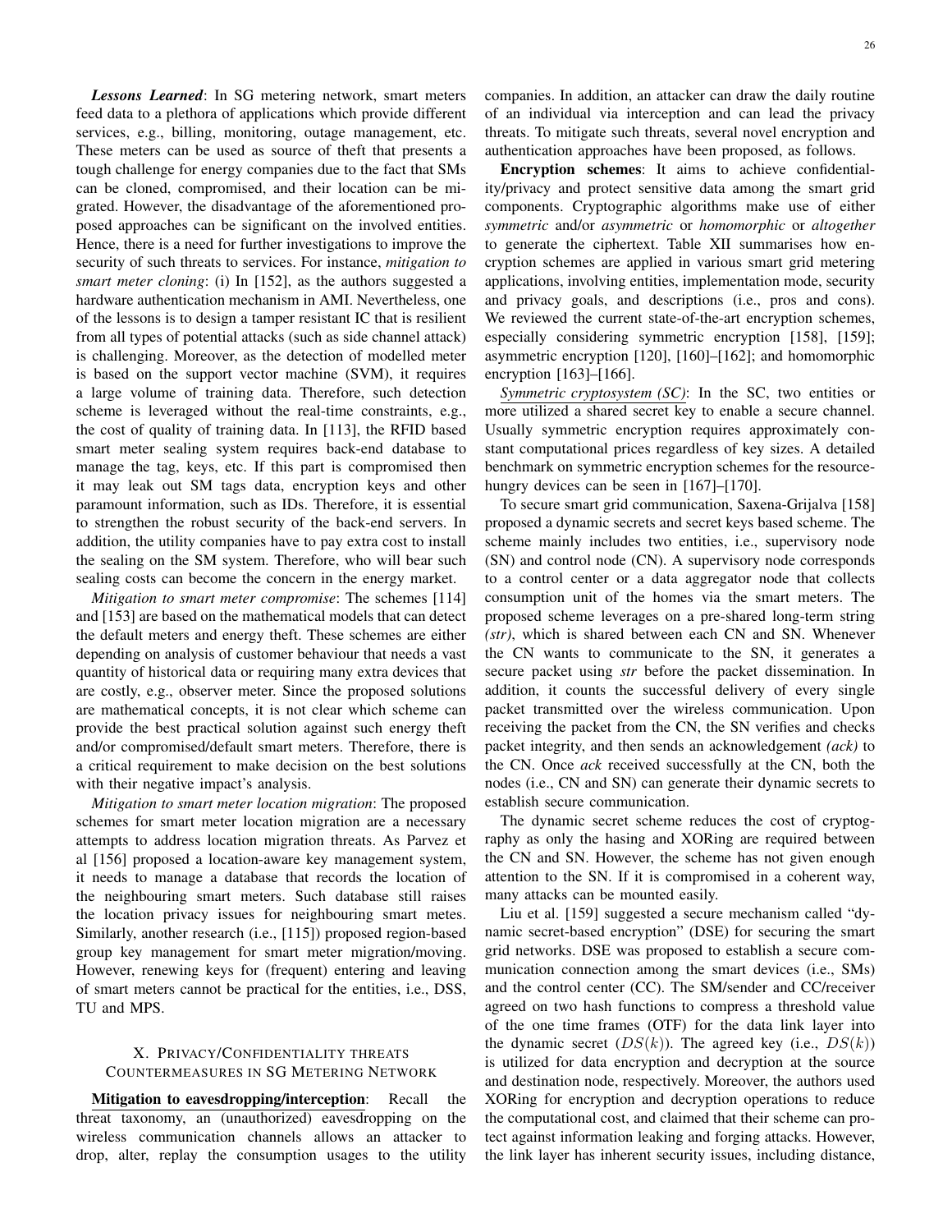***Lessons Learned***: In SG metering network, smart meters feed data to a plethora of applications which provide different services, e.g., billing, monitoring, outage management, etc. These meters can be used as source of theft that presents a tough challenge for energy companies due to the fact that SMs can be cloned, compromised, and their location can be migrated. However, the disadvantage of the aforementioned proposed approaches can be significant on the involved entities. Hence, there is a need for further investigations to improve the security of such threats to services. For instance, *mitigation to smart meter cloning*: (i) In [152], as the authors suggested a hardware authentication mechanism in AMI. Nevertheless, one of the lessons is to design a tamper resistant IC that is resilient from all types of potential attacks (such as side channel attack) is challenging. Moreover, as the detection of modelled meter is based on the support vector machine (SVM), it requires a large volume of training data. Therefore, such detection scheme is leveraged without the real-time constraints, e.g., the cost of quality of training data. In [113], the RFID based smart meter sealing system requires back-end database to manage the tag, keys, etc. If this part is compromised then it may leak out SM tags data, encryption keys and other paramount information, such as IDs. Therefore, it is essential to strengthen the robust security of the back-end servers. In addition, the utility companies have to pay extra cost to install the sealing on the SM system. Therefore, who will bear such sealing costs can become the concern in the energy market.

*Mitigation to smart meter compromise*: The schemes [114] and [153] are based on the mathematical models that can detect the default meters and energy theft. These schemes are either depending on analysis of customer behaviour that needs a vast quantity of historical data or requiring many extra devices that are costly, e.g., observer meter. Since the proposed solutions are mathematical concepts, it is not clear which scheme can provide the best practical solution against such energy theft and/or compromised/default smart meters. Therefore, there is a critical requirement to make decision on the best solutions with their negative impact's analysis.

*Mitigation to smart meter location migration*: The proposed schemes for smart meter location migration are a necessary attempts to address location migration threats. As Parvez et al [156] proposed a location-aware key management system, it needs to manage a database that records the location of the neighbouring smart meters. Such database still raises the location privacy issues for neighbouring smart metes. Similarly, another research (i.e., [115]) proposed region-based group key management for smart meter migration/moving. However, renewing keys for (frequent) entering and leaving of smart meters cannot be practical for the entities, i.e., DSS, TU and MPS.

## X. Privacy/Confidentiality threats Countermeasures in SG Metering Network

**Mitigation to eavesdropping/interception**: Recall the threat taxonomy, an (unauthorized) eavesdropping on the wireless communication channels allows an attacker to drop, alter, replay the consumption usages to the utility companies. In addition, an attacker can draw the daily routine of an individual via interception and can lead the privacy threats. To mitigate such threats, several novel encryption and authentication approaches have been proposed, as follows.

**Encryption schemes**: It aims to achieve confidentiality/privacy and protect sensitive data among the smart grid components. Cryptographic algorithms make use of either *symmetric* and/or *asymmetric* or *homomorphic* or *altogether* to generate the ciphertext. Table XII summarises how encryption schemes are applied in various smart grid metering applications, involving entities, implementation mode, security and privacy goals, and descriptions (i.e., pros and cons). We reviewed the current state-of-the-art encryption schemes, especially considering symmetric encryption [158], [159]; asymmetric encryption [120], [160]–[162]; and homomorphic encryption [163]–[166].

*Symmetric cryptosystem (SC)*: In the SC, two entities or more utilized a shared secret key to enable a secure channel. Usually symmetric encryption requires approximately constant computational prices regardless of key sizes. A detailed benchmark on symmetric encryption schemes for the resource-hungry devices can be seen in [167]–[170].

To secure smart grid communication, Saxena-Grijalva [158] proposed a dynamic secrets and secret keys based scheme. The scheme mainly includes two entities, i.e., supervisory node (SN) and control node (CN). A supervisory node corresponds to a control center or a data aggregator node that collects consumption unit of the homes via the smart meters. The proposed scheme leverages on a pre-shared long-term string *(str)*, which is shared between each CN and SN. Whenever the CN wants to communicate to the SN, it generates a secure packet using *str* before the packet dissemination. In addition, it counts the successful delivery of every single packet transmitted over the wireless communication. Upon receiving the packet from the CN, the SN verifies and checks packet integrity, and then sends an acknowledgement *(ack)* to the CN. Once *ack* received successfully at the CN, both the nodes (i.e., CN and SN) can generate their dynamic secrets to establish secure communication.

The dynamic secret scheme reduces the cost of cryptography as only the hasing and XORing are required between the CN and SN. However, the scheme has not given enough attention to the SN. If it is compromised in a coherent way, many attacks can be mounted easily.

Liu et al. [159] suggested a secure mechanism called "dynamic secret-based encryption" (DSE) for securing the smart grid networks. DSE was proposed to establish a secure communication connection among the smart devices (i.e., SMs) and the control center (CC). The SM/sender and CC/receiver agreed on two hash functions to compress a threshold value of the one time frames (OTF) for the data link layer into the dynamic secret ($DS(k)$). The agreed key (i.e., $DS(k)$) is utilized for data encryption and decryption at the source and destination node, respectively. Moreover, the authors used XORing for encryption and decryption operations to reduce the computational cost, and claimed that their scheme can protect against information leaking and forging attacks. However, the link layer has inherent security issues, including distance,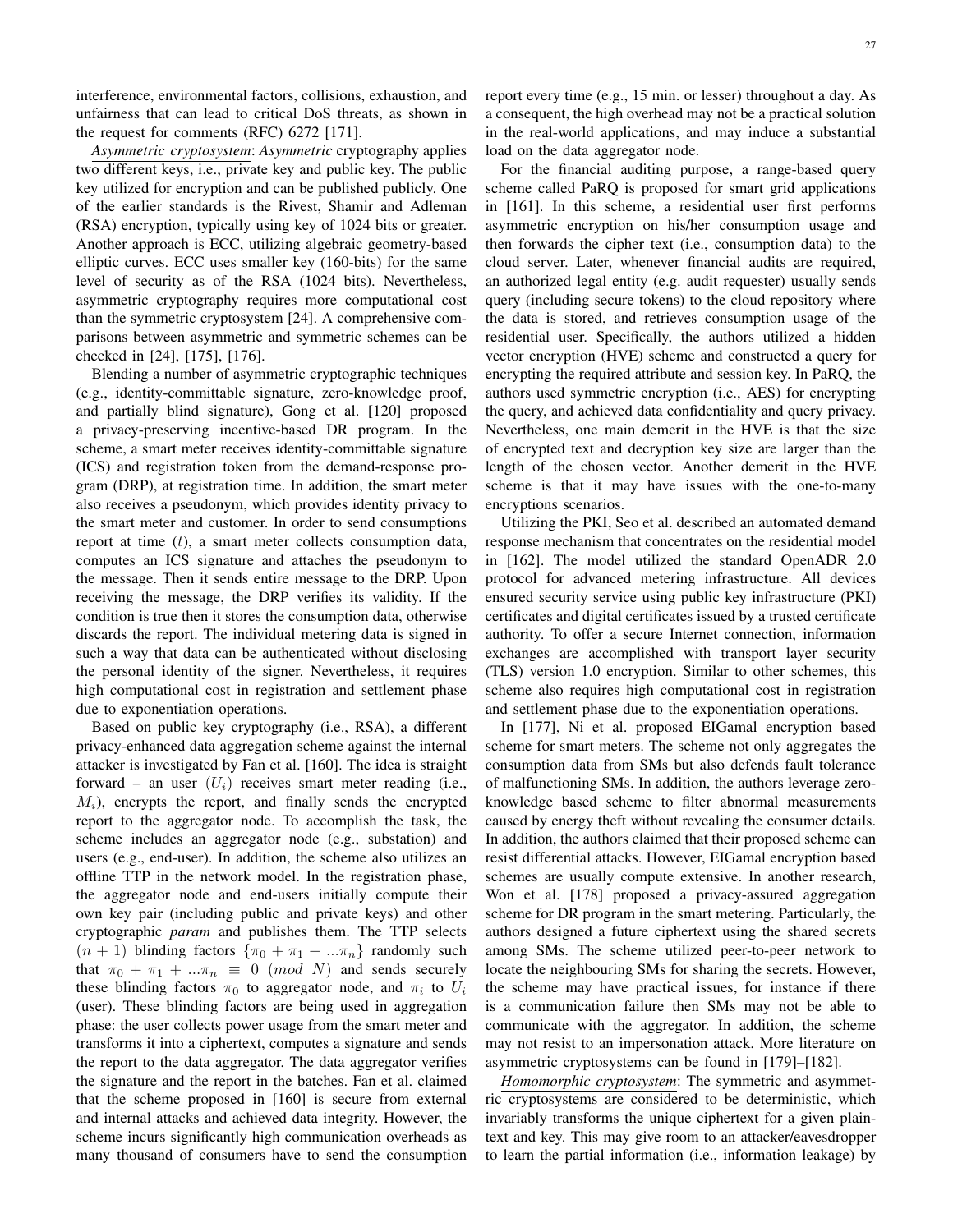interference, environmental factors, collisions, exhaustion, and unfairness that can lead to critical DoS threats, as shown in the request for comments (RFC) 6272 [171].

*Asymmetric cryptosystem*: *Asymmetric* cryptography applies two different keys, i.e., private key and public key. The public key utilized for encryption and can be published publicly. One of the earlier standards is the Rivest, Shamir and Adleman (RSA) encryption, typically using key of 1024 bits or greater. Another approach is ECC, utilizing algebraic geometry-based elliptic curves. ECC uses smaller key (160-bits) for the same level of security as of the RSA (1024 bits). Nevertheless, asymmetric cryptography requires more computational cost than the symmetric cryptosystem [24]. A comprehensive comparisons between asymmetric and symmetric schemes can be checked in [24], [175], [176].

Blending a number of asymmetric cryptographic techniques (e.g., identity-committable signature, zero-knowledge proof, and partially blind signature), Gong et al. [120] proposed a privacy-preserving incentive-based DR program. In the scheme, a smart meter receives identity-committable signature (ICS) and registration token from the demand-response program (DRP), at registration time. In addition, the smart meter also receives a pseudonym, which provides identity privacy to the smart meter and customer. In order to send consumptions report at time ($t$), a smart meter collects consumption data, computes an ICS signature and attaches the pseudonym to the message. Then it sends entire message to the DRP. Upon receiving the message, the DRP verifies its validity. If the condition is true then it stores the consumption data, otherwise discards the report. The individual metering data is signed in such a way that data can be authenticated without disclosing the personal identity of the signer. Nevertheless, it requires high computational cost in registration and settlement phase due to exponentiation operations.

Based on public key cryptography (i.e., RSA), a different privacy-enhanced data aggregation scheme against the internal attacker is investigated by Fan et al. [160]. The idea is straight forward – an user ($U_i$) receives smart meter reading (i.e., $M_i$), encrypts the report, and finally sends the encrypted report to the aggregator node. To accomplish the task, the scheme includes an aggregator node (e.g., substation) and users (e.g., end-user). In addition, the scheme also utilizes an offline TTP in the network model. In the registration phase, the aggregator node and end-users initially compute their own key pair (including public and private keys) and other cryptographic *param* and publishes them. The TTP selects $(n+1)$ blinding factors $\{\pi_0 + \pi_1 + ...\pi_n\}$ randomly such that $\pi_0 + \pi_1 + ...\pi_n \equiv 0 \ (mod\ N)$ and sends securely these blinding factors $\pi_0$ to aggregator node, and $\pi_i$ to $U_i$ (user). These blinding factors are being used in aggregation phase: the user collects power usage from the smart meter and transforms it into a ciphertext, computes a signature and sends the report to the data aggregator. The data aggregator verifies the signature and the report in the batches. Fan et al. claimed that the scheme proposed in [160] is secure from external and internal attacks and achieved data integrity. However, the scheme incurs significantly high communication overheads as many thousand of consumers have to send the consumption report every time (e.g., 15 min. or lesser) throughout a day. As a consequent, the high overhead may not be a practical solution in the real-world applications, and may induce a substantial load on the data aggregator node.

For the financial auditing purpose, a range-based query scheme called PaRQ is proposed for smart grid applications in [161]. In this scheme, a residential user first performs asymmetric encryption on his/her consumption usage and then forwards the cipher text (i.e., consumption data) to the cloud server. Later, whenever financial audits are required, an authorized legal entity (e.g. audit requester) usually sends query (including secure tokens) to the cloud repository where the data is stored, and retrieves consumption usage of the residential user. Specifically, the authors utilized a hidden vector encryption (HVE) scheme and constructed a query for encrypting the required attribute and session key. In PaRQ, the authors used symmetric encryption (i.e., AES) for encrypting the query, and achieved data confidentiality and query privacy. Nevertheless, one main demerit in the HVE is that the size of encrypted text and decryption key size are larger than the length of the chosen vector. Another demerit in the HVE scheme is that it may have issues with the one-to-many encryptions scenarios.

Utilizing the PKI, Seo et al. described an automated demand response mechanism that concentrates on the residential model in [162]. The model utilized the standard OpenADR 2.0 protocol for advanced metering infrastructure. All devices ensured security service using public key infrastructure (PKI) certificates and digital certificates issued by a trusted certificate authority. To offer a secure Internet connection, information exchanges are accomplished with transport layer security (TLS) version 1.0 encryption. Similar to other schemes, this scheme also requires high computational cost in registration and settlement phase due to the exponentiation operations.

In [177], Ni et al. proposed EIGamal encryption based scheme for smart meters. The scheme not only aggregates the consumption data from SMs but also defends fault tolerance of malfunctioning SMs. In addition, the authors leverage zero-knowledge based scheme to filter abnormal measurements caused by energy theft without revealing the consumer details. In addition, the authors claimed that their proposed scheme can resist differential attacks. However, EIGamal encryption based schemes are usually compute extensive. In another research, Won et al. [178] proposed a privacy-assured aggregation scheme for DR program in the smart metering. Particularly, the authors designed a future ciphertext using the shared secrets among SMs. The scheme utilized peer-to-peer network to locate the neighbouring SMs for sharing the secrets. However, the scheme may have practical issues, for instance if there is a communication failure then SMs may not be able to communicate with the aggregator. In addition, the scheme may not resist to an impersonation attack. More literature on asymmetric cryptosystems can be found in [179]–[182].

*Homomorphic cryptosystem*: The symmetric and asymmetric cryptosystems are considered to be deterministic, which invariably transforms the unique ciphertext for a given plaintext and key. This may give room to an attacker/eavesdropper to learn the partial information (i.e., information leakage) by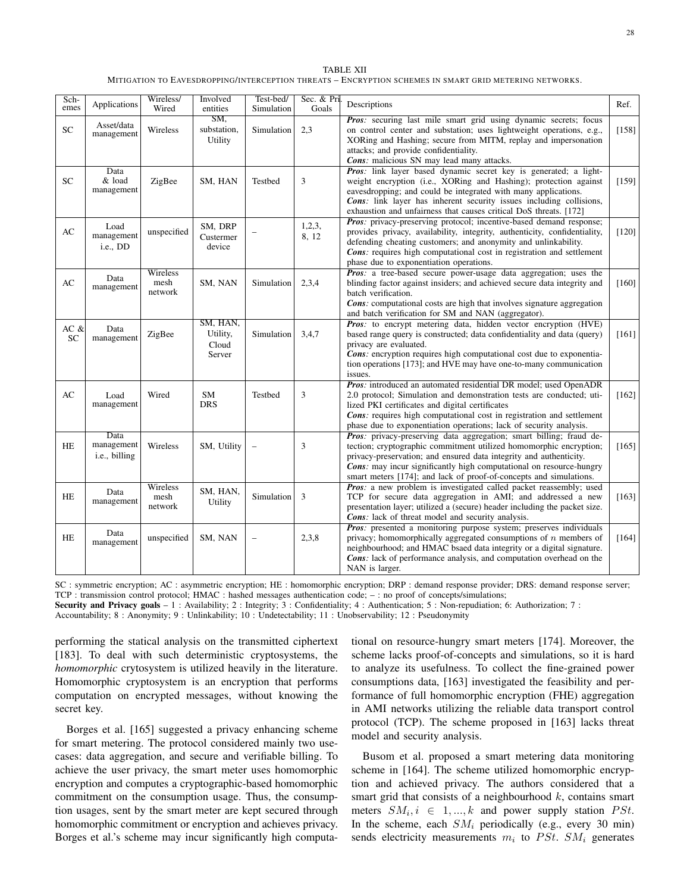TABLE XII

MITIGATION TO EAVESDROPPING/INTERCEPTION THREATS – ENCRYPTION SCHEMES IN SMART GRID METERING NETWORKS.

| Sch-emes | Applications | Wireless/ Wired | Involved entities | Test-bed/ Simulation | Sec. & Pri. Goals | Descriptions | Ref. |
|---|---|---|---|---|---|---|---|
| SC | Asset/data management | Wireless | SM, substation, Utility | Simulation | 2,3 | ***Pros:*** securing last mile smart grid using dynamic secrets; focus on control center and substation; uses lightweight operations, e.g., XORing and Hashing; secure from MITM, replay and impersonation attacks; and provide confidentiality. ***Cons:*** malicious SN may lead many attacks. | [158] |
| SC | Data & load management | ZigBee | SM, HAN | Testbed | 3 | ***Pros:*** link layer based dynamic secret key is generated; a lightweight encryption (i.e., XORing and Hashing); protection against eavesdropping; and could be integrated with many applications. ***Cons:*** link layer has inherent security issues including collisions, exhaustion and unfairness that causes critical DoS threats. [172] | [159] |
| AC | Load management i.e., DD | unspecified | SM, DRP Custermer device | – | 1,2,3, 8, 12 | ***Pros:*** privacy-preserving protocol; incentive-based demand response; provides privacy, availability, integrity, authenticity, confidentiality, defending cheating customers; and anonymity and unlinkability. ***Cons:*** requires high computational cost in registration and settlement phase due to exponentiation operations. | [120] |
| AC | Data management | Wireless mesh network | SM, NAN | Simulation | 2,3,4 | ***Pros:*** a tree-based secure power-usage data aggregation; uses the blinding factor against insiders; and achieved secure data integrity and batch verification. ***Cons:*** computational costs are high that involves signature aggregation and batch verification for SM and NAN (aggregator). | [160] |
| AC & SC | Data management | ZigBee | SM, HAN, Utility, Cloud Server | Simulation | 3,4,7 | ***Pros:*** to encrypt metering data, hidden vector encryption (HVE) based range query is constructed; data confidentiality and data (query) privacy are evaluated. ***Cons:*** encryption requires high computational cost due to exponentiation operations [173]; and HVE may have one-to-many communication issues. | [161] |
| AC | Load management | Wired | SM DRS | Testbed | 3 | ***Pros:*** introduced an automated residential DR model; used OpenADR 2.0 protocol; Simulation and demonstration tests are conducted; utilized PKI certificates and digital certificates ***Cons:*** requires high computational cost in registration and settlement phase due to exponentiation operations; lack of security analysis. | [162] |
| HE | Data management i.e., billing | Wireless | SM, Utility | – | 3 | ***Pros:*** privacy-preserving data aggregation; smart billing; fraud detection; cryptographic commitment utilized homomorphic encryption; privacy-preservation; and ensured data integrity and authenticity. ***Cons:*** may incur significantly high computational on resource-hungry smart meters [174]; and lack of proof-of-concepts and simulations. | [165] |
| HE | Data management | Wireless mesh network | SM, HAN, Utility | Simulation | 3 | ***Pros:*** a new problem is investigated called packet reassembly; used TCP for secure data aggregation in AMI; and addressed a new presentation layer; utilized a (secure) header including the packet size. ***Cons:*** lack of threat model and security analysis. | [163] |
| HE | Data management | unspecified | SM, NAN | – | 2,3,8 | ***Pros:*** presented a monitoring purpose system; preserves individuals privacy; homomorphically aggregated consumptions of $n$ members of neighbourhood; and HMAC bsaed data integrity or a digital signature. ***Cons:*** lack of performance analysis, and computation overhead on the NAN is larger. | [164] |

SC : symmetric encryption; AC : asymmetric encryption; HE : homomorphic encryption; DRP : demand response provider; DRS: demand response server; TCP : transmission control protocol; HMAC : hashed messages authentication code; – : no proof of concepts/simulations;
**Security and Privacy goals** – 1 : Availability; 2 : Integrity; 3 : Confidentiality; 4 : Authentication; 5 : Non-repudiation; 6: Authorization; 7 : Accountability; 8 : Anonymity; 9 : Unlinkability; 10 : Undetectability; 11 : Unobservability; 12 : Pseudonymity

performing the statical analysis on the transmitted ciphertext [183]. To deal with such deterministic cryptosystems, the *homomorphic* crytosystem is utilized heavily in the literature. Homomorphic cryptosystem is an encryption that performs computation on encrypted messages, without knowing the secret key.

Borges et al. [165] suggested a privacy enhancing scheme for smart metering. The protocol considered mainly two use-cases: data aggregation, and secure and verifiable billing. To achieve the user privacy, the smart meter uses homomorphic encryption and computes a cryptographic-based homomorphic commitment on the consumption usage. Thus, the consumption usages, sent by the smart meter are kept secured through homomorphic commitment or encryption and achieves privacy. Borges et al.'s scheme may incur significantly high computational on resource-hungry smart meters [174]. Moreover, the scheme lacks proof-of-concepts and simulations, so it is hard to analyze its usefulness. To collect the fine-grained power consumptions data, [163] investigated the feasibility and performance of full homomorphic encryption (FHE) aggregation in AMI networks utilizing the reliable data transport control protocol (TCP). The scheme proposed in [163] lacks threat model and security analysis.

Busom et al. proposed a smart metering data monitoring scheme in [164]. The scheme utilized homomorphic encryption and achieved privacy. The authors considered that a smart grid that consists of a neighbourhood $k$, contains smart meters $SM_i, i \in 1, ..., k$ and power supply station $PSt$. In the scheme, each $SM_i$ periodically (e.g., every 30 min) sends electricity measurements $m_i$ to $PSt$. $SM_i$ generates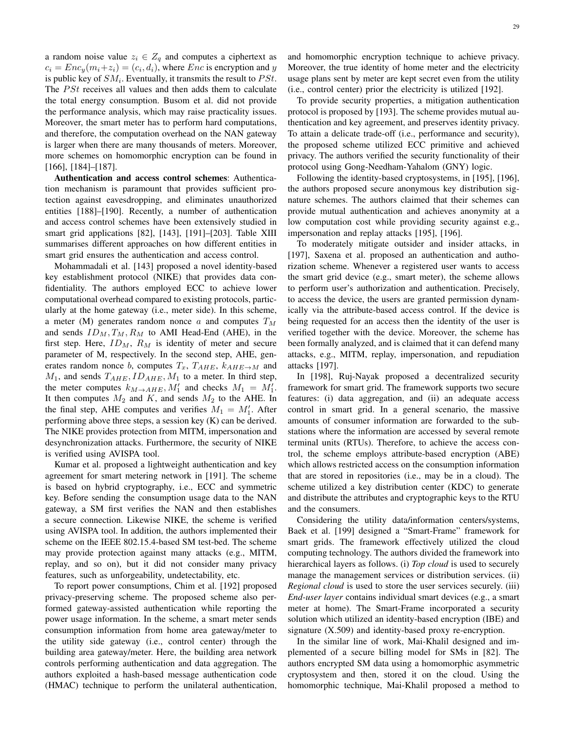a random noise value $z_i \in Z_q$ and computes a ciphertext as $c_i = Enc_y(m_i+z_i) = (c_i, d_i)$, where $Enc$ is encryption and $y$ is public key of $SM_i$. Eventually, it transmits the result to $PSt$. The $PSt$ receives all values and then adds them to calculate the total energy consumption. Busom et al. did not provide the performance analysis, which may raise practicality issues. Moreover, the smart meter has to perform hard computations, and therefore, the computation overhead on the NAN gateway is larger when there are many thousands of meters. Moreover, more schemes on homomorphic encryption can be found in [166], [184]–[187].

**Authentication and access control schemes**: Authentication mechanism is paramount that provides sufficient protection against eavesdropping, and eliminates unauthorized entities [188]–[190]. Recently, a number of authentication and access control schemes have been extensively studied in smart grid applications [82], [143], [191]–[203]. Table XIII summarises different approaches on how different entities in smart grid ensures the authentication and access control.

Mohammadali et al. [143] proposed a novel identity-based key establishment protocol (NIKE) that provides data confidentiality. The authors employed ECC to achieve lower computational overhead compared to existing protocols, particularly at the home gateway (i.e., meter side). In this scheme, a meter (M) generates random nonce $a$ and computes $T_M$ and sends $ID_M, T_M, R_M$ to AMI Head-End (AHE), in the first step. Here, $ID_M$, $R_M$ is identity of meter and secure parameter of M, respectively. In the second step, AHE, generates random nonce $b$, computes $T_x$, $T_{AHE}$, $k_{AHE \rightarrow M}$ and $M_1$, and sends $T_{AHE}, ID_{AHE}, M_1$ to a meter. In third step, the meter computes $k_{M \rightarrow AHE}, M_1'$ and checks $M_1 = M_1'$. It then computes $M_2$ and $K$, and sends $M_2$ to the AHE. In the final step, AHE computes and verifies $M_1 = M_1'$. After performing above three steps, a session key (K) can be derived. The NIKE provides protection from MITM, impersonation and desynchronization attacks. Furthermore, the security of NIKE is verified using AVISPA tool.

Kumar et al. proposed a lightweight authentication and key agreement for smart metering network in [191]. The scheme is based on hybrid cryptography, i.e., ECC and symmetric key. Before sending the consumption usage data to the NAN gateway, a SM first verifies the NAN and then establishes a secure connection. Likewise NIKE, the scheme is verified using AVISPA tool. In addition, the authors implemented their scheme on the IEEE 802.15.4-based SM test-bed. The scheme may provide protection against many attacks (e.g., MITM, replay, and so on), but it did not consider many privacy features, such as unforgeability, undetectability, etc.

To report power consumptions, Chim et al. [192] proposed privacy-preserving scheme. The proposed scheme also performed gateway-assisted authentication while reporting the power usage information. In the scheme, a smart meter sends consumption information from home area gateway/meter to the utility side gateway (i.e., control center) through the building area gateway/meter. Here, the building area network controls performing authentication and data aggregation. The authors exploited a hash-based message authentication code (HMAC) technique to perform the unilateral authentication, and homomorphic encryption technique to achieve privacy. Moreover, the true identity of home meter and the electricity usage plans sent by meter are kept secret even from the utility (i.e., control center) prior the electricity is utilized [192].

To provide security properties, a mitigation authentication protocol is proposed by [193]. The scheme provides mutual authentication and key agreement, and preserves identity privacy. To attain a delicate trade-off (i.e., performance and security), the proposed scheme utilized ECC primitive and achieved privacy. The authors verified the security functionality of their protocol using Gong-Needham-Yahalom (GNY) logic.

Following the identity-based cryptosystems, in [195], [196], the authors proposed secure anonymous key distribution signature schemes. The authors claimed that their schemes can provide mutual authentication and achieves anonymity at a low computation cost while providing security against e.g., impersonation and replay attacks [195], [196].

To moderately mitigate outsider and insider attacks, in [197], Saxena et al. proposed an authentication and authorization scheme. Whenever a registered user wants to access the smart grid device (e.g., smart meter), the scheme allows to perform user's authorization and authentication. Precisely, to access the device, the users are granted permission dynamically via the attribute-based access control. If the device is being requested for an access then the identity of the user is verified together with the device. Moreover, the scheme has been formally analyzed, and is claimed that it can defend many attacks, e.g., MITM, replay, impersonation, and repudiation attacks [197].

In [198], Ruj-Nayak proposed a decentralized security framework for smart grid. The framework supports two secure features: (i) data aggregation, and (ii) an adequate access control in smart grid. In a general scenario, the massive amounts of consumer information are forwarded to the substations where the information are accessed by several remote terminal units (RTUs). Therefore, to achieve the access control, the scheme employs attribute-based encryption (ABE) which allows restricted access on the consumption information that are stored in repositories (i.e., may be in a cloud). The scheme utilized a key distribution center (KDC) to generate and distribute the attributes and cryptographic keys to the RTU and the consumers.

Considering the utility data/information centers/systems, Baek et al. [199] designed a "Smart-Frame" framework for smart grids. The framework effectively utilized the cloud computing technology. The authors divided the framework into hierarchical layers as follows. (i) *Top cloud* is used to securely manage the management services or distribution services. (ii) *Regional cloud* is used to store the user services securely. (iii) *End-user layer* contains individual smart devices (e.g., a smart meter at home). The Smart-Frame incorporated a security solution which utilized an identity-based encryption (IBE) and signature (X.509) and identity-based proxy re-encryption.

In the similar line of work, Mai-Khalil designed and implemented of a secure billing model for SMs in [82]. The authors encrypted SM data using a homomorphic asymmetric cryptosystem and then, stored it on the cloud. Using the homomorphic technique, Mai-Khalil proposed a method to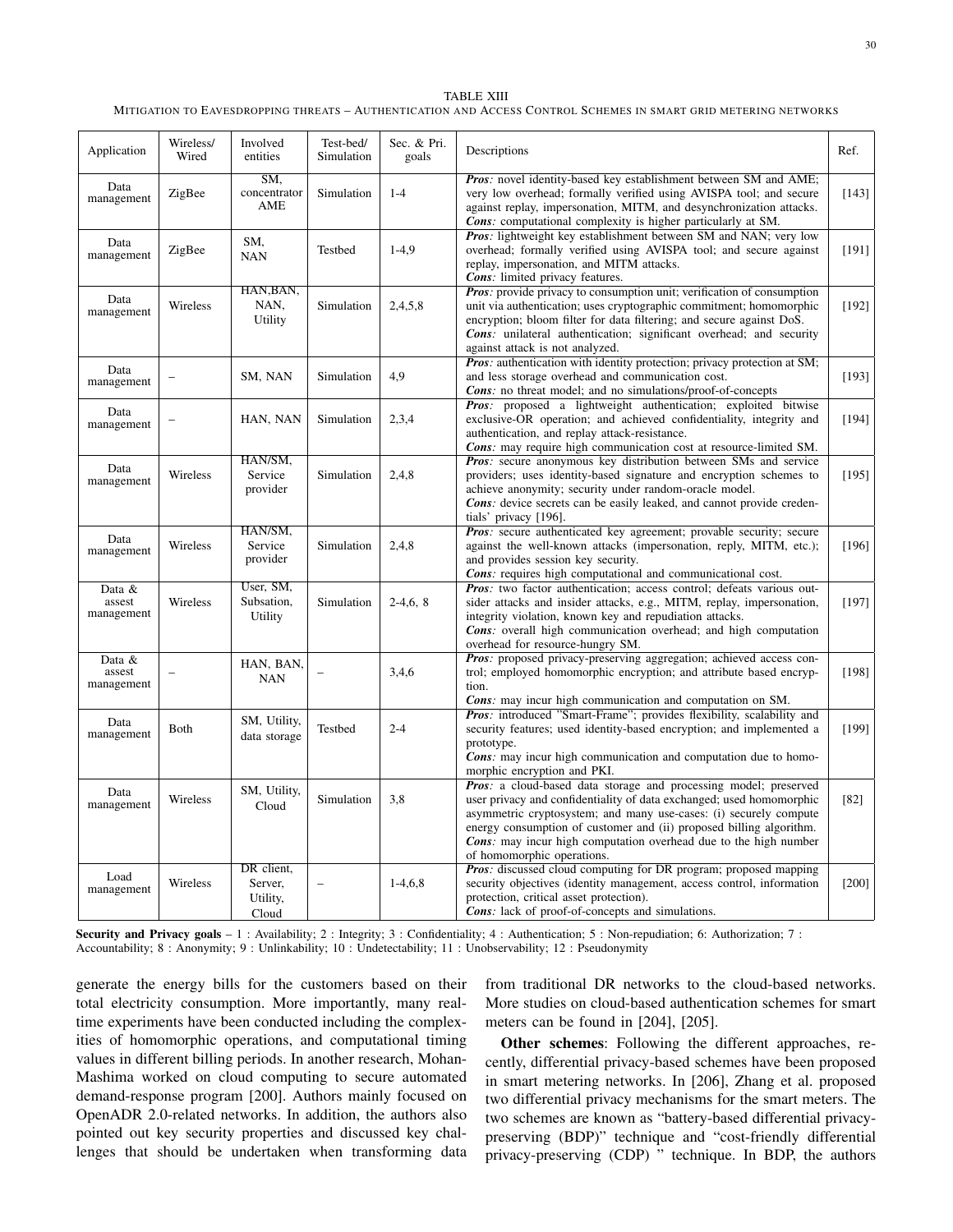TABLE XIII

MITIGATION TO EAVESDROPPING THREATS – AUTHENTICATION AND ACCESS CONTROL SCHEMES IN SMART GRID METERING NETWORKS

| Application | Wireless/ Wired | Involved entities | Test-bed/ Simulation | Sec. & Pri. goals | Descriptions | Ref. |
|---|---|---|---|---|---|---|
| Data management | ZigBee | SM, concentrator AME | Simulation | 1-4 | ***Pros:*** novel identity-based key establishment between SM and AME; very low overhead; formally verified using AVISPA tool; and secure against replay, impersonation, MITM, and desynchronization attacks. ***Cons:*** computational complexity is higher particularly at SM. | [143] |
| Data management | ZigBee | SM, NAN | Testbed | 1-4,9 | ***Pros:*** lightweight key establishment between SM and NAN; very low overhead; formally verified using AVISPA tool; and secure against replay, impersonation, and MITM attacks. ***Cons:*** limited privacy features. | [191] |
| Data management | Wireless | HAN,BAN, NAN, Utility | Simulation | 2,4,5,8 | ***Pros:*** provide privacy to consumption unit; verification of consumption unit via authentication; uses cryptographic commitment; homomorphic encryption; bloom filter for data filtering; and secure against DoS. ***Cons:*** unilateral authentication; significant overhead; and security against attack is not analyzed. | [192] |
| Data management | – | SM, NAN | Simulation | 4,9 | ***Pros:*** authentication with identity protection; privacy protection at SM; and less storage overhead and communication cost. ***Cons:*** no threat model; and no simulations/proof-of-concepts | [193] |
| Data management | – | HAN, NAN | Simulation | 2,3,4 | ***Pros:*** proposed a lightweight authentication; exploited bitwise exclusive-OR operation; and achieved confidentiality, integrity and authentication, and replay attack-resistance. ***Cons:*** may require high communication cost at resource-limited SM. | [194] |
| Data management | Wireless | HAN/SM, Service provider | Simulation | 2,4,8 | ***Pros:*** secure anonymous key distribution between SMs and service providers; uses identity-based signature and encryption schemes to achieve anonymity; security under random-oracle model. ***Cons:*** device secrets can be easily leaked, and cannot provide credentials' privacy [196]. | [195] |
| Data management | Wireless | HAN/SM, Service provider | Simulation | 2,4,8 | ***Pros:*** secure authenticated key agreement; provable security; secure against the well-known attacks (impersonation, reply, MITM, etc.); and provides session key security. ***Cons:*** requires high computational and communicational cost. | [196] |
| Data & assest management | Wireless | User, SM, Subsation, Utility | Simulation | 2-4,6, 8 | ***Pros:*** two factor authentication; access control; defeats various outsider attacks and insider attacks, e.g., MITM, replay, impersonation, integrity violation, known key and repudiation attacks. ***Cons:*** overall high communication overhead; and high computation overhead for resource-hungry SM. | [197] |
| Data & assest management | – | HAN, BAN, NAN | – | 3,4,6 | ***Pros:*** proposed privacy-preserving aggregation; achieved access control; employed homomorphic encryption; and attribute based encryption. ***Cons:*** may incur high communication and computation on SM. | [198] |
| Data management | Both | SM, Utility, data storage | Testbed | 2-4 | ***Pros:*** introduced "Smart-Frame"; provides flexibility, scalability and security features; used identity-based encryption; and implemented a prototype. ***Cons:*** may incur high communication and computation due to homomorphic encryption and PKI. | [199] |
| Data management | Wireless | SM, Utility, Cloud | Simulation | 3,8 | ***Pros:*** a cloud-based data storage and processing model; preserved user privacy and confidentiality of data exchanged; used homomorphic asymmetric cryptosystem; and many use-cases: (i) securely compute energy consumption of customer and (ii) proposed billing algorithm. ***Cons:*** may incur high computation overhead due to the high number of homomorphic operations. | [82] |
| Load management | Wireless | DR client, Server, Utility, Cloud | – | 1-4,6,8 | ***Pros:*** discussed cloud computing for DR program; proposed mapping security objectives (identity management, access control, information protection, critical asset protection). ***Cons:*** lack of proof-of-concepts and simulations. | [200] |

**Security and Privacy goals** – 1 : Availability; 2 : Integrity; 3 : Confidentiality; 4 : Authentication; 5 : Non-repudiation; 6: Authorization; 7 : Accountability; 8 : Anonymity; 9 : Unlinkability; 10 : Undetectability; 11 : Unobservability; 12 : Pseudonymity

generate the energy bills for the customers based on their total electricity consumption. More importantly, many real-time experiments have been conducted including the complexities of homomorphic operations, and computational timing values in different billing periods. In another research, Mohan-Mashima worked on cloud computing to secure automated demand-response program [200]. Authors mainly focused on OpenADR 2.0-related networks. In addition, the authors also pointed out key security properties and discussed key challenges that should be undertaken when transforming data from traditional DR networks to the cloud-based networks. More studies on cloud-based authentication schemes for smart meters can be found in [204], [205].

**Other schemes**: Following the different approaches, recently, differential privacy-based schemes have been proposed in smart metering networks. In [206], Zhang et al. proposed two differential privacy mechanisms for the smart meters. The two schemes are known as "battery-based differential privacy-preserving (BDP)" technique and "cost-friendly differential privacy-preserving (CDP) " technique. In BDP, the authors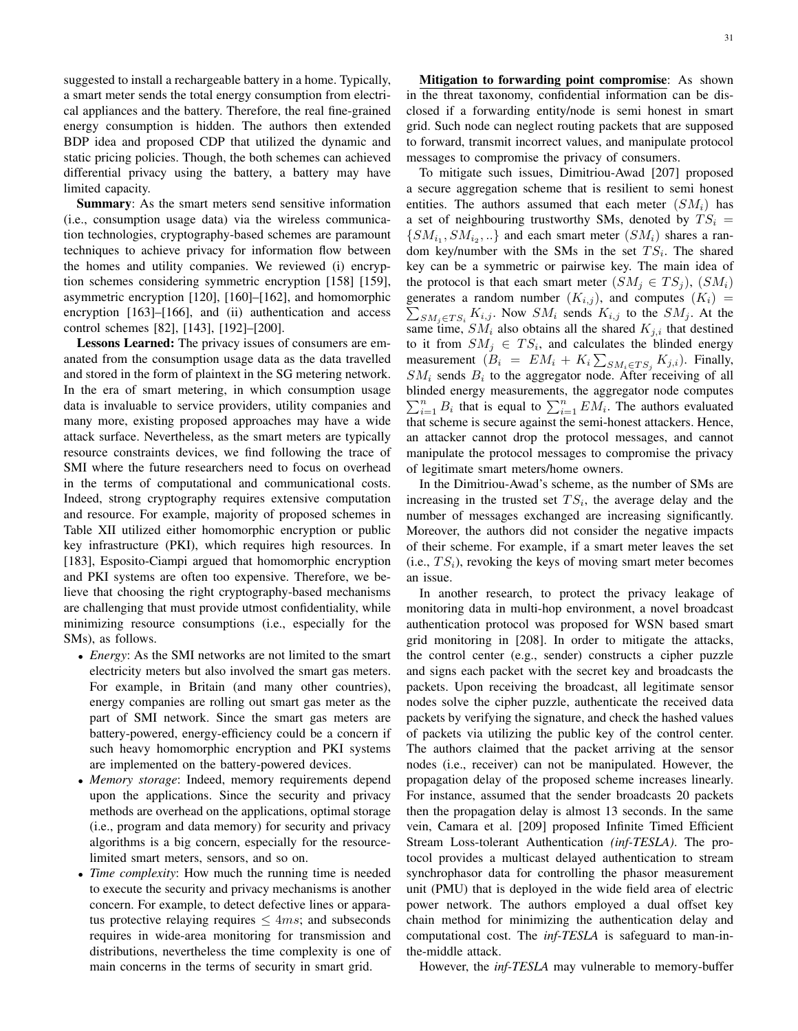suggested to install a rechargeable battery in a home. Typically, a smart meter sends the total energy consumption from electrical appliances and the battery. Therefore, the real fine-grained energy consumption is hidden. The authors then extended BDP idea and proposed CDP that utilized the dynamic and static pricing policies. Though, the both schemes can achieved differential privacy using the battery, a battery may have limited capacity.

**Summary**: As the smart meters send sensitive information (i.e., consumption usage data) via the wireless communication technologies, cryptography-based schemes are paramount techniques to achieve privacy for information flow between the homes and utility companies. We reviewed (i) encryption schemes considering symmetric encryption [158] [159], asymmetric encryption [120], [160]–[162], and homomorphic encryption [163]–[166], and (ii) authentication and access control schemes [82], [143], [192]–[200].

**Lessons Learned:** The privacy issues of consumers are emanated from the consumption usage data as the data travelled and stored in the form of plaintext in the SG metering network. In the era of smart metering, in which consumption usage data is invaluable to service providers, utility companies and many more, existing proposed approaches may have a wide attack surface. Nevertheless, as the smart meters are typically resource constraints devices, we find following the trace of SMI where the future researchers need to focus on overhead in the terms of computational and communicational costs. Indeed, strong cryptography requires extensive computation and resource. For example, majority of proposed schemes in Table XII utilized either homomorphic encryption or public key infrastructure (PKI), which requires high resources. In [183], Esposito-Ciampi argued that homomorphic encryption and PKI systems are often too expensive. Therefore, we believe that choosing the right cryptography-based mechanisms are challenging that must provide utmost confidentiality, while minimizing resource consumptions (i.e., especially for the SMs), as follows.

- *Energy*: As the SMI networks are not limited to the smart electricity meters but also involved the smart gas meters. For example, in Britain (and many other countries), energy companies are rolling out smart gas meter as the part of SMI network. Since the smart gas meters are battery-powered, energy-efficiency could be a concern if such heavy homomorphic encryption and PKI systems are implemented on the battery-powered devices.
- *Memory storage*: Indeed, memory requirements depend upon the applications. Since the security and privacy methods are overhead on the applications, optimal storage (i.e., program and data memory) for security and privacy algorithms is a big concern, especially for the resource-limited smart meters, sensors, and so on.
- *Time complexity*: How much the running time is needed to execute the security and privacy mechanisms is another concern. For example, to detect defective lines or apparatus protective relaying requires $\leq 4ms$; and subseconds requires in wide-area monitoring for transmission and distributions, nevertheless the time complexity is one of main concerns in the terms of security in smart grid.

**Mitigation to forwarding point compromise**: As shown in the threat taxonomy, confidential information can be disclosed if a forwarding entity/node is semi honest in smart grid. Such node can neglect routing packets that are supposed to forward, transmit incorrect values, and manipulate protocol messages to compromise the privacy of consumers.

To mitigate such issues, Dimitriou-Awad [207] proposed a secure aggregation scheme that is resilient to semi honest entities. The authors assumed that each meter $(SM_i)$ has a set of neighbouring trustworthy SMs, denoted by $TS_i = \{SM_{i_1}, SM_{i_2}, ..\}$ and each smart meter $(SM_i)$ shares a random key/number with the SMs in the set $TS_i$. The shared key can be a symmetric or pairwise key. The main idea of the protocol is that each smart meter $(SM_j \in TS_j)$, $(SM_i)$ generates a random number $(K_{i,j})$, and computes $(K_i) = \sum_{SM_j \in TS_i} K_{i,j}$. Now $SM_i$ sends $K_{i,j}$ to the $SM_j$. At the same time, $SM_i$ also obtains all the shared $K_{j,i}$ that destined to it from $SM_j \in TS_i$, and calculates the blinded energy measurement $(B_i = EM_i + K_i \sum_{SM_i \in TS_j} K_{j,i})$. Finally, $SM_i$ sends $B_i$ to the aggregator node. After receiving of all blinded energy measurements, the aggregator node computes $\sum_{i=1}^{n} B_i$ that is equal to $\sum_{i=1}^{n} EM_i$. The authors evaluated that scheme is secure against the semi-honest attackers. Hence, an attacker cannot drop the protocol messages, and cannot manipulate the protocol messages to compromise the privacy of legitimate smart meters/home owners.

In the Dimitriou-Awad's scheme, as the number of SMs are increasing in the trusted set $TS_i$, the average delay and the number of messages exchanged are increasing significantly. Moreover, the authors did not consider the negative impacts of their scheme. For example, if a smart meter leaves the set (i.e., $TS_i$), revoking the keys of moving smart meter becomes an issue.

In another research, to protect the privacy leakage of monitoring data in multi-hop environment, a novel broadcast authentication protocol was proposed for WSN based smart grid monitoring in [208]. In order to mitigate the attacks, the control center (e.g., sender) constructs a cipher puzzle and signs each packet with the secret key and broadcasts the packets. Upon receiving the broadcast, all legitimate sensor nodes solve the cipher puzzle, authenticate the received data packets by verifying the signature, and check the hashed values of packets via utilizing the public key of the control center. The authors claimed that the packet arriving at the sensor nodes (i.e., receiver) can not be manipulated. However, the propagation delay of the proposed scheme increases linearly. For instance, assumed that the sender broadcasts 20 packets then the propagation delay is almost 13 seconds. In the same vein, Camara et al. [209] proposed Infinite Timed Efficient Stream Loss-tolerant Authentication *(inf-TESLA)*. The protocol provides a multicast delayed authentication to stream synchrophasor data for controlling the phasor measurement unit (PMU) that is deployed in the wide field area of electric power network. The authors employed a dual offset key chain method for minimizing the authentication delay and computational cost. The *inf-TESLA* is safeguard to man-in-the-middle attack.

However, the *inf-TESLA* may vulnerable to memory-buffer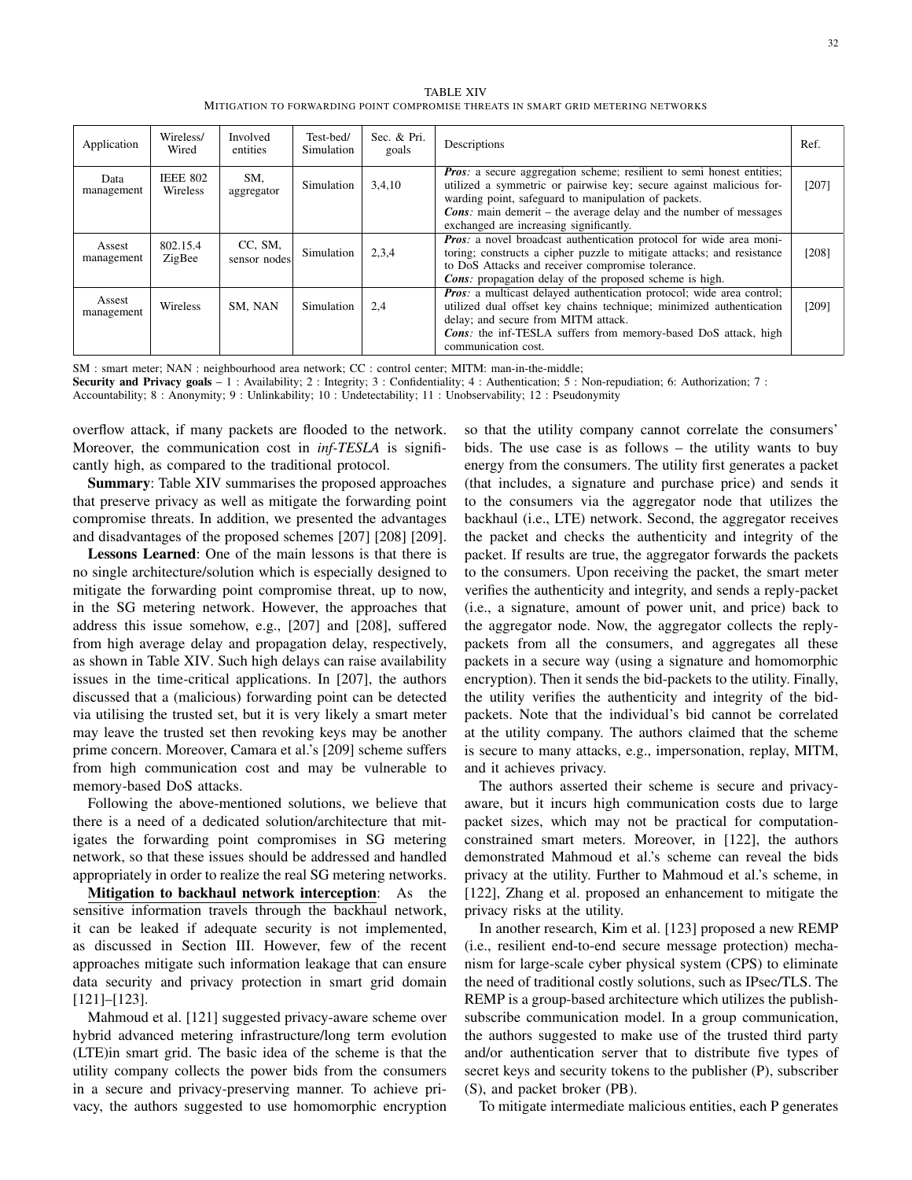TABLE XIV

MITIGATION TO FORWARDING POINT COMPROMISE THREATS IN SMART GRID METERING NETWORKS

| Application | Wireless/ Wired | Involved entities | Test-bed/ Simulation | Sec. & Pri. goals | Descriptions | Ref. |
|---|---|---|---|---|---|---|
| Data management | IEEE 802 Wireless | SM, aggregator | Simulation | 3,4,10 | ***Pros:*** a secure aggregation scheme; resilient to semi honest entities; utilized a symmetric or pairwise key; secure against malicious forwarding point, safeguard to manipulation of packets. ***Cons:*** main demerit – the average delay and the number of messages exchanged are increasing significantly. | [207] |
| Assest management | 802.15.4 ZigBee | CC, SM, sensor nodes | Simulation | 2,3,4 | ***Pros:*** a novel broadcast authentication protocol for wide area monitoring; constructs a cipher puzzle to mitigate attacks; and resistance to DoS Attacks and receiver compromise tolerance. ***Cons:*** propagation delay of the proposed scheme is high. | [208] |
| Assest management | Wireless | SM, NAN | Simulation | 2,4 | ***Pros:*** a multicast delayed authentication protocol; wide area control; utilized dual offset key chains technique; minimized authentication delay; and secure from MITM attack. ***Cons:*** the inf-TESLA suffers from memory-based DoS attack, high communication cost. | [209] |

SM : smart meter; NAN : neighbourhood area network; CC : control center; MITM: man-in-the-middle;
**Security and Privacy goals** – 1 : Availability; 2 : Integrity; 3 : Confidentiality; 4 : Authentication; 5 : Non-repudiation; 6: Authorization; 7 : Accountability; 8 : Anonymity; 9 : Unlinkability; 10 : Undetectability; 11 : Unobservability; 12 : Pseudonymity

overflow attack, if many packets are flooded to the network. Moreover, the communication cost in *inf-TESLA* is significantly high, as compared to the traditional protocol.

**Summary**: Table XIV summarises the proposed approaches that preserve privacy as well as mitigate the forwarding point compromise threats. In addition, we presented the advantages and disadvantages of the proposed schemes [207] [208] [209].

**Lessons Learned**: One of the main lessons is that there is no single architecture/solution which is especially designed to mitigate the forwarding point compromise threat, up to now, in the SG metering network. However, the approaches that address this issue somehow, e.g., [207] and [208], suffered from high average delay and propagation delay, respectively, as shown in Table XIV. Such high delays can raise availability issues in the time-critical applications. In [207], the authors discussed that a (malicious) forwarding point can be detected via utilising the trusted set, but it is very likely a smart meter may leave the trusted set then revoking keys may be another prime concern. Moreover, Camara et al.'s [209] scheme suffers from high communication cost and may be vulnerable to memory-based DoS attacks.

Following the above-mentioned solutions, we believe that there is a need of a dedicated solution/architecture that mitigates the forwarding point compromises in SG metering network, so that these issues should be addressed and handled appropriately in order to realize the real SG metering networks.

**Mitigation to backhaul network interception**: As the sensitive information travels through the backhaul network, it can be leaked if adequate security is not implemented, as discussed in Section III. However, few of the recent approaches mitigate such information leakage that can ensure data security and privacy protection in smart grid domain [121]–[123].

Mahmoud et al. [121] suggested privacy-aware scheme over hybrid advanced metering infrastructure/long term evolution (LTE)in smart grid. The basic idea of the scheme is that the utility company collects the power bids from the consumers in a secure and privacy-preserving manner. To achieve privacy, the authors suggested to use homomorphic encryption so that the utility company cannot correlate the consumers' bids. The use case is as follows – the utility wants to buy energy from the consumers. The utility first generates a packet (that includes, a signature and purchase price) and sends it to the consumers via the aggregator node that utilizes the backhaul (i.e., LTE) network. Second, the aggregator receives the packet and checks the authenticity and integrity of the packet. If results are true, the aggregator forwards the packets to the consumers. Upon receiving the packet, the smart meter verifies the authenticity and integrity, and sends a reply-packet (i.e., a signature, amount of power unit, and price) back to the aggregator node. Now, the aggregator collects the reply-packets from all the consumers, and aggregates all these packets in a secure way (using a signature and homomorphic encryption). Then it sends the bid-packets to the utility. Finally, the utility verifies the authenticity and integrity of the bid-packets. Note that the individual's bid cannot be correlated at the utility company. The authors claimed that the scheme is secure to many attacks, e.g., impersonation, replay, MITM, and it achieves privacy.

The authors asserted their scheme is secure and privacy-aware, but it incurs high communication costs due to large packet sizes, which may not be practical for computation-constrained smart meters. Moreover, in [122], the authors demonstrated Mahmoud et al.'s scheme can reveal the bids privacy at the utility. Further to Mahmoud et al.'s scheme, in [122], Zhang et al. proposed an enhancement to mitigate the privacy risks at the utility.

In another research, Kim et al. [123] proposed a new REMP (i.e., resilient end-to-end secure message protection) mechanism for large-scale cyber physical system (CPS) to eliminate the need of traditional costly solutions, such as IPsec/TLS. The REMP is a group-based architecture which utilizes the publish-subscribe communication model. In a group communication, the authors suggested to make use of the trusted third party and/or authentication server that to distribute five types of secret keys and security tokens to the publisher (P), subscriber (S), and packet broker (PB).

To mitigate intermediate malicious entities, each P generates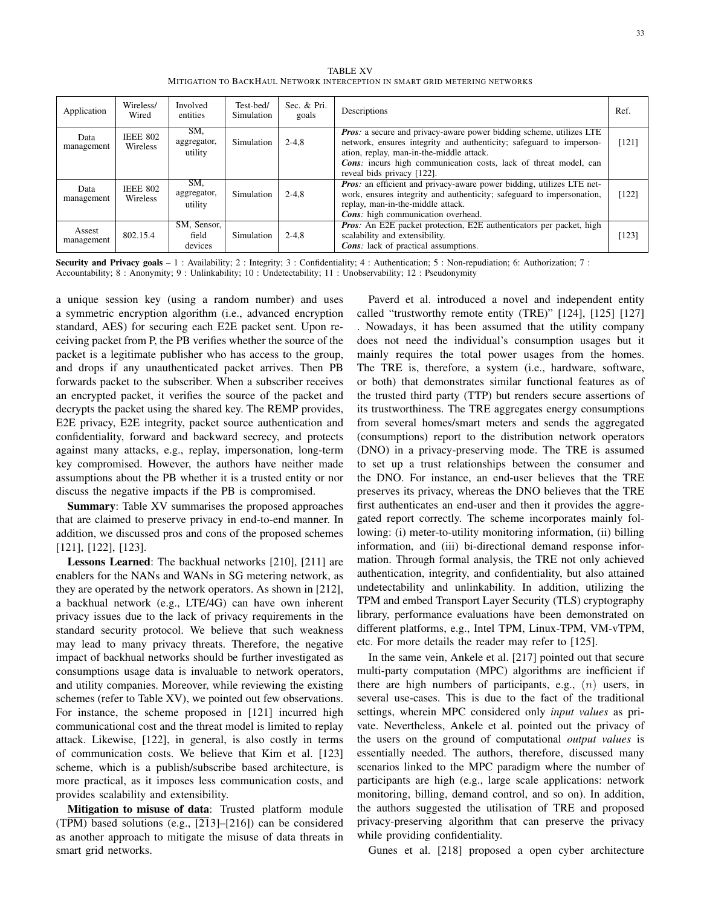TABLE XV
MITIGATION TO BACKHAUL NETWORK INTERCEPTION IN SMART GRID METERING NETWORKS

| Application | Wireless/ Wired | Involved entities | Test-bed/ Simulation | Sec. & Pri. goals | Descriptions | Ref. |
|---|---|---|---|---|---|---|
| Data management | IEEE 802 Wireless | SM, aggregator, utility | Simulation | 2-4,8 | ***Pros:*** a secure and privacy-aware power bidding scheme, utilizes LTE network, ensures integrity and authenticity; safeguard to impersonation, replay, man-in-the-middle attack. ***Cons:*** incurs high communication costs, lack of threat model, can reveal bids privacy [122]. | [121] |
| Data management | IEEE 802 Wireless | SM, aggregator, utility | Simulation | 2-4,8 | ***Pros:*** an efficient and privacy-aware power bidding, utilizes LTE network, ensures integrity and authenticity; safeguard to impersonation, replay, man-in-the-middle attack. ***Cons:*** high communication overhead. | [122] |
| Assest management | 802.15.4 | SM, Sensor, field devices | Simulation | 2-4,8 | ***Pros:*** An E2E packet protection, E2E authenticators per packet, high scalability and extensibility. ***Cons:*** lack of practical assumptions. | [123] |

**Security and Privacy goals** – 1 : Availability; 2 : Integrity; 3 : Confidentiality; 4 : Authentication; 5 : Non-repudiation; 6: Authorization; 7 : Accountability; 8 : Anonymity; 9 : Unlinkability; 10 : Undetectability; 11 : Unobservability; 12 : Pseudonymity

a unique session key (using a random number) and uses a symmetric encryption algorithm (i.e., advanced encryption standard, AES) for securing each E2E packet sent. Upon receiving packet from P, the PB verifies whether the source of the packet is a legitimate publisher who has access to the group, and drops if any unauthenticated packet arrives. Then PB forwards packet to the subscriber. When a subscriber receives an encrypted packet, it verifies the source of the packet and decrypts the packet using the shared key. The REMP provides, E2E privacy, E2E integrity, packet source authentication and confidentiality, forward and backward secrecy, and protects against many attacks, e.g., replay, impersonation, long-term key compromised. However, the authors have neither made assumptions about the PB whether it is a trusted entity or nor discuss the negative impacts if the PB is compromised.

**Summary**: Table XV summarises the proposed approaches that are claimed to preserve privacy in end-to-end manner. In addition, we discussed pros and cons of the proposed schemes [121], [122], [123].

**Lessons Learned**: The backhual networks [210], [211] are enablers for the NANs and WANs in SG metering network, as they are operated by the network operators. As shown in [212], a backhual network (e.g., LTE/4G) can have own inherent privacy issues due to the lack of privacy requirements in the standard security protocol. We believe that such weakness may lead to many privacy threats. Therefore, the negative impact of backhual networks should be further investigated as consumptions usage data is invaluable to network operators, and utility companies. Moreover, while reviewing the existing schemes (refer to Table XV), we pointed out few observations. For instance, the scheme proposed in [121] incurred high communicational cost and the threat model is limited to replay attack. Likewise, [122], in general, is also costly in terms of communication costs. We believe that Kim et al. [123] scheme, which is a publish/subscribe based architecture, is more practical, as it imposes less communication costs, and provides scalability and extensibility.

**Mitigation to misuse of data**: Trusted platform module (TPM) based solutions (e.g., [213]–[216]) can be considered as another approach to mitigate the misuse of data threats in smart grid networks.

Paverd et al. introduced a novel and independent entity called "trustworthy remote entity (TRE)" [124], [125] [127] . Nowadays, it has been assumed that the utility company does not need the individual's consumption usages but it mainly requires the total power usages from the homes. The TRE is, therefore, a system (i.e., hardware, software, or both) that demonstrates similar functional features as of the trusted third party (TTP) but renders secure assertions of its trustworthiness. The TRE aggregates energy consumptions from several homes/smart meters and sends the aggregated (consumptions) report to the distribution network operators (DNO) in a privacy-preserving mode. The TRE is assumed to set up a trust relationships between the consumer and the DNO. For instance, an end-user believes that the TRE preserves its privacy, whereas the DNO believes that the TRE first authenticates an end-user and then it provides the aggregated report correctly. The scheme incorporates mainly following: (i) meter-to-utility monitoring information, (ii) billing information, and (iii) bi-directional demand response information. Through formal analysis, the TRE not only achieved authentication, integrity, and confidentiality, but also attained undetectability and unlinkability. In addition, utilizing the TPM and embed Transport Layer Security (TLS) cryptography library, performance evaluations have been demonstrated on different platforms, e.g., Intel TPM, Linux-TPM, VM-vTPM, etc. For more details the reader may refer to [125].

In the same vein, Ankele et al. [217] pointed out that secure multi-party computation (MPC) algorithms are inefficient if there are high numbers of participants, e.g., $(n)$ users, in several use-cases. This is due to the fact of the traditional settings, wherein MPC considered only *input values* as private. Nevertheless, Ankele et al. pointed out the privacy of the users on the ground of computational *output values* is essentially needed. The authors, therefore, discussed many scenarios linked to the MPC paradigm where the number of participants are high (e.g., large scale applications: network monitoring, billing, demand control, and so on). In addition, the authors suggested the utilisation of TRE and proposed privacy-preserving algorithm that can preserve the privacy while providing confidentiality.

Gunes et al. [218] proposed a open cyber architecture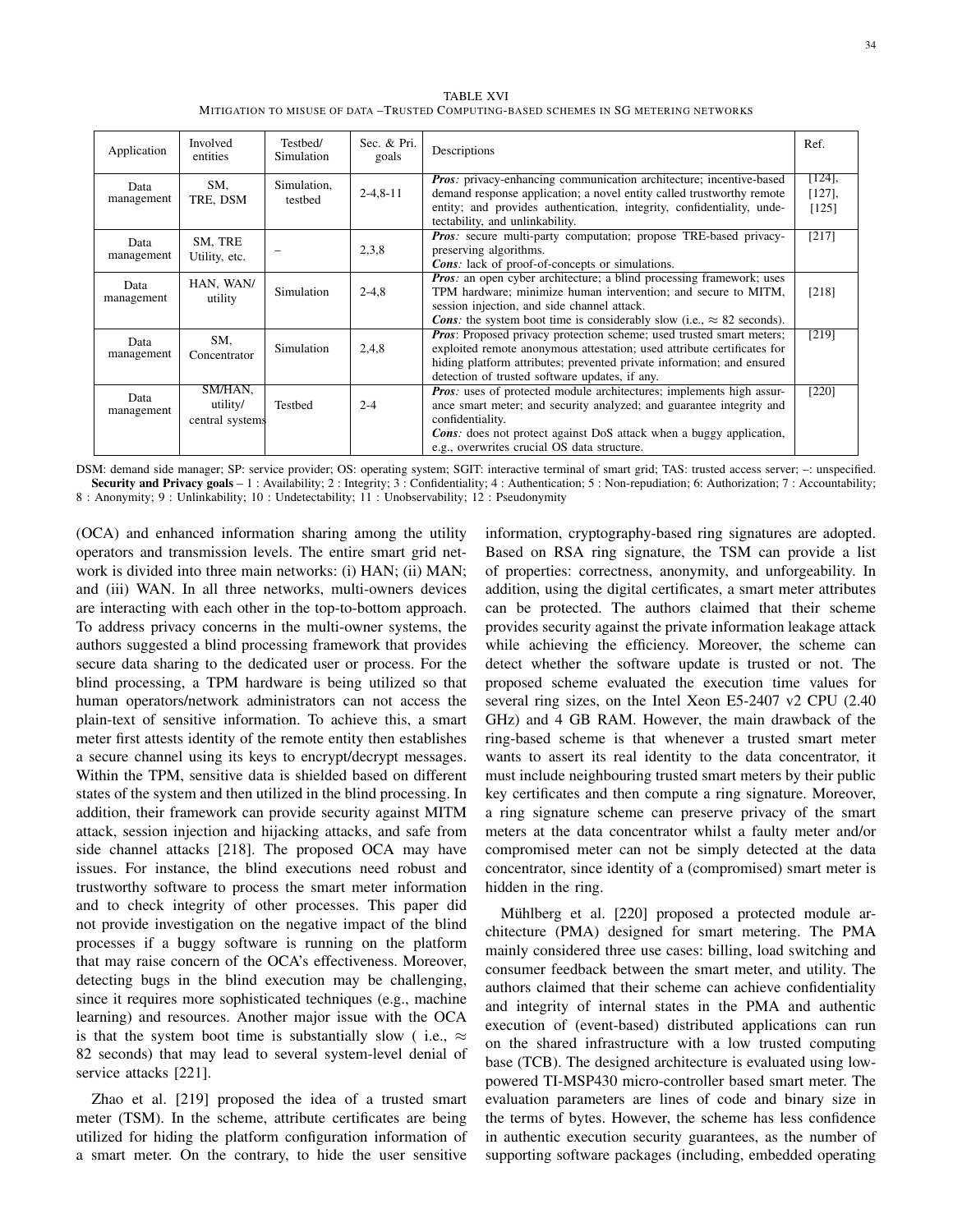TABLE XVI
MITIGATION TO MISUSE OF DATA –TRUSTED COMPUTING-BASED SCHEMES IN SG METERING NETWORKS

| Application | Involved entities | Testbed/ Simulation | Sec. & Pri. goals | Descriptions | Ref. |
|---|---|---|---|---|---|
| Data management | SM, TRE, DSM | Simulation, testbed | 2-4,8-11 | ***Pros:*** privacy-enhancing communication architecture; incentive-based demand response application; a novel entity called trustworthy remote entity; and provides authentication, integrity, confidentiality, undetectability, and unlinkability. | [124], [127], [125] |
| Data management | SM, TRE Utility, etc. | – | 2,3,8 | ***Pros:*** secure multi-party computation; propose TRE-based privacy-preserving algorithms. ***Cons:*** lack of proof-of-concepts or simulations. | [217] |
| Data management | HAN, WAN/ utility | Simulation | 2-4,8 | ***Pros:*** an open cyber architecture; a blind processing framework; uses TPM hardware; minimize human intervention; and secure to MITM, session injection, and side channel attack. ***Cons:*** the system boot time is considerably slow (i.e., $\approx$ 82 seconds). | [218] |
| Data management | SM, Concentrator | Simulation | 2,4,8 | ***Pros***: Proposed privacy protection scheme; used trusted smart meters; exploited remote anonymous attestation; used attribute certificates for hiding platform attributes; prevented private information; and ensured detection of trusted software updates, if any. | [219] |
| Data management | SM/HAN, utility/ central systems | Testbed | 2-4 | ***Pros:*** uses of protected module architectures; implements high assurance smart meter; and security analyzed; and guarantee integrity and confidentiality. ***Cons:*** does not protect against DoS attack when a buggy application, e.g., overwrites crucial OS data structure. | [220] |

DSM: demand side manager; SP: service provider; OS: operating system; SGIT: interactive terminal of smart grid; TAS: trusted access server; –: unspecified.
**Security and Privacy goals** – 1 : Availability; 2 : Integrity; 3 : Confidentiality; 4 : Authentication; 5 : Non-repudiation; 6: Authorization; 7 : Accountability; 8 : Anonymity; 9 : Unlinkability; 10 : Undetectability; 11 : Unobservability; 12 : Pseudonymity

(OCA) and enhanced information sharing among the utility operators and transmission levels. The entire smart grid network is divided into three main networks: (i) HAN; (ii) MAN; and (iii) WAN. In all three networks, multi-owners devices are interacting with each other in the top-to-bottom approach. To address privacy concerns in the multi-owner systems, the authors suggested a blind processing framework that provides secure data sharing to the dedicated user or process. For the blind processing, a TPM hardware is being utilized so that human operators/network administrators can not access the plain-text of sensitive information. To achieve this, a smart meter first attests identity of the remote entity then establishes a secure channel using its keys to encrypt/decrypt messages. Within the TPM, sensitive data is shielded based on different states of the system and then utilized in the blind processing. In addition, their framework can provide security against MITM attack, session injection and hijacking attacks, and safe from side channel attacks [218]. The proposed OCA may have issues. For instance, the blind executions need robust and trustworthy software to process the smart meter information and to check integrity of other processes. This paper did not provide investigation on the negative impact of the blind processes if a buggy software is running on the platform that may raise concern of the OCA's effectiveness. Moreover, detecting bugs in the blind execution may be challenging, since it requires more sophisticated techniques (e.g., machine learning) and resources. Another major issue with the OCA is that the system boot time is substantially slow ( i.e., $\approx$ 82 seconds) that may lead to several system-level denial of service attacks [221].

Zhao et al. [219] proposed the idea of a trusted smart meter (TSM). In the scheme, attribute certificates are being utilized for hiding the platform configuration information of a smart meter. On the contrary, to hide the user sensitive information, cryptography-based ring signatures are adopted. Based on RSA ring signature, the TSM can provide a list of properties: correctness, anonymity, and unforgeability. In addition, using the digital certificates, a smart meter attributes can be protected. The authors claimed that their scheme provides security against the private information leakage attack while achieving the efficiency. Moreover, the scheme can detect whether the software update is trusted or not. The proposed scheme evaluated the execution time values for several ring sizes, on the Intel Xeon E5-2407 v2 CPU (2.40 GHz) and 4 GB RAM. However, the main drawback of the ring-based scheme is that whenever a trusted smart meter wants to assert its real identity to the data concentrator, it must include neighbouring trusted smart meters by their public key certificates and then compute a ring signature. Moreover, a ring signature scheme can preserve privacy of the smart meters at the data concentrator whilst a faulty meter and/or compromised meter can not be simply detected at the data concentrator, since identity of a (compromised) smart meter is hidden in the ring.

Mühlberg et al. [220] proposed a protected module architecture (PMA) designed for smart metering. The PMA mainly considered three use cases: billing, load switching and consumer feedback between the smart meter, and utility. The authors claimed that their scheme can achieve confidentiality and integrity of internal states in the PMA and authentic execution of (event-based) distributed applications can run on the shared infrastructure with a low trusted computing base (TCB). The designed architecture is evaluated using low-powered TI-MSP430 micro-controller based smart meter. The evaluation parameters are lines of code and binary size in the terms of bytes. However, the scheme has less confidence in authentic execution security guarantees, as the number of supporting software packages (including, embedded operating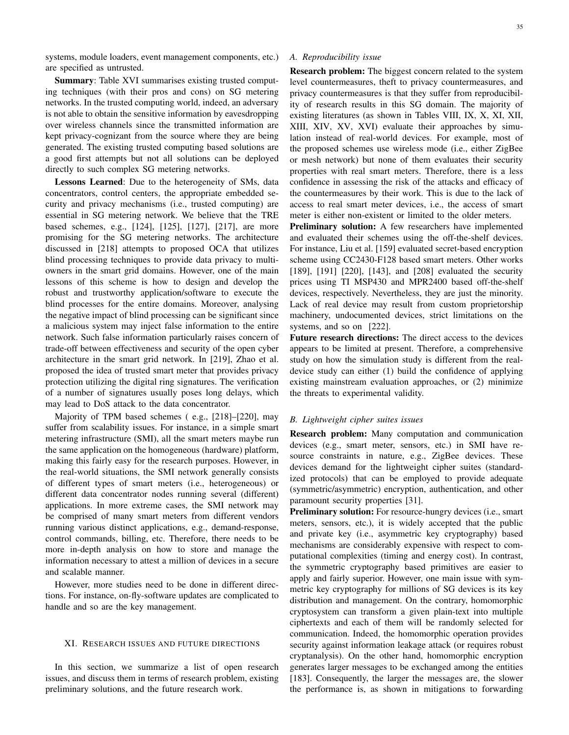systems, module loaders, event management components, etc.) are specified as untrusted.

**Summary**: Table XVI summarises existing trusted computing techniques (with their pros and cons) on SG metering networks. In the trusted computing world, indeed, an adversary is not able to obtain the sensitive information by eavesdropping over wireless channels since the transmitted information are kept privacy-cognizant from the source where they are being generated. The existing trusted computing based solutions are a good first attempts but not all solutions can be deployed directly to such complex SG metering networks.

**Lessons Learned**: Due to the heterogeneity of SMs, data concentrators, control centers, the appropriate embedded security and privacy mechanisms (i.e., trusted computing) are essential in SG metering network. We believe that the TRE based schemes, e.g., [124], [125], [127], [217], are more promising for the SG metering networks. The architecture discussed in [218] attempts to proposed OCA that utilizes blind processing techniques to provide data privacy to multi-owners in the smart grid domains. However, one of the main lessons of this scheme is how to design and develop the robust and trustworthy application/software to execute the blind processes for the entire domains. Moreover, analysing the negative impact of blind processing can be significant since a malicious system may inject false information to the entire network. Such false information particularly raises concern of trade-off between effectiveness and security of the open cyber architecture in the smart grid network. In [219], Zhao et al. proposed the idea of trusted smart meter that provides privacy protection utilizing the digital ring signatures. The verification of a number of signatures usually poses long delays, which may lead to DoS attack to the data concentrator.

Majority of TPM based schemes ( e.g., [218]–[220], may suffer from scalability issues. For instance, in a simple smart metering infrastructure (SMI), all the smart meters maybe run the same application on the homogeneous (hardware) platform, making this fairly easy for the research purposes. However, in the real-world situations, the SMI network generally consists of different types of smart meters (i.e., heterogeneous) or different data concentrator nodes running several (different) applications. In more extreme cases, the SMI network may be comprised of many smart meters from different vendors running various distinct applications, e.g., demand-response, control commands, billing, etc. Therefore, there needs to be more in-depth analysis on how to store and manage the information necessary to attest a million of devices in a secure and scalable manner.

However, more studies need to be done in different directions. For instance, on-fly-software updates are complicated to handle and so are the key management.

## XI. Research issues and future directions

In this section, we summarize a list of open research issues, and discuss them in terms of research problem, existing preliminary solutions, and the future research work.

### A. Reproducibility issue

**Research problem:** The biggest concern related to the system level countermeasures, theft to privacy countermeasures, and privacy countermeasures is that they suffer from reproducibility of research results in this SG domain. The majority of existing literatures (as shown in Tables VIII, IX, X, XI, XII, XIII, XIV, XV, XVI) evaluate their approaches by simulation instead of real-world devices. For example, most of the proposed schemes use wireless mode (i.e., either ZigBee or mesh network) but none of them evaluates their security properties with real smart meters. Therefore, there is a less confidence in assessing the risk of the attacks and efficacy of the countermeasures by their work. This is due to the lack of access to real smart meter devices, i.e., the access of smart meter is either non-existent or limited to the older meters.

**Preliminary solution:** A few researchers have implemented and evaluated their schemes using the off-the-shelf devices. For instance, Liu et al. [159] evaluated secret-based encryption scheme using CC2430-F128 based smart meters. Other works [189], [191] [220], [143], and [208] evaluated the security prices using TI MSP430 and MPR2400 based off-the-shelf devices, respectively. Nevertheless, they are just the minority. Lack of real device may result from custom proprietorship machinery, undocumented devices, strict limitations on the systems, and so on [222].

**Future research directions:** The direct access to the devices appears to be limited at present. Therefore, a comprehensive study on how the simulation study is different from the real-device study can either (1) build the confidence of applying existing mainstream evaluation approaches, or (2) minimize the threats to experimental validity.

### B. Lightweight cipher suites issues

**Research problem:** Many computation and communication devices (e.g., smart meter, sensors, etc.) in SMI have resource constraints in nature, e.g., ZigBee devices. These devices demand for the lightweight cipher suites (standardized protocols) that can be employed to provide adequate (symmetric/asymmetric) encryption, authentication, and other paramount security properties [31].

**Preliminary solution:** For resource-hungry devices (i.e., smart meters, sensors, etc.), it is widely accepted that the public and private key (i.e., asymmetric key cryptography) based mechanisms are considerably expensive with respect to computational complexities (timing and energy cost). In contrast, the symmetric cryptography based primitives are easier to apply and fairly superior. However, one main issue with symmetric key cryptography for millions of SG devices is its key distribution and management. On the contrary, homomorphic cryptosystem can transform a given plain-text into multiple ciphertexts and each of them will be randomly selected for communication. Indeed, the homomorphic operation provides security against information leakage attack (or requires robust cryptanalysis). On the other hand, homomorphic encryption generates larger messages to be exchanged among the entities [183]. Consequently, the larger the messages are, the slower the performance is, as shown in mitigations to forwarding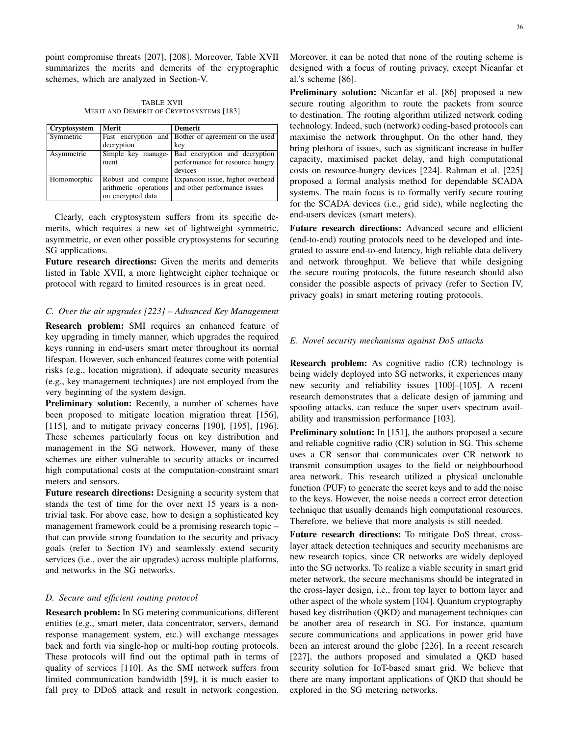point compromise threats [207], [208]. Moreover, Table XVII summarizes the merits and demerits of the cryptographic schemes, which are analyzed in Section-V.

TABLE XVII
MERIT AND DEMERIT OF CRYPTOSYSTEMS [183]

| Cryptosystem | Merit | Demerit |
|---|---|---|
| Symmetric | Fast encryption and decryption | Bother of agreement on the used key |
| Asymmetric | Simple key management | Bad encryption and decryption performance for resource hungry devices |
| Homomorphic | Robust and compute arithmetic operations on encrypted data | Expansion issue, higher overhead and other performance issues |

Clearly, each cryptosystem suffers from its specific demerits, which requires a new set of lightweight symmetric, asymmetric, or even other possible cryptosystems for securing SG applications.

**Future research directions:** Given the merits and demerits listed in Table XVII, a more lightweight cipher technique or protocol with regard to limited resources is in great need.

### C. Over the air upgrades [223] – Advanced Key Management

**Research problem:** SMI requires an enhanced feature of key upgrading in timely manner, which upgrades the required keys running in end-users smart meter throughout its normal lifespan. However, such enhanced features come with potential risks (e.g., location migration), if adequate security measures (e.g., key management techniques) are not employed from the very beginning of the system design.

**Preliminary solution:** Recently, a number of schemes have been proposed to mitigate location migration threat [156], [115], and to mitigate privacy concerns [190], [195], [196]. These schemes particularly focus on key distribution and management in the SG network. However, many of these schemes are either vulnerable to security attacks or incurred high computational costs at the computation-constraint smart meters and sensors.

**Future research directions:** Designing a security system that stands the test of time for the over next 15 years is a non-trivial task. For above case, how to design a sophisticated key management framework could be a promising research topic – that can provide strong foundation to the security and privacy goals (refer to Section IV) and seamlessly extend security services (i.e., over the air upgrades) across multiple platforms, and networks in the SG networks.

### D. Secure and efficient routing protocol

**Research problem:** In SG metering communications, different entities (e.g., smart meter, data concentrator, servers, demand response management system, etc.) will exchange messages back and forth via single-hop or multi-hop routing protocols. These protocols will find out the optimal path in terms of quality of services [110]. As the SMI network suffers from limited communication bandwidth [59], it is much easier to fall prey to DDoS attack and result in network congestion. Moreover, it can be noted that none of the routing scheme is designed with a focus of routing privacy, except Nicanfar et al.'s scheme [86].

**Preliminary solution:** Nicanfar et al. [86] proposed a new secure routing algorithm to route the packets from source to destination. The routing algorithm utilized network coding technology. Indeed, such (network) coding-based protocols can maximise the network throughput. On the other hand, they bring plethora of issues, such as significant increase in buffer capacity, maximised packet delay, and high computational costs on resource-hungry devices [224]. Rahman et al. [225] proposed a formal analysis method for dependable SCADA systems. The main focus is to formally verify secure routing for the SCADA devices (i.e., grid side), while neglecting the end-users devices (smart meters).

**Future research directions:** Advanced secure and efficient (end-to-end) routing protocols need to be developed and integrated to assure end-to-end latency, high reliable data delivery and network throughput. We believe that while designing the secure routing protocols, the future research should also consider the possible aspects of privacy (refer to Section IV, privacy goals) in smart metering routing protocols.

### E. Novel security mechanisms against DoS attacks

**Research problem:** As cognitive radio (CR) technology is being widely deployed into SG networks, it experiences many new security and reliability issues [100]–[105]. A recent research demonstrates that a delicate design of jamming and spoofing attacks, can reduce the super users spectrum availability and transmission performance [103].

**Preliminary solution:** In [151], the authors proposed a secure and reliable cognitive radio (CR) solution in SG. This scheme uses a CR sensor that communicates over CR network to transmit consumption usages to the field or neighbourhood area network. This research utilized a physical unclonable function (PUF) to generate the secret keys and to add the noise to the keys. However, the noise needs a correct error detection technique that usually demands high computational resources. Therefore, we believe that more analysis is still needed.

**Future research directions:** To mitigate DoS threat, cross-layer attack detection techniques and security mechanisms are new research topics, since CR networks are widely deployed into the SG networks. To realize a viable security in smart grid meter network, the secure mechanisms should be integrated in the cross-layer design, i.e., from top layer to bottom layer and other aspect of the whole system [104]. Quantum cryptography based key distribution (QKD) and management techniques can be another area of research in SG. For instance, quantum secure communications and applications in power grid have been an interest around the globe [226]. In a recent research [227], the authors proposed and simulated a QKD based security solution for IoT-based smart grid. We believe that there are many important applications of QKD that should be explored in the SG metering networks.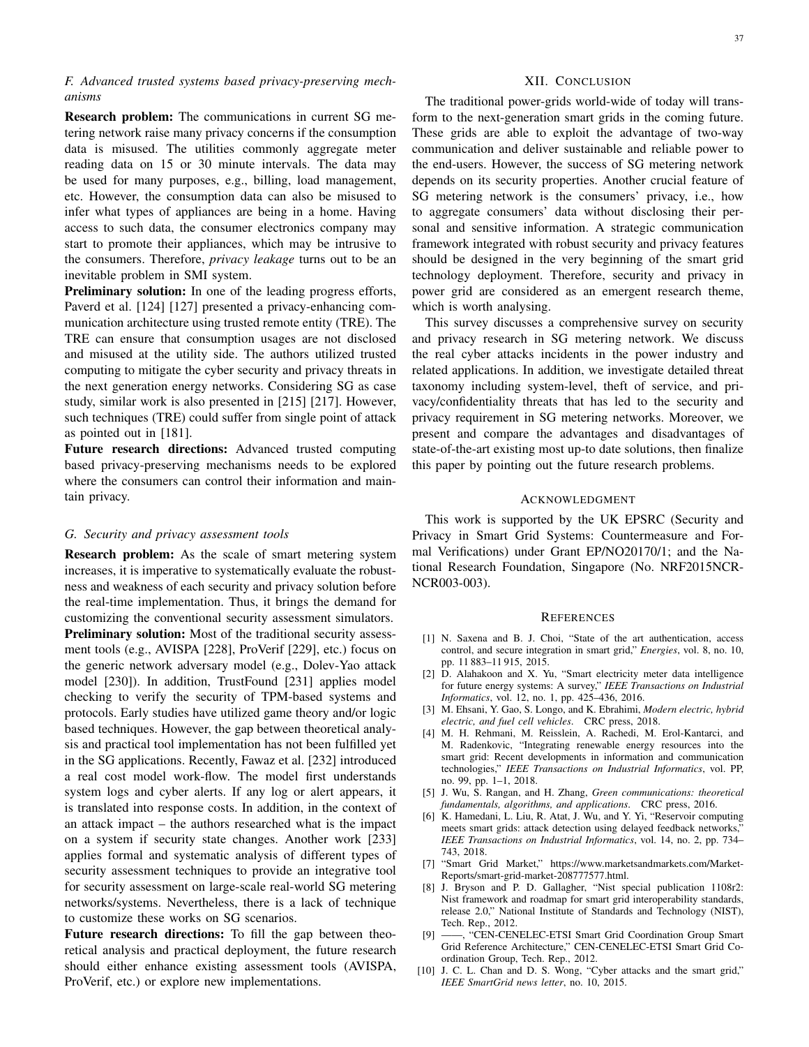### F. Advanced trusted systems based privacy-preserving mechanisms

**Research problem:** The communications in current SG metering network raise many privacy concerns if the consumption data is misused. The utilities commonly aggregate meter reading data on 15 or 30 minute intervals. The data may be used for many purposes, e.g., billing, load management, etc. However, the consumption data can also be misused to infer what types of appliances are being in a home. Having access to such data, the consumer electronics company may start to promote their appliances, which may be intrusive to the consumers. Therefore, *privacy leakage* turns out to be an inevitable problem in SMI system.

**Preliminary solution:** In one of the leading progress efforts, Paverd et al. [124] [127] presented a privacy-enhancing communication architecture using trusted remote entity (TRE). The TRE can ensure that consumption usages are not disclosed and misused at the utility side. The authors utilized trusted computing to mitigate the cyber security and privacy threats in the next generation energy networks. Considering SG as case study, similar work is also presented in [215] [217]. However, such techniques (TRE) could suffer from single point of attack as pointed out in [181].

**Future research directions:** Advanced trusted computing based privacy-preserving mechanisms needs to be explored where the consumers can control their information and maintain privacy.

### G. Security and privacy assessment tools

**Research problem:** As the scale of smart metering system increases, it is imperative to systematically evaluate the robustness and weakness of each security and privacy solution before the real-time implementation. Thus, it brings the demand for customizing the conventional security assessment simulators.

**Preliminary solution:** Most of the traditional security assessment tools (e.g., AVISPA [228], ProVerif [229], etc.) focus on the generic network adversary model (e.g., Dolev-Yao attack model [230]). In addition, TrustFound [231] applies model checking to verify the security of TPM-based systems and protocols. Early studies have utilized game theory and/or logic based techniques. However, the gap between theoretical analysis and practical tool implementation has not been fulfilled yet in the SG applications. Recently, Fawaz et al. [232] introduced a real cost model work-flow. The model first understands system logs and cyber alerts. If any log or alert appears, it is translated into response costs. In addition, in the context of an attack impact – the authors researched what is the impact on a system if security state changes. Another work [233] applies formal and systematic analysis of different types of security assessment techniques to provide an integrative tool for security assessment on large-scale real-world SG metering networks/systems. Nevertheless, there is a lack of technique to customize these works on SG scenarios.

**Future research directions:** To fill the gap between theoretical analysis and practical deployment, the future research should either enhance existing assessment tools (AVISPA, ProVerif, etc.) or explore new implementations.

## XII. Conclusion

The traditional power-grids world-wide of today will transform to the next-generation smart grids in the coming future. These grids are able to exploit the advantage of two-way communication and deliver sustainable and reliable power to the end-users. However, the success of SG metering network depends on its security properties. Another crucial feature of SG metering network is the consumers' privacy, i.e., how to aggregate consumers' data without disclosing their personal and sensitive information. A strategic communication framework integrated with robust security and privacy features should be designed in the very beginning of the smart grid technology deployment. Therefore, security and privacy in power grid are considered as an emergent research theme, which is worth analysing.

This survey discusses a comprehensive survey on security and privacy research in SG metering network. We discuss the real cyber attacks incidents in the power industry and related applications. In addition, we investigate detailed threat taxonomy including system-level, theft of service, and privacy/confidentiality threats that has led to the security and privacy requirement in SG metering networks. Moreover, we present and compare the advantages and disadvantages of state-of-the-art existing most up-to date solutions, then finalize this paper by pointing out the future research problems.

## Acknowledgment

This work is supported by the UK EPSRC (Security and Privacy in Smart Grid Systems: Countermeasure and Formal Verifications) under Grant EP/NO20170/1; and the National Research Foundation, Singapore (No. NRF2015NCR-NCR003-003).

## References

[1] N. Saxena and B. J. Choi, "State of the art authentication, access control, and secure integration in smart grid," *Energies*, vol. 8, no. 10, pp. 11 883–11 915, 2015.

[2] D. Alahakoon and X. Yu, "Smart electricity meter data intelligence for future energy systems: A survey," *IEEE Transactions on Industrial Informatics*, vol. 12, no. 1, pp. 425–436, 2016.

[3] M. Ehsani, Y. Gao, S. Longo, and K. Ebrahimi, *Modern electric, hybrid electric, and fuel cell vehicles*. CRC press, 2018.

[4] M. H. Rehmani, M. Reisslein, A. Rachedi, M. Erol-Kantarci, and M. Radenkovic, "Integrating renewable energy resources into the smart grid: Recent developments in information and communication technologies," *IEEE Transactions on Industrial Informatics*, vol. PP, no. 99, pp. 1–1, 2018.

[5] J. Wu, S. Rangan, and H. Zhang, *Green communications: theoretical fundamentals, algorithms, and applications*. CRC press, 2016.

[6] K. Hamedani, L. Liu, R. Atat, J. Wu, and Y. Yi, "Reservoir computing meets smart grids: attack detection using delayed feedback networks," *IEEE Transactions on Industrial Informatics*, vol. 14, no. 2, pp. 734–743, 2018.

[7] "Smart Grid Market," https://www.marketsandmarkets.com/Market-Reports/smart-grid-market-208777577.html.

[8] J. Bryson and P. D. Gallagher, "Nist special publication 1108r2: Nist framework and roadmap for smart grid interoperability standards, release 2.0," National Institute of Standards and Technology (NIST), Tech. Rep., 2012.

[9] ——, "CEN-CENELEC-ETSI Smart Grid Coordination Group Smart Grid Reference Architecture," CEN-CENELEC-ETSI Smart Grid Coordination Group, Tech. Rep., 2012.

[10] J. C. L. Chan and D. S. Wong, "Cyber attacks and the smart grid," *IEEE SmartGrid news letter*, no. 10, 2015.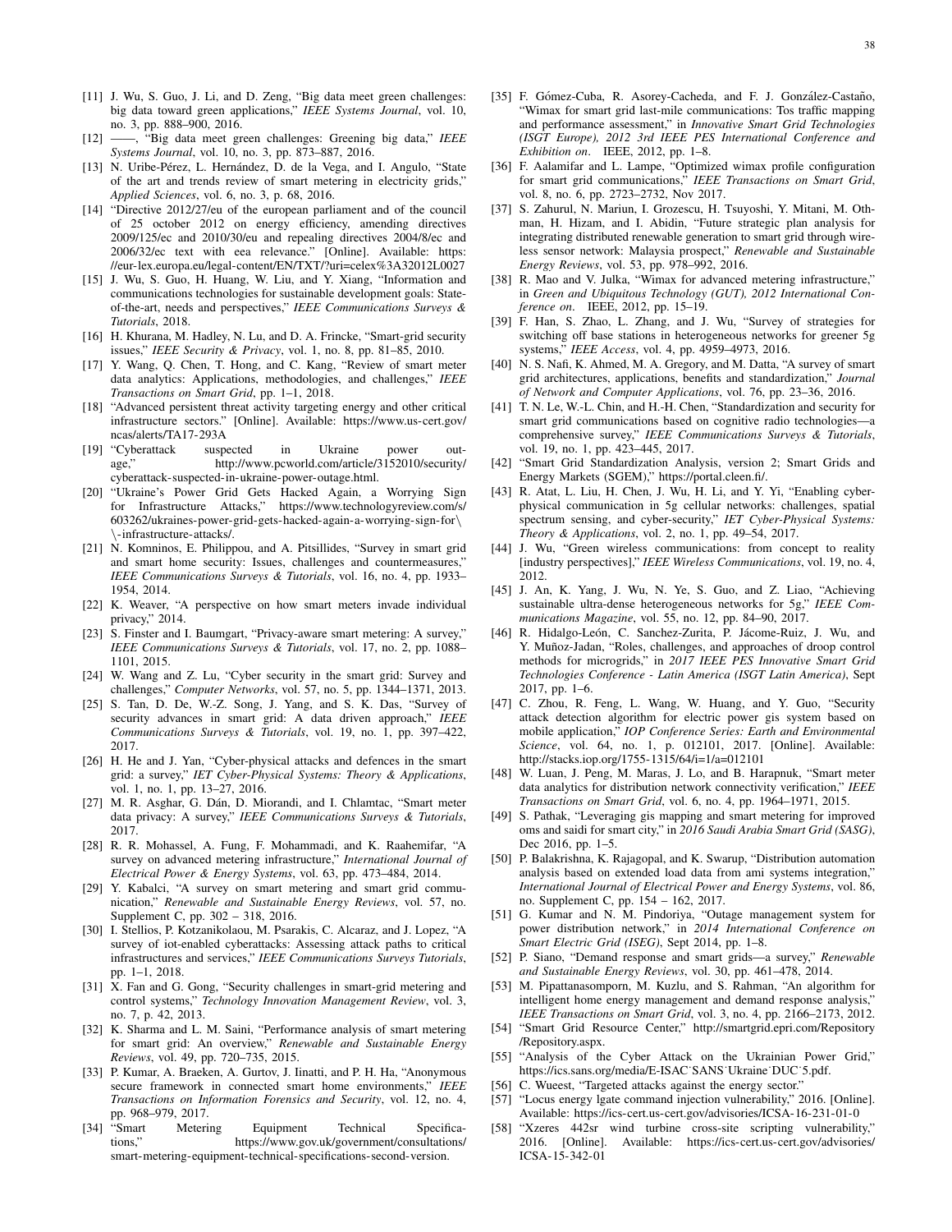[11] J. Wu, S. Guo, J. Li, and D. Zeng, "Big data meet green challenges: big data toward green applications," *IEEE Systems Journal*, vol. 10, no. 3, pp. 888–900, 2016.

[12] ——, "Big data meet green challenges: Greening big data," *IEEE Systems Journal*, vol. 10, no. 3, pp. 873–887, 2016.

[13] N. Uribe-Pérez, L. Hernández, D. de la Vega, and I. Angulo, "State of the art and trends review of smart metering in electricity grids," *Applied Sciences*, vol. 6, no. 3, p. 68, 2016.

[14] "Directive 2012/27/eu of the european parliament and of the council of 25 october 2012 on energy efficiency, amending directives 2009/125/ec and 2010/30/eu and repealing directives 2004/8/ec and 2006/32/ec text with eea relevance." [Online]. Available: https://eur-lex.europa.eu/legal-content/EN/TXT/?uri=celex%3A32012L0027

[15] J. Wu, S. Guo, H. Huang, W. Liu, and Y. Xiang, "Information and communications technologies for sustainable development goals: State-of-the-art, needs and perspectives," *IEEE Communications Surveys & Tutorials*, 2018.

[16] H. Khurana, M. Hadley, N. Lu, and D. A. Frincke, "Smart-grid security issues," *IEEE Security & Privacy*, vol. 1, no. 8, pp. 81–85, 2010.

[17] Y. Wang, Q. Chen, T. Hong, and C. Kang, "Review of smart meter data analytics: Applications, methodologies, and challenges," *IEEE Transactions on Smart Grid*, pp. 1–1, 2018.

[18] "Advanced persistent threat activity targeting energy and other critical infrastructure sectors." [Online]. Available: https://www.us-cert.gov/ncas/alerts/TA17-293A

[19] "Cyberattack suspected in Ukraine power outage," http://www.pcworld.com/article/3152010/security/cyberattack-suspected-in-ukraine-power-outage.html.

[20] "Ukraine's Power Grid Gets Hacked Again, a Worrying Sign for Infrastructure Attacks," https://www.technologyreview.com/s/603262/ukraines-power-grid-gets-hacked-again-a-worrying-sign-for\\-infrastructure-attacks/.

[21] N. Komninos, E. Philippou, and A. Pitsillides, "Survey in smart grid and smart home security: Issues, challenges and countermeasures," *IEEE Communications Surveys & Tutorials*, vol. 16, no. 4, pp. 1933–1954, 2014.

[22] K. Weaver, "A perspective on how smart meters invade individual privacy," 2014.

[23] S. Finster and I. Baumgart, "Privacy-aware smart metering: A survey," *IEEE Communications Surveys & Tutorials*, vol. 17, no. 2, pp. 1088–1101, 2015.

[24] W. Wang and Z. Lu, "Cyber security in the smart grid: Survey and challenges," *Computer Networks*, vol. 57, no. 5, pp. 1344–1371, 2013.

[25] S. Tan, D. De, W.-Z. Song, J. Yang, and S. K. Das, "Survey of security advances in smart grid: A data driven approach," *IEEE Communications Surveys & Tutorials*, vol. 19, no. 1, pp. 397–422, 2017.

[26] H. He and J. Yan, "Cyber-physical attacks and defences in the smart grid: a survey," *IET Cyber-Physical Systems: Theory & Applications*, vol. 1, no. 1, pp. 13–27, 2016.

[27] M. R. Asghar, G. Dán, D. Miorandi, and I. Chlamtac, "Smart meter data privacy: A survey," *IEEE Communications Surveys & Tutorials*, 2017.

[28] R. R. Mohassel, A. Fung, F. Mohammadi, and K. Raahemifar, "A survey on advanced metering infrastructure," *International Journal of Electrical Power & Energy Systems*, vol. 63, pp. 473–484, 2014.

[29] Y. Kabalci, "A survey on smart metering and smart grid communication," *Renewable and Sustainable Energy Reviews*, vol. 57, no. Supplement C, pp. 302 – 318, 2016.

[30] I. Stellios, P. Kotzanikolaou, M. Psarakis, C. Alcaraz, and J. Lopez, "A survey of iot-enabled cyberattacks: Assessing attack paths to critical infrastructures and services," *IEEE Communications Surveys Tutorials*, pp. 1–1, 2018.

[31] X. Fan and G. Gong, "Security challenges in smart-grid metering and control systems," *Technology Innovation Management Review*, vol. 3, no. 7, p. 42, 2013.

[32] K. Sharma and L. M. Saini, "Performance analysis of smart metering for smart grid: An overview," *Renewable and Sustainable Energy Reviews*, vol. 49, pp. 720–735, 2015.

[33] P. Kumar, A. Braeken, A. Gurtov, J. Iinatti, and P. H. Ha, "Anonymous secure framework in connected smart home environments," *IEEE Transactions on Information Forensics and Security*, vol. 12, no. 4, pp. 968–979, 2017.

[34] "Smart Metering Equipment Technical Specifications," https://www.gov.uk/government/consultations/smart-metering-equipment-technical-specifications-second-version.

[35] F. Gómez-Cuba, R. Asorey-Cacheda, and F. J. González-Castaño, "Wimax for smart grid last-mile communications: Tos traffic mapping and performance assessment," in *Innovative Smart Grid Technologies (ISGT Europe), 2012 3rd IEEE PES International Conference and Exhibition on*. IEEE, 2012, pp. 1–8.

[36] F. Aalamifar and L. Lampe, "Optimized wimax profile configuration for smart grid communications," *IEEE Transactions on Smart Grid*, vol. 8, no. 6, pp. 2723–2732, Nov 2017.

[37] S. Zahurul, N. Mariun, I. Grozescu, H. Tsuyoshi, Y. Mitani, M. Othman, H. Hizam, and I. Abidin, "Future strategic plan analysis for integrating distributed renewable generation to smart grid through wireless sensor network: Malaysia prospect," *Renewable and Sustainable Energy Reviews*, vol. 53, pp. 978–992, 2016.

[38] R. Mao and V. Julka, "Wimax for advanced metering infrastructure," in *Green and Ubiquitous Technology (GUT), 2012 International Conference on*. IEEE, 2012, pp. 15–19.

[39] F. Han, S. Zhao, L. Zhang, and J. Wu, "Survey of strategies for switching off base stations in heterogeneous networks for greener 5g systems," *IEEE Access*, vol. 4, pp. 4959–4973, 2016.

[40] N. S. Nafi, K. Ahmed, M. A. Gregory, and M. Datta, "A survey of smart grid architectures, applications, benefits and standardization," *Journal of Network and Computer Applications*, vol. 76, pp. 23–36, 2016.

[41] T. N. Le, W.-L. Chin, and H.-H. Chen, "Standardization and security for smart grid communications based on cognitive radio technologies—a comprehensive survey," *IEEE Communications Surveys & Tutorials*, vol. 19, no. 1, pp. 423–445, 2017.

[42] "Smart Grid Standardization Analysis, version 2; Smart Grids and Energy Markets (SGEM)," https://portal.cleen.fi/.

[43] R. Atat, L. Liu, H. Chen, J. Wu, H. Li, and Y. Yi, "Enabling cyber-physical communication in 5g cellular networks: challenges, spatial spectrum sensing, and cyber-security," *IET Cyber-Physical Systems: Theory & Applications*, vol. 2, no. 1, pp. 49–54, 2017.

[44] J. Wu, "Green wireless communications: from concept to reality [industry perspectives]," *IEEE Wireless Communications*, vol. 19, no. 4, 2012.

[45] J. An, K. Yang, J. Wu, N. Ye, S. Guo, and Z. Liao, "Achieving sustainable ultra-dense heterogeneous networks for 5g," *IEEE Communications Magazine*, vol. 55, no. 12, pp. 84–90, 2017.

[46] R. Hidalgo-León, C. Sanchez-Zurita, P. Jácome-Ruiz, J. Wu, and Y. Muñoz-Jadan, "Roles, challenges, and approaches of droop control methods for microgrids," in *2017 IEEE PES Innovative Smart Grid Technologies Conference - Latin America (ISGT Latin America)*, Sept 2017, pp. 1–6.

[47] C. Zhou, R. Feng, L. Wang, W. Huang, and Y. Guo, "Security attack detection algorithm for electric power gis system based on mobile application," *IOP Conference Series: Earth and Environmental Science*, vol. 64, no. 1, p. 012101, 2017. [Online]. Available: http://stacks.iop.org/1755-1315/64/i=1/a=012101

[48] W. Luan, J. Peng, M. Maras, J. Lo, and B. Harapnuk, "Smart meter data analytics for distribution network connectivity verification," *IEEE Transactions on Smart Grid*, vol. 6, no. 4, pp. 1964–1971, 2015.

[49] S. Pathak, "Leveraging gis mapping and smart metering for improved oms and saidi for smart city," in *2016 Saudi Arabia Smart Grid (SASG)*, Dec 2016, pp. 1–5.

[50] P. Balakrishna, K. Rajagopal, and K. Swarup, "Distribution automation analysis based on extended load data from ami systems integration," *International Journal of Electrical Power and Energy Systems*, vol. 86, no. Supplement C, pp. 154 – 162, 2017.

[51] G. Kumar and N. M. Pindoriya, "Outage management system for power distribution network," in *2014 International Conference on Smart Electric Grid (ISEG)*, Sept 2014, pp. 1–8.

[52] P. Siano, "Demand response and smart grids—a survey," *Renewable and Sustainable Energy Reviews*, vol. 30, pp. 461–478, 2014.

[53] M. Pipattanasomporn, M. Kuzlu, and S. Rahman, "An algorithm for intelligent home energy management and demand response analysis," *IEEE Transactions on Smart Grid*, vol. 3, no. 4, pp. 2166–2173, 2012.

[54] "Smart Grid Resource Center," http://smartgrid.epri.com/Repository/Repository.aspx.

[55] "Analysis of the Cyber Attack on the Ukrainian Power Grid," https://ics.sans.org/media/E-ISAC˙SANS˙Ukraine˙DUC˙5.pdf.

[56] C. Wueest, "Targeted attacks against the energy sector."

[57] "Locus energy lgate command injection vulnerability," 2016. [Online]. Available: https://ics-cert.us-cert.gov/advisories/ICSA-16-231-01-0

[58] "Xzeres 442sr wind turbine cross-site scripting vulnerability," 2016. [Online]. Available: https://ics-cert.us-cert.gov/advisories/ICSA-15-342-01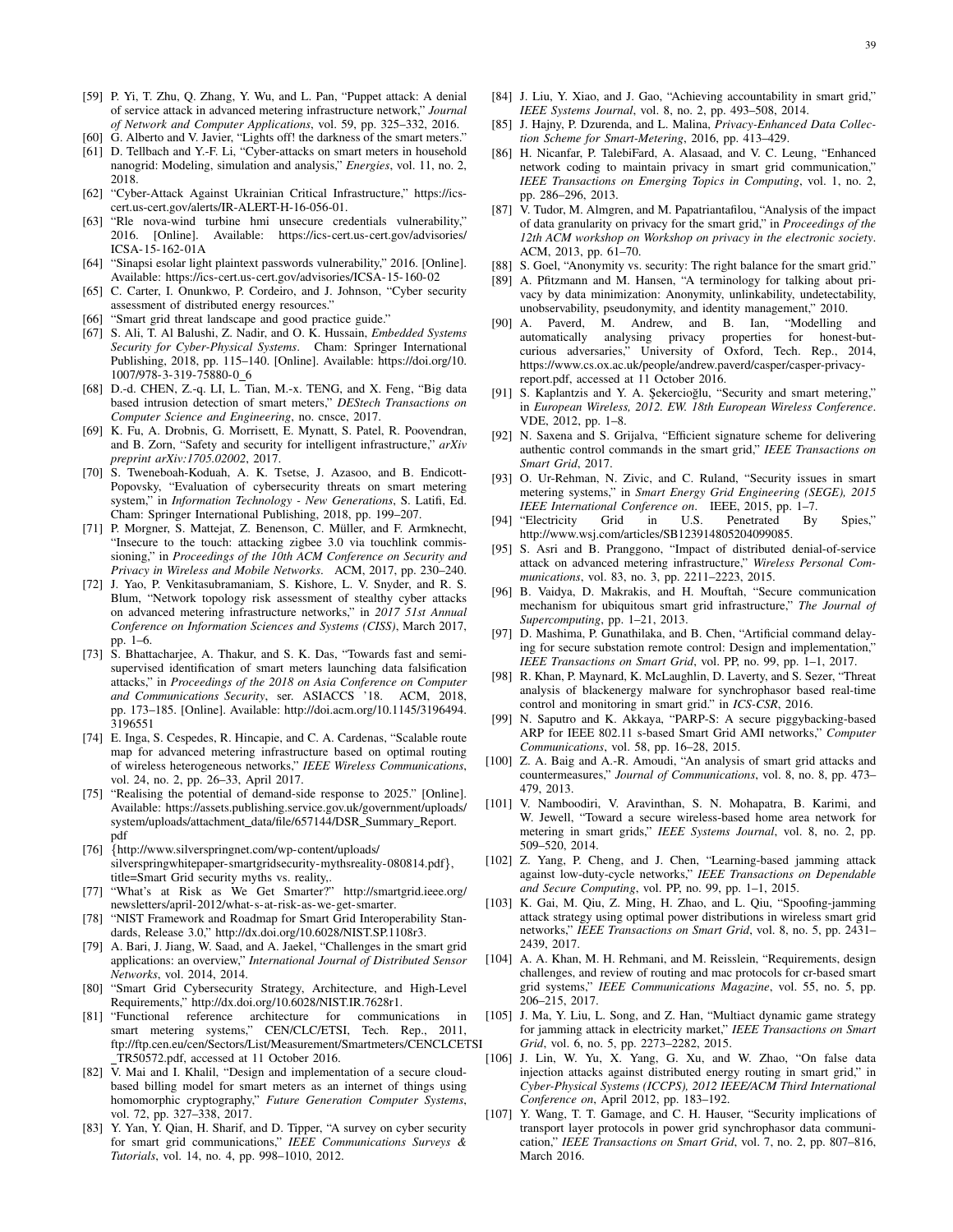[59] P. Yi, T. Zhu, Q. Zhang, Y. Wu, and L. Pan, "Puppet attack: A denial of service attack in advanced metering infrastructure network," *Journal of Network and Computer Applications*, vol. 59, pp. 325–332, 2016.

[60] G. Alberto and V. Javier, "Lights off! the darkness of the smart meters."

[61] D. Tellbach and Y.-F. Li, "Cyber-attacks on smart meters in household nanogrid: Modeling, simulation and analysis," *Energies*, vol. 11, no. 2, 2018.

[62] "Cyber-Attack Against Ukrainian Critical Infrastructure," https://ics-cert.us-cert.gov/alerts/IR-ALERT-H-16-056-01.

[63] "Rle nova-wind turbine hmi unsecure credentials vulnerability," 2016. [Online]. Available: https://ics-cert.us-cert.gov/advisories/ICSA-15-162-01A

[64] "Sinapsi esolar light plaintext passwords vulnerability," 2016. [Online]. Available: https://ics-cert.us-cert.gov/advisories/ICSA-15-160-02

[65] C. Carter, I. Onunkwo, P. Cordeiro, and J. Johnson, "Cyber security assessment of distributed energy resources."

[66] "Smart grid threat landscape and good practice guide."

[67] S. Ali, T. Al Balushi, Z. Nadir, and O. K. Hussain, *Embedded Systems Security for Cyber-Physical Systems*. Cham: Springer International Publishing, 2018, pp. 115–140. [Online]. Available: https://doi.org/10.1007/978-3-319-75880-0_6

[68] D.-d. CHEN, Z.-q. LI, L. Tian, M.-x. TENG, and X. Feng, "Big data based intrusion detection of smart meters," *DEStech Transactions on Computer Science and Engineering*, no. cnsce, 2017.

[69] K. Fu, A. Drobnis, G. Morrisett, E. Mynatt, S. Patel, R. Poovendran, and B. Zorn, "Safety and security for intelligent infrastructure," *arXiv preprint arXiv:1705.02002*, 2017.

[70] S. Tweneboah-Koduah, A. K. Tsetse, J. Azasoo, and B. Endicott-Popovsky, "Evaluation of cybersecurity threats on smart metering system," in *Information Technology - New Generations*, S. Latifi, Ed. Cham: Springer International Publishing, 2018, pp. 199–207.

[71] P. Morgner, S. Mattejat, Z. Benenson, C. Müller, and F. Armknecht, "Insecure to the touch: attacking zigbee 3.0 via touchlink commissioning," in *Proceedings of the 10th ACM Conference on Security and Privacy in Wireless and Mobile Networks*. ACM, 2017, pp. 230–240.

[72] J. Yao, P. Venkitasubramaniam, S. Kishore, L. V. Snyder, and R. S. Blum, "Network topology risk assessment of stealthy cyber attacks on advanced metering infrastructure networks," in *2017 51st Annual Conference on Information Sciences and Systems (CISS)*, March 2017, pp. 1–6.

[73] S. Bhattacharjee, A. Thakur, and S. K. Das, "Towards fast and semi-supervised identification of smart meters launching data falsification attacks," in *Proceedings of the 2018 on Asia Conference on Computer and Communications Security*, ser. ASIACCS '18. ACM, 2018, pp. 173–185. [Online]. Available: http://doi.acm.org/10.1145/3196494.3196551

[74] E. Inga, S. Cespedes, R. Hincapie, and C. A. Cardenas, "Scalable route map for advanced metering infrastructure based on optimal routing of wireless heterogeneous networks," *IEEE Wireless Communications*, vol. 24, no. 2, pp. 26–33, April 2017.

[75] "Realising the potential of demand-side response to 2025." [Online]. Available: https://assets.publishing.service.gov.uk/government/uploads/system/uploads/attachment_data/file/657144/DSR_Summary_Report.pdf

[76] {http://www.silverspringnet.com/wp-content/uploads/silverspringwhitepaper-smartgridsecurity-mythsreality-080814.pdf}, title=Smart Grid security myths vs. reality,.

[77] "What's at Risk as We Get Smarter?" http://smartgrid.ieee.org/newsletters/april-2012/what-s-at-risk-as-we-get-smarter.

[78] "NIST Framework and Roadmap for Smart Grid Interoperability Standards, Release 3.0," http://dx.doi.org/10.6028/NIST.SP.1108r3.

[79] A. Bari, J. Jiang, W. Saad, and A. Jaekel, "Challenges in the smart grid applications: an overview," *International Journal of Distributed Sensor Networks*, vol. 2014, 2014.

[80] "Smart Grid Cybersecurity Strategy, Architecture, and High-Level Requirements," http://dx.doi.org/10.6028/NIST.IR.7628r1.

[81] "Functional reference architecture for communications in smart metering systems," CEN/CLC/ETSI, Tech. Rep., 2011, ftp://ftp.cen.eu/cen/Sectors/List/Measurement/Smartmeters/CENCLCETSI_TR50572.pdf, accessed at 11 October 2016.

[82] V. Mai and I. Khalil, "Design and implementation of a secure cloud-based billing model for smart meters as an internet of things using homomorphic cryptography," *Future Generation Computer Systems*, vol. 72, pp. 327–338, 2017.

[83] Y. Yan, Y. Qian, H. Sharif, and D. Tipper, "A survey on cyber security for smart grid communications," *IEEE Communications Surveys & Tutorials*, vol. 14, no. 4, pp. 998–1010, 2012.

[84] J. Liu, Y. Xiao, and J. Gao, "Achieving accountability in smart grid," *IEEE Systems Journal*, vol. 8, no. 2, pp. 493–508, 2014.

[85] J. Hajny, P. Dzurenda, and L. Malina, *Privacy-Enhanced Data Collection Scheme for Smart-Metering*, 2016, pp. 413–429.

[86] H. Nicanfar, P. TalebiFard, A. Alasaad, and V. C. Leung, "Enhanced network coding to maintain privacy in smart grid communication," *IEEE Transactions on Emerging Topics in Computing*, vol. 1, no. 2, pp. 286–296, 2013.

[87] V. Tudor, M. Almgren, and M. Papatriantafilou, "Analysis of the impact of data granularity on privacy for the smart grid," in *Proceedings of the 12th ACM workshop on Workshop on privacy in the electronic society*. ACM, 2013, pp. 61–70.

[88] S. Goel, "Anonymity vs. security: The right balance for the smart grid."

[89] A. Pfitzmann and M. Hansen, "A terminology for talking about privacy by data minimization: Anonymity, unlinkability, undetectability, unobservability, pseudonymity, and identity management," 2010.

[90] A. Paverd, M. Andrew, and B. Ian, "Modelling and automatically analysing privacy properties for honest-but-curious adversaries," University of Oxford, Tech. Rep., 2014, https://www.cs.ox.ac.uk/people/andrew.paverd/casper/casper-privacy-report.pdf, accessed at 11 October 2016.

[91] S. Kaplantzis and Y. A. Şekercioğlu, "Security and smart metering," in *European Wireless, 2012. EW. 18th European Wireless Conference*. VDE, 2012, pp. 1–8.

[92] N. Saxena and S. Grijalva, "Efficient signature scheme for delivering authentic control commands in the smart grid," *IEEE Transactions on Smart Grid*, 2017.

[93] O. Ur-Rehman, N. Zivic, and C. Ruland, "Security issues in smart metering systems," in *Smart Energy Grid Engineering (SEGE), 2015 IEEE International Conference on*. IEEE, 2015, pp. 1–7.

[94] "Electricity Grid in U.S. Penetrated By Spies," http://www.wsj.com/articles/SB123914805204099085.

[95] S. Asri and B. Pranggono, "Impact of distributed denial-of-service attack on advanced metering infrastructure," *Wireless Personal Communications*, vol. 83, no. 3, pp. 2211–2223, 2015.

[96] B. Vaidya, D. Makrakis, and H. Mouftah, "Secure communication mechanism for ubiquitous smart grid infrastructure," *The Journal of Supercomputing*, pp. 1–21, 2013.

[97] D. Mashima, P. Gunathilaka, and B. Chen, "Artificial command delaying for secure substation remote control: Design and implementation," *IEEE Transactions on Smart Grid*, vol. PP, no. 99, pp. 1–1, 2017.

[98] R. Khan, P. Maynard, K. McLaughlin, D. Laverty, and S. Sezer, "Threat analysis of blackenergy malware for synchrophasor based real-time control and monitoring in smart grid." in *ICS-CSR*, 2016.

[99] N. Saputro and K. Akkaya, "PARP-S: A secure piggybacking-based ARP for IEEE 802.11 s-based Smart Grid AMI networks," *Computer Communications*, vol. 58, pp. 16–28, 2015.

[100] Z. A. Baig and A.-R. Amoudi, "An analysis of smart grid attacks and countermeasures," *Journal of Communications*, vol. 8, no. 8, pp. 473–479, 2013.

[101] V. Namboodiri, V. Aravinthan, S. N. Mohapatra, B. Karimi, and W. Jewell, "Toward a secure wireless-based home area network for metering in smart grids," *IEEE Systems Journal*, vol. 8, no. 2, pp. 509–520, 2014.

[102] Z. Yang, P. Cheng, and J. Chen, "Learning-based jamming attack against low-duty-cycle networks," *IEEE Transactions on Dependable and Secure Computing*, vol. PP, no. 99, pp. 1–1, 2015.

[103] K. Gai, M. Qiu, Z. Ming, H. Zhao, and L. Qiu, "Spoofing-jamming attack strategy using optimal power distributions in wireless smart grid networks," *IEEE Transactions on Smart Grid*, vol. 8, no. 5, pp. 2431–2439, 2017.

[104] A. A. Khan, M. H. Rehmani, and M. Reisslein, "Requirements, design challenges, and review of routing and mac protocols for cr-based smart grid systems," *IEEE Communications Magazine*, vol. 55, no. 5, pp. 206–215, 2017.

[105] J. Ma, Y. Liu, L. Song, and Z. Han, "Multiact dynamic game strategy for jamming attack in electricity market," *IEEE Transactions on Smart Grid*, vol. 6, no. 5, pp. 2273–2282, 2015.

[106] J. Lin, W. Yu, X. Yang, G. Xu, and W. Zhao, "On false data injection attacks against distributed energy routing in smart grid," in *Cyber-Physical Systems (ICCPS), 2012 IEEE/ACM Third International Conference on*, April 2012, pp. 183–192.

[107] Y. Wang, T. T. Gamage, and C. H. Hauser, "Security implications of transport layer protocols in power grid synchrophasor data communication," *IEEE Transactions on Smart Grid*, vol. 7, no. 2, pp. 807–816, March 2016.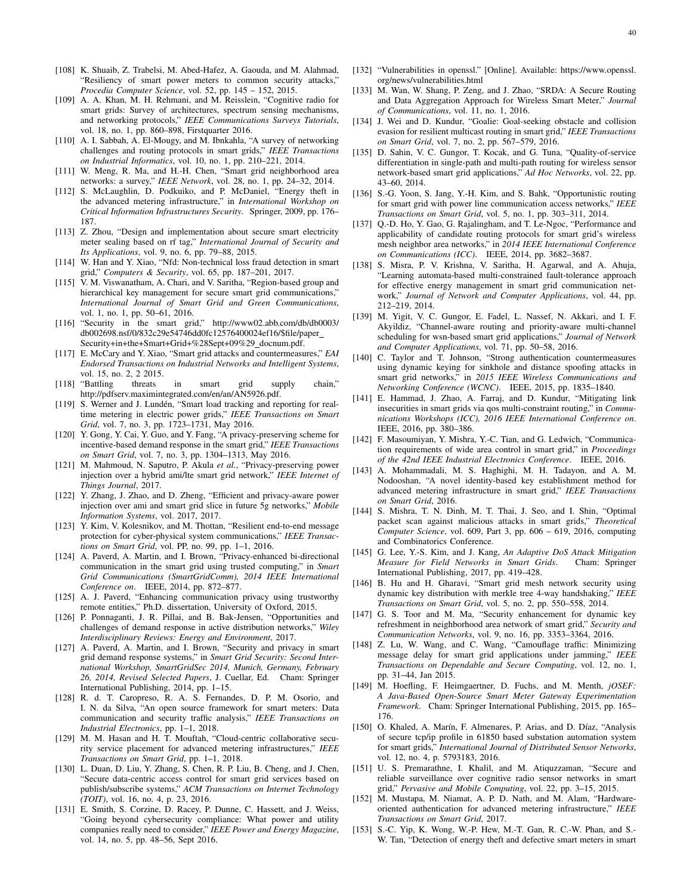[108] K. Shuaib, Z. Trabelsi, M. Abed-Hafez, A. Gaouda, and M. Alahmad, "Resiliency of smart power meters to common security attacks," *Procedia Computer Science*, vol. 52, pp. 145 – 152, 2015.

[109] A. A. Khan, M. H. Rehmani, and M. Reisslein, "Cognitive radio for smart grids: Survey of architectures, spectrum sensing mechanisms, and networking protocols," *IEEE Communications Surveys Tutorials*, vol. 18, no. 1, pp. 860–898, Firstquarter 2016.

[110] A. I. Sabbah, A. El-Mougy, and M. Ibnkahla, "A survey of networking challenges and routing protocols in smart grids," *IEEE Transactions on Industrial Informatics*, vol. 10, no. 1, pp. 210–221, 2014.

[111] W. Meng, R. Ma, and H.-H. Chen, "Smart grid neighborhood area networks: a survey," *IEEE Network*, vol. 28, no. 1, pp. 24–32, 2014.

[112] S. McLaughlin, D. Podkuiko, and P. McDaniel, "Energy theft in the advanced metering infrastructure," in *International Workshop on Critical Information Infrastructures Security*. Springer, 2009, pp. 176–187.

[113] Z. Zhou, "Design and implementation about secure smart electricity meter sealing based on rf tag," *International Journal of Security and Its Applications*, vol. 9, no. 6, pp. 79–88, 2015.

[114] W. Han and Y. Xiao, "Nfd: Non-technical loss fraud detection in smart grid," *Computers & Security*, vol. 65, pp. 187–201, 2017.

[115] V. M. Viswanatham, A. Chari, and V. Saritha, "Region-based group and hierarchical key management for secure smart grid communications," *International Journal of Smart Grid and Green Communications*, vol. 1, no. 1, pp. 50–61, 2016.

[116] "Security in the smart grid," http://www02.abb.com/db/db0003/db002698.nsf/0/832c29e54746dd0fc12576400024ef16/$file/paper_Security+in+the+Smart+Grid+%28Sept+09%29_docnum.pdf.

[117] E. McCary and Y. Xiao, "Smart grid attacks and countermeasures," *EAI Endorsed Transactions on Industrial Networks and Intelligent Systems*, vol. 15, no. 2, 2 2015.

[118] "Battling threats in smart grid supply chain," http://pdfserv.maximintegrated.com/en/an/AN5926.pdf.

[119] S. Werner and J. Lundén, "Smart load tracking and reporting for real-time metering in electric power grids," *IEEE Transactions on Smart Grid*, vol. 7, no. 3, pp. 1723–1731, May 2016.

[120] Y. Gong, Y. Cai, Y. Guo, and Y. Fang, "A privacy-preserving scheme for incentive-based demand response in the smart grid," *IEEE Transactions on Smart Grid*, vol. 7, no. 3, pp. 1304–1313, May 2016.

[121] M. Mahmoud, N. Saputro, P. Akula *et al.*, "Privacy-preserving power injection over a hybrid ami/lte smart grid network," *IEEE Internet of Things Journal*, 2017.

[122] Y. Zhang, J. Zhao, and D. Zheng, "Efficient and privacy-aware power injection over ami and smart grid slice in future 5g networks," *Mobile Information Systems*, vol. 2017, 2017.

[123] Y. Kim, V. Kolesnikov, and M. Thottan, "Resilient end-to-end message protection for cyber-physical system communications," *IEEE Transactions on Smart Grid*, vol. PP, no. 99, pp. 1–1, 2016.

[124] A. Paverd, A. Martin, and I. Brown, "Privacy-enhanced bi-directional communication in the smart grid using trusted computing," in *Smart Grid Communications (SmartGridComm), 2014 IEEE International Conference on*. IEEE, 2014, pp. 872–877.

[125] A. J. Paverd, "Enhancing communication privacy using trustworthy remote entities," Ph.D. dissertation, University of Oxford, 2015.

[126] P. Ponnaganti, J. R. Pillai, and B. Bak-Jensen, "Opportunities and challenges of demand response in active distribution networks," *Wiley Interdisciplinary Reviews: Energy and Environment*, 2017.

[127] A. Paverd, A. Martin, and I. Brown, "Security and privacy in smart grid demand response systems," in *Smart Grid Security: Second International Workshop, SmartGridSec 2014, Munich, Germany, February 26, 2014, Revised Selected Papers*, J. Cuellar, Ed. Cham: Springer International Publishing, 2014, pp. 1–15.

[128] R. d. T. Caropreso, R. A. S. Fernandes, D. P. M. Osorio, and I. N. da Silva, "An open source framework for smart meters: Data communication and security traffic analysis," *IEEE Transactions on Industrial Electronics*, pp. 1–1, 2018.

[129] M. M. Hasan and H. T. Mouftah, "Cloud-centric collaborative security service placement for advanced metering infrastructures," *IEEE Transactions on Smart Grid*, pp. 1–1, 2018.

[130] L. Duan, D. Liu, Y. Zhang, S. Chen, R. P. Liu, B. Cheng, and J. Chen, "Secure data-centric access control for smart grid services based on publish/subscribe systems," *ACM Transactions on Internet Technology (TOIT)*, vol. 16, no. 4, p. 23, 2016.

[131] E. Smith, S. Corzine, D. Racey, P. Dunne, C. Hassett, and J. Weiss, "Going beyond cybersecurity compliance: What power and utility companies really need to consider," *IEEE Power and Energy Magazine*, vol. 14, no. 5, pp. 48–56, Sept 2016.

[132] "Vulnerabilities in openssl." [Online]. Available: https://www.openssl.org/news/vulnerabilities.html

[133] M. Wan, W. Shang, P. Zeng, and J. Zhao, "SRDA: A Secure Routing and Data Aggregation Approach for Wireless Smart Meter," *Journal of Communications*, vol. 11, no. 1, 2016.

[134] J. Wei and D. Kundur, "Goalie: Goal-seeking obstacle and collision evasion for resilient multicast routing in smart grid," *IEEE Transactions on Smart Grid*, vol. 7, no. 2, pp. 567–579, 2016.

[135] D. Sahin, V. C. Gungor, T. Kocak, and G. Tuna, "Quality-of-service differentiation in single-path and multi-path routing for wireless sensor network-based smart grid applications," *Ad Hoc Networks*, vol. 22, pp. 43–60, 2014.

[136] S.-G. Yoon, S. Jang, Y.-H. Kim, and S. Bahk, "Opportunistic routing for smart grid with power line communication access networks," *IEEE Transactions on Smart Grid*, vol. 5, no. 1, pp. 303–311, 2014.

[137] Q.-D. Ho, Y. Gao, G. Rajalingham, and T. Le-Ngoc, "Performance and applicability of candidate routing protocols for smart grid's wireless mesh neighbor area networks," in *2014 IEEE International Conference on Communications (ICC)*. IEEE, 2014, pp. 3682–3687.

[138] S. Misra, P. V. Krishna, V. Saritha, H. Agarwal, and A. Ahuja, "Learning automata-based multi-constrained fault-tolerance approach for effective energy management in smart grid communication network," *Journal of Network and Computer Applications*, vol. 44, pp. 212–219, 2014.

[139] M. Yigit, V. C. Gungor, E. Fadel, L. Nassef, N. Akkari, and I. F. Akyildiz, "Channel-aware routing and priority-aware multi-channel scheduling for wsn-based smart grid applications," *Journal of Network and Computer Applications*, vol. 71, pp. 50–58, 2016.

[140] C. Taylor and T. Johnson, "Strong authentication countermeasures using dynamic keying for sinkhole and distance spoofing attacks in smart grid networks," in *2015 IEEE Wireless Communications and Networking Conference (WCNC)*. IEEE, 2015, pp. 1835–1840.

[141] E. Hammad, J. Zhao, A. Farraj, and D. Kundur, "Mitigating link insecurities in smart grids via qos multi-constraint routing," in *Communications Workshops (ICC), 2016 IEEE International Conference on*. IEEE, 2016, pp. 380–386.

[142] F. Masoumiyan, Y. Mishra, Y.-C. Tian, and G. Ledwich, "Communication requirements of wide area control in smart grid," in *Proceedings of the 42nd IEEE Industrial Electronics Conference*. IEEE, 2016.

[143] A. Mohammadali, M. S. Haghighi, M. H. Tadayon, and A. M. Nodooshan, "A novel identity-based key establishment method for advanced metering infrastructure in smart grid," *IEEE Transactions on Smart Grid*, 2016.

[144] S. Mishra, T. N. Dinh, M. T. Thai, J. Seo, and I. Shin, "Optimal packet scan against malicious attacks in smart grids," *Theoretical Computer Science*, vol. 609, Part 3, pp. 606 – 619, 2016, computing and Combinatorics Conference.

[145] G. Lee, Y.-S. Kim, and J. Kang, *An Adaptive DoS Attack Mitigation Measure for Field Networks in Smart Grids*. Cham: Springer International Publishing, 2017, pp. 419–428.

[146] B. Hu and H. Gharavi, "Smart grid mesh network security using dynamic key distribution with merkle tree 4-way handshaking," *IEEE Transactions on Smart Grid*, vol. 5, no. 2, pp. 550–558, 2014.

[147] G. S. Toor and M. Ma, "Security enhancement for dynamic key refreshment in neighborhood area network of smart grid," *Security and Communication Networks*, vol. 9, no. 16, pp. 3353–3364, 2016.

[148] Z. Lu, W. Wang, and C. Wang, "Camouflage traffic: Minimizing message delay for smart grid applications under jamming," *IEEE Transactions on Dependable and Secure Computing*, vol. 12, no. 1, pp. 31–44, Jan 2015.

[149] M. Hoefling, F. Heimgaertner, D. Fuchs, and M. Menth, *jOSEF: A Java-Based Open-Source Smart Meter Gateway Experimentation Framework*. Cham: Springer International Publishing, 2015, pp. 165–176.

[150] O. Khaled, A. Marín, F. Almenares, P. Arias, and D. Díaz, "Analysis of secure tcp/ip profile in 61850 based substation automation system for smart grids," *International Journal of Distributed Sensor Networks*, vol. 12, no. 4, p. 5793183, 2016.

[151] U. S. Premarathne, I. Khalil, and M. Atiquzzaman, "Secure and reliable surveillance over cognitive radio sensor networks in smart grid," *Pervasive and Mobile Computing*, vol. 22, pp. 3–15, 2015.

[152] M. Mustapa, M. Niamat, A. P. D. Nath, and M. Alam, "Hardware-oriented authentication for advanced metering infrastructure," *IEEE Transactions on Smart Grid*, 2017.

[153] S.-C. Yip, K. Wong, W.-P. Hew, M.-T. Gan, R. C.-W. Phan, and S.-W. Tan, "Detection of energy theft and defective smart meters in smart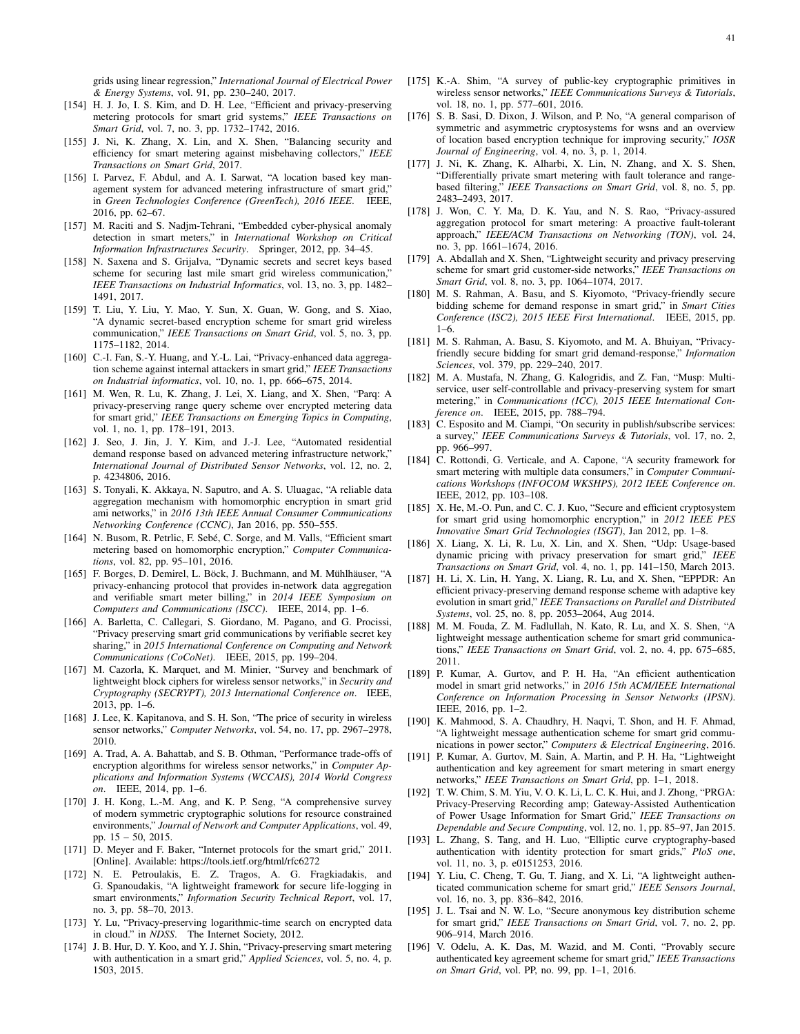grids using linear regression," *International Journal of Electrical Power & Energy Systems*, vol. 91, pp. 230–240, 2017.

[154] H. J. Jo, I. S. Kim, and D. H. Lee, "Efficient and privacy-preserving metering protocols for smart grid systems," *IEEE Transactions on Smart Grid*, vol. 7, no. 3, pp. 1732–1742, 2016.

[155] J. Ni, K. Zhang, X. Lin, and X. Shen, "Balancing security and efficiency for smart metering against misbehaving collectors," *IEEE Transactions on Smart Grid*, 2017.

[156] I. Parvez, F. Abdul, and A. I. Sarwat, "A location based key management system for advanced metering infrastructure of smart grid," in *Green Technologies Conference (GreenTech), 2016 IEEE*. IEEE, 2016, pp. 62–67.

[157] M. Raciti and S. Nadjm-Tehrani, "Embedded cyber-physical anomaly detection in smart meters," in *International Workshop on Critical Information Infrastructures Security*. Springer, 2012, pp. 34–45.

[158] N. Saxena and S. Grijalva, "Dynamic secrets and secret keys based scheme for securing last mile smart grid wireless communication," *IEEE Transactions on Industrial Informatics*, vol. 13, no. 3, pp. 1482–1491, 2017.

[159] T. Liu, Y. Liu, Y. Mao, Y. Sun, X. Guan, W. Gong, and S. Xiao, "A dynamic secret-based encryption scheme for smart grid wireless communication," *IEEE Transactions on Smart Grid*, vol. 5, no. 3, pp. 1175–1182, 2014.

[160] C.-I. Fan, S.-Y. Huang, and Y.-L. Lai, "Privacy-enhanced data aggregation scheme against internal attackers in smart grid," *IEEE Transactions on Industrial informatics*, vol. 10, no. 1, pp. 666–675, 2014.

[161] M. Wen, R. Lu, K. Zhang, J. Lei, X. Liang, and X. Shen, "Parq: A privacy-preserving range query scheme over encrypted metering data for smart grid," *IEEE Transactions on Emerging Topics in Computing*, vol. 1, no. 1, pp. 178–191, 2013.

[162] J. Seo, J. Jin, J. Y. Kim, and J.-J. Lee, "Automated residential demand response based on advanced metering infrastructure network," *International Journal of Distributed Sensor Networks*, vol. 12, no. 2, p. 4234806, 2016.

[163] S. Tonyali, K. Akkaya, N. Saputro, and A. S. Uluagac, "A reliable data aggregation mechanism with homomorphic encryption in smart grid ami networks," in *2016 13th IEEE Annual Consumer Communications Networking Conference (CCNC)*, Jan 2016, pp. 550–555.

[164] N. Busom, R. Petrlic, F. Sebé, C. Sorge, and M. Valls, "Efficient smart metering based on homomorphic encryption," *Computer Communications*, vol. 82, pp. 95–101, 2016.

[165] F. Borges, D. Demirel, L. Böck, J. Buchmann, and M. Mühlhäuser, "A privacy-enhancing protocol that provides in-network data aggregation and verifiable smart meter billing," in *2014 IEEE Symposium on Computers and Communications (ISCC)*. IEEE, 2014, pp. 1–6.

[166] A. Barletta, C. Callegari, S. Giordano, M. Pagano, and G. Procissi, "Privacy preserving smart grid communications by verifiable secret key sharing," in *2015 International Conference on Computing and Network Communications (CoCoNet)*. IEEE, 2015, pp. 199–204.

[167] M. Cazorla, K. Marquet, and M. Minier, "Survey and benchmark of lightweight block ciphers for wireless sensor networks," in *Security and Cryptography (SECRYPT), 2013 International Conference on*. IEEE, 2013, pp. 1–6.

[168] J. Lee, K. Kapitanova, and S. H. Son, "The price of security in wireless sensor networks," *Computer Networks*, vol. 54, no. 17, pp. 2967–2978, 2010.

[169] A. Trad, A. A. Bahattab, and S. B. Othman, "Performance trade-offs of encryption algorithms for wireless sensor networks," in *Computer Applications and Information Systems (WCCAIS), 2014 World Congress on*. IEEE, 2014, pp. 1–6.

[170] J. H. Kong, L.-M. Ang, and K. P. Seng, "A comprehensive survey of modern symmetric cryptographic solutions for resource constrained environments," *Journal of Network and Computer Applications*, vol. 49, pp. 15 – 50, 2015.

[171] D. Meyer and F. Baker, "Internet protocols for the smart grid," 2011. [Online]. Available: https://tools.ietf.org/html/rfc6272

[172] N. E. Petroulakis, E. Z. Tragos, A. G. Fragkiadakis, and G. Spanoudakis, "A lightweight framework for secure life-logging in smart environments," *Information Security Technical Report*, vol. 17, no. 3, pp. 58–70, 2013.

[173] Y. Lu, "Privacy-preserving logarithmic-time search on encrypted data in cloud." in *NDSS*. The Internet Society, 2012.

[174] J. B. Hur, D. Y. Koo, and Y. J. Shin, "Privacy-preserving smart metering with authentication in a smart grid," *Applied Sciences*, vol. 5, no. 4, p. 1503, 2015.

[175] K.-A. Shim, "A survey of public-key cryptographic primitives in wireless sensor networks," *IEEE Communications Surveys & Tutorials*, vol. 18, no. 1, pp. 577–601, 2016.

[176] S. B. Sasi, D. Dixon, J. Wilson, and P. No, "A general comparison of symmetric and asymmetric cryptosystems for wsns and an overview of location based encryption technique for improving security," *IOSR Journal of Engineering*, vol. 4, no. 3, p. 1, 2014.

[177] J. Ni, K. Zhang, K. Alharbi, X. Lin, N. Zhang, and X. S. Shen, "Differentially private smart metering with fault tolerance and range-based filtering," *IEEE Transactions on Smart Grid*, vol. 8, no. 5, pp. 2483–2493, 2017.

[178] J. Won, C. Y. Ma, D. K. Yau, and N. S. Rao, "Privacy-assured aggregation protocol for smart metering: A proactive fault-tolerant approach," *IEEE/ACM Transactions on Networking (TON)*, vol. 24, no. 3, pp. 1661–1674, 2016.

[179] A. Abdallah and X. Shen, "Lightweight security and privacy preserving scheme for smart grid customer-side networks," *IEEE Transactions on Smart Grid*, vol. 8, no. 3, pp. 1064–1074, 2017.

[180] M. S. Rahman, A. Basu, and S. Kiyomoto, "Privacy-friendly secure bidding scheme for demand response in smart grid," in *Smart Cities Conference (ISC2), 2015 IEEE First International*. IEEE, 2015, pp. 1–6.

[181] M. S. Rahman, A. Basu, S. Kiyomoto, and M. A. Bhuiyan, "Privacy-friendly secure bidding for smart grid demand-response," *Information Sciences*, vol. 379, pp. 229–240, 2017.

[182] M. A. Mustafa, N. Zhang, G. Kalogridis, and Z. Fan, "Musp: Multi-service, user self-controllable and privacy-preserving system for smart metering," in *Communications (ICC), 2015 IEEE International Conference on*. IEEE, 2015, pp. 788–794.

[183] C. Esposito and M. Ciampi, "On security in publish/subscribe services: a survey," *IEEE Communications Surveys & Tutorials*, vol. 17, no. 2, pp. 966–997.

[184] C. Rottondi, G. Verticale, and A. Capone, "A security framework for smart metering with multiple data consumers," in *Computer Communications Workshops (INFOCOM WKSHPS), 2012 IEEE Conference on*. IEEE, 2012, pp. 103–108.

[185] X. He, M.-O. Pun, and C. C. J. Kuo, "Secure and efficient cryptosystem for smart grid using homomorphic encryption," in *2012 IEEE PES Innovative Smart Grid Technologies (ISGT)*, Jan 2012, pp. 1–8.

[186] X. Liang, X. Li, R. Lu, X. Lin, and X. Shen, "Udp: Usage-based dynamic pricing with privacy preservation for smart grid," *IEEE Transactions on Smart Grid*, vol. 4, no. 1, pp. 141–150, March 2013.

[187] H. Li, X. Lin, H. Yang, X. Liang, R. Lu, and X. Shen, "EPPDR: An efficient privacy-preserving demand response scheme with adaptive key evolution in smart grid," *IEEE Transactions on Parallel and Distributed Systems*, vol. 25, no. 8, pp. 2053–2064, Aug 2014.

[188] M. M. Fouda, Z. M. Fadlullah, N. Kato, R. Lu, and X. S. Shen, "A lightweight message authentication scheme for smart grid communications," *IEEE Transactions on Smart Grid*, vol. 2, no. 4, pp. 675–685, 2011.

[189] P. Kumar, A. Gurtov, and P. H. Ha, "An efficient authentication model in smart grid networks," in *2016 15th ACM/IEEE International Conference on Information Processing in Sensor Networks (IPSN)*. IEEE, 2016, pp. 1–2.

[190] K. Mahmood, S. A. Chaudhry, H. Naqvi, T. Shon, and H. F. Ahmad, "A lightweight message authentication scheme for smart grid communications in power sector," *Computers & Electrical Engineering*, 2016.

[191] P. Kumar, A. Gurtov, M. Sain, A. Martin, and P. H. Ha, "Lightweight authentication and key agreement for smart metering in smart energy networks," *IEEE Transactions on Smart Grid*, pp. 1–1, 2018.

[192] T. W. Chim, S. M. Yiu, V. O. K. Li, L. C. K. Hui, and J. Zhong, "PRGA: Privacy-Preserving Recording amp; Gateway-Assisted Authentication of Power Usage Information for Smart Grid," *IEEE Transactions on Dependable and Secure Computing*, vol. 12, no. 1, pp. 85–97, Jan 2015.

[193] L. Zhang, S. Tang, and H. Luo, "Elliptic curve cryptography-based authentication with identity protection for smart grids," *PloS one*, vol. 11, no. 3, p. e0151253, 2016.

[194] Y. Liu, C. Cheng, T. Gu, T. Jiang, and X. Li, "A lightweight authenticated communication scheme for smart grid," *IEEE Sensors Journal*, vol. 16, no. 3, pp. 836–842, 2016.

[195] J. L. Tsai and N. W. Lo, "Secure anonymous key distribution scheme for smart grid," *IEEE Transactions on Smart Grid*, vol. 7, no. 2, pp. 906–914, March 2016.

[196] V. Odelu, A. K. Das, M. Wazid, and M. Conti, "Provably secure authenticated key agreement scheme for smart grid," *IEEE Transactions on Smart Grid*, vol. PP, no. 99, pp. 1–1, 2016.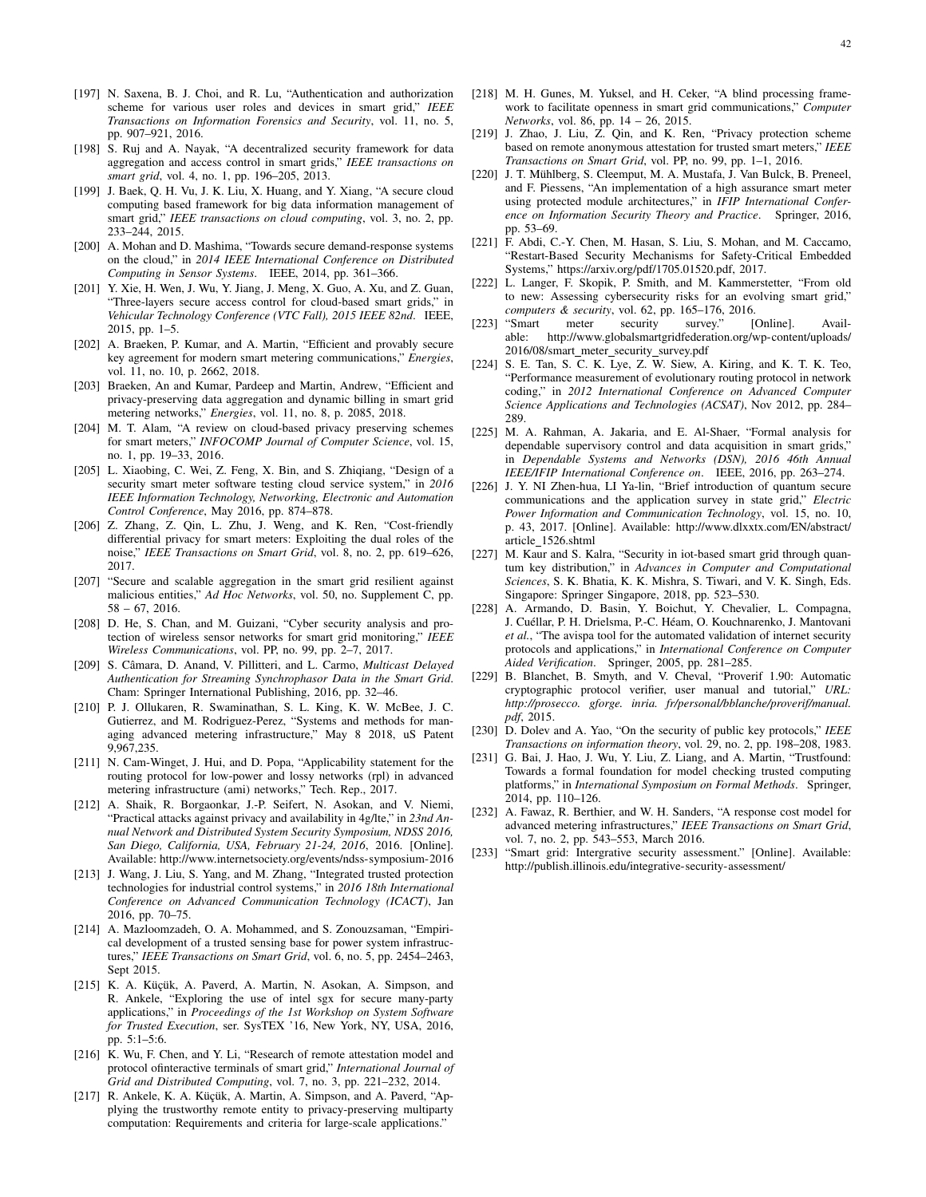[197] N. Saxena, B. J. Choi, and R. Lu, "Authentication and authorization scheme for various user roles and devices in smart grid," *IEEE Transactions on Information Forensics and Security*, vol. 11, no. 5, pp. 907–921, 2016.

[198] S. Ruj and A. Nayak, "A decentralized security framework for data aggregation and access control in smart grids," *IEEE transactions on smart grid*, vol. 4, no. 1, pp. 196–205, 2013.

[199] J. Baek, Q. H. Vu, J. K. Liu, X. Huang, and Y. Xiang, "A secure cloud computing based framework for big data information management of smart grid," *IEEE transactions on cloud computing*, vol. 3, no. 2, pp. 233–244, 2015.

[200] A. Mohan and D. Mashima, "Towards secure demand-response systems on the cloud," in *2014 IEEE International Conference on Distributed Computing in Sensor Systems*. IEEE, 2014, pp. 361–366.

[201] Y. Xie, H. Wen, J. Wu, Y. Jiang, J. Meng, X. Guo, A. Xu, and Z. Guan, "Three-layers secure access control for cloud-based smart grids," in *Vehicular Technology Conference (VTC Fall), 2015 IEEE 82nd*. IEEE, 2015, pp. 1–5.

[202] A. Braeken, P. Kumar, and A. Martin, "Efficient and provably secure key agreement for modern smart metering communications," *Energies*, vol. 11, no. 10, p. 2662, 2018.

[203] Braeken, An and Kumar, Pardeep and Martin, Andrew, "Efficient and privacy-preserving data aggregation and dynamic billing in smart grid metering networks," *Energies*, vol. 11, no. 8, p. 2085, 2018.

[204] M. T. Alam, "A review on cloud-based privacy preserving schemes for smart meters," *INFOCOMP Journal of Computer Science*, vol. 15, no. 1, pp. 19–33, 2016.

[205] L. Xiaobing, C. Wei, Z. Feng, X. Bin, and S. Zhiqiang, "Design of a security smart meter software testing cloud service system," in *2016 IEEE Information Technology, Networking, Electronic and Automation Control Conference*, May 2016, pp. 874–878.

[206] Z. Zhang, Z. Qin, L. Zhu, J. Weng, and K. Ren, "Cost-friendly differential privacy for smart meters: Exploiting the dual roles of the noise," *IEEE Transactions on Smart Grid*, vol. 8, no. 2, pp. 619–626, 2017.

[207] "Secure and scalable aggregation in the smart grid resilient against malicious entities," *Ad Hoc Networks*, vol. 50, no. Supplement C, pp. 58 – 67, 2016.

[208] D. He, S. Chan, and M. Guizani, "Cyber security analysis and protection of wireless sensor networks for smart grid monitoring," *IEEE Wireless Communications*, vol. PP, no. 99, pp. 2–7, 2017.

[209] S. Câmara, D. Anand, V. Pillitteri, and L. Carmo, *Multicast Delayed Authentication for Streaming Synchrophasor Data in the Smart Grid*. Cham: Springer International Publishing, 2016, pp. 32–46.

[210] P. J. Ollukaren, R. Swaminathan, S. L. King, K. W. McBee, J. C. Gutierrez, and M. Rodriguez-Perez, "Systems and methods for managing advanced metering infrastructure," May 8 2018, uS Patent 9,967,235.

[211] N. Cam-Winget, J. Hui, and D. Popa, "Applicability statement for the routing protocol for low-power and lossy networks (rpl) in advanced metering infrastructure (ami) networks," Tech. Rep., 2017.

[212] A. Shaik, R. Borgaonkar, J.-P. Seifert, N. Asokan, and V. Niemi, "Practical attacks against privacy and availability in 4g/lte," in *23nd Annual Network and Distributed System Security Symposium, NDSS 2016, San Diego, California, USA, February 21-24, 2016*, 2016. [Online]. Available: http://www.internetsociety.org/events/ndss-symposium-2016

[213] J. Wang, J. Liu, S. Yang, and M. Zhang, "Integrated trusted protection technologies for industrial control systems," in *2016 18th International Conference on Advanced Communication Technology (ICACT)*, Jan 2016, pp. 70–75.

[214] A. Mazloomzadeh, O. A. Mohammed, and S. Zonouzsaman, "Empirical development of a trusted sensing base for power system infrastructures," *IEEE Transactions on Smart Grid*, vol. 6, no. 5, pp. 2454–2463, Sept 2015.

[215] K. A. Küçük, A. Paverd, A. Martin, N. Asokan, A. Simpson, and R. Ankele, "Exploring the use of intel sgx for secure many-party applications," in *Proceedings of the 1st Workshop on System Software for Trusted Execution*, ser. SysTEX '16, New York, NY, USA, 2016, pp. 5:1–5:6.

[216] K. Wu, F. Chen, and Y. Li, "Research of remote attestation model and protocol ofinteractive terminals of smart grid," *International Journal of Grid and Distributed Computing*, vol. 7, no. 3, pp. 221–232, 2014.

[217] R. Ankele, K. A. Küçük, A. Martin, A. Simpson, and A. Paverd, "Applying the trustworthy remote entity to privacy-preserving multiparty computation: Requirements and criteria for large-scale applications."

[218] M. H. Gunes, M. Yuksel, and H. Ceker, "A blind processing framework to facilitate openness in smart grid communications," *Computer Networks*, vol. 86, pp. 14 – 26, 2015.

[219] J. Zhao, J. Liu, Z. Qin, and K. Ren, "Privacy protection scheme based on remote anonymous attestation for trusted smart meters," *IEEE Transactions on Smart Grid*, vol. PP, no. 99, pp. 1–1, 2016.

[220] J. T. Mühlberg, S. Cleemput, M. A. Mustafa, J. Van Bulck, B. Preneel, and F. Piessens, "An implementation of a high assurance smart meter using protected module architectures," in *IFIP International Conference on Information Security Theory and Practice*. Springer, 2016, pp. 53–69.

[221] F. Abdi, C.-Y. Chen, M. Hasan, S. Liu, S. Mohan, and M. Caccamo, "Restart-Based Security Mechanisms for Safety-Critical Embedded Systems," https://arxiv.org/pdf/1705.01520.pdf, 2017.

[222] L. Langer, F. Skopik, P. Smith, and M. Kammerstetter, "From old to new: Assessing cybersecurity risks for an evolving smart grid," *computers & security*, vol. 62, pp. 165–176, 2016.

[223] "Smart meter security survey." [Online]. Available: http://www.globalsmartgridfederation.org/wp-content/uploads/2016/08/smart_meter_security_survey.pdf

[224] S. E. Tan, S. C. K. Lye, Z. W. Siew, A. Kiring, and K. T. K. Teo, "Performance measurement of evolutionary routing protocol in network coding," in *2012 International Conference on Advanced Computer Science Applications and Technologies (ACSAT)*, Nov 2012, pp. 284–289.

[225] M. A. Rahman, A. Jakaria, and E. Al-Shaer, "Formal analysis for dependable supervisory control and data acquisition in smart grids," in *Dependable Systems and Networks (DSN), 2016 46th Annual IEEE/IFIP International Conference on*. IEEE, 2016, pp. 263–274.

[226] J. Y. NI Zhen-hua, LI Ya-lin, "Brief introduction of quantum secure communications and the application survey in state grid," *Electric Power Information and Communication Technology*, vol. 15, no. 10, p. 43, 2017. [Online]. Available: http://www.dlxxtx.com/EN/abstract/article_1526.shtml

[227] M. Kaur and S. Kalra, "Security in iot-based smart grid through quantum key distribution," in *Advances in Computer and Computational Sciences*, S. K. Bhatia, K. K. Mishra, S. Tiwari, and V. K. Singh, Eds. Singapore: Springer Singapore, 2018, pp. 523–530.

[228] A. Armando, D. Basin, Y. Boichut, Y. Chevalier, L. Compagna, J. Cuéllar, P. H. Drielsma, P.-C. Héam, O. Kouchnarenko, J. Mantovani *et al.*, "The avispa tool for the automated validation of internet security protocols and applications," in *International Conference on Computer Aided Verification*. Springer, 2005, pp. 281–285.

[229] B. Blanchet, B. Smyth, and V. Cheval, "Proverif 1.90: Automatic cryptographic protocol verifier, user manual and tutorial," *URL: http://prosecco. gforge. inria. fr/personal/bblanche/proverif/manual. pdf*, 2015.

[230] D. Dolev and A. Yao, "On the security of public key protocols," *IEEE Transactions on information theory*, vol. 29, no. 2, pp. 198–208, 1983.

[231] G. Bai, J. Hao, J. Wu, Y. Liu, Z. Liang, and A. Martin, "Trustfound: Towards a formal foundation for model checking trusted computing platforms," in *International Symposium on Formal Methods*. Springer, 2014, pp. 110–126.

[232] A. Fawaz, R. Berthier, and W. H. Sanders, "A response cost model for advanced metering infrastructures," *IEEE Transactions on Smart Grid*, vol. 7, no. 2, pp. 543–553, March 2016.

[233] "Smart grid: Intergrative security assessment." [Online]. Available: http://publish.illinois.edu/integrative-security-assessment/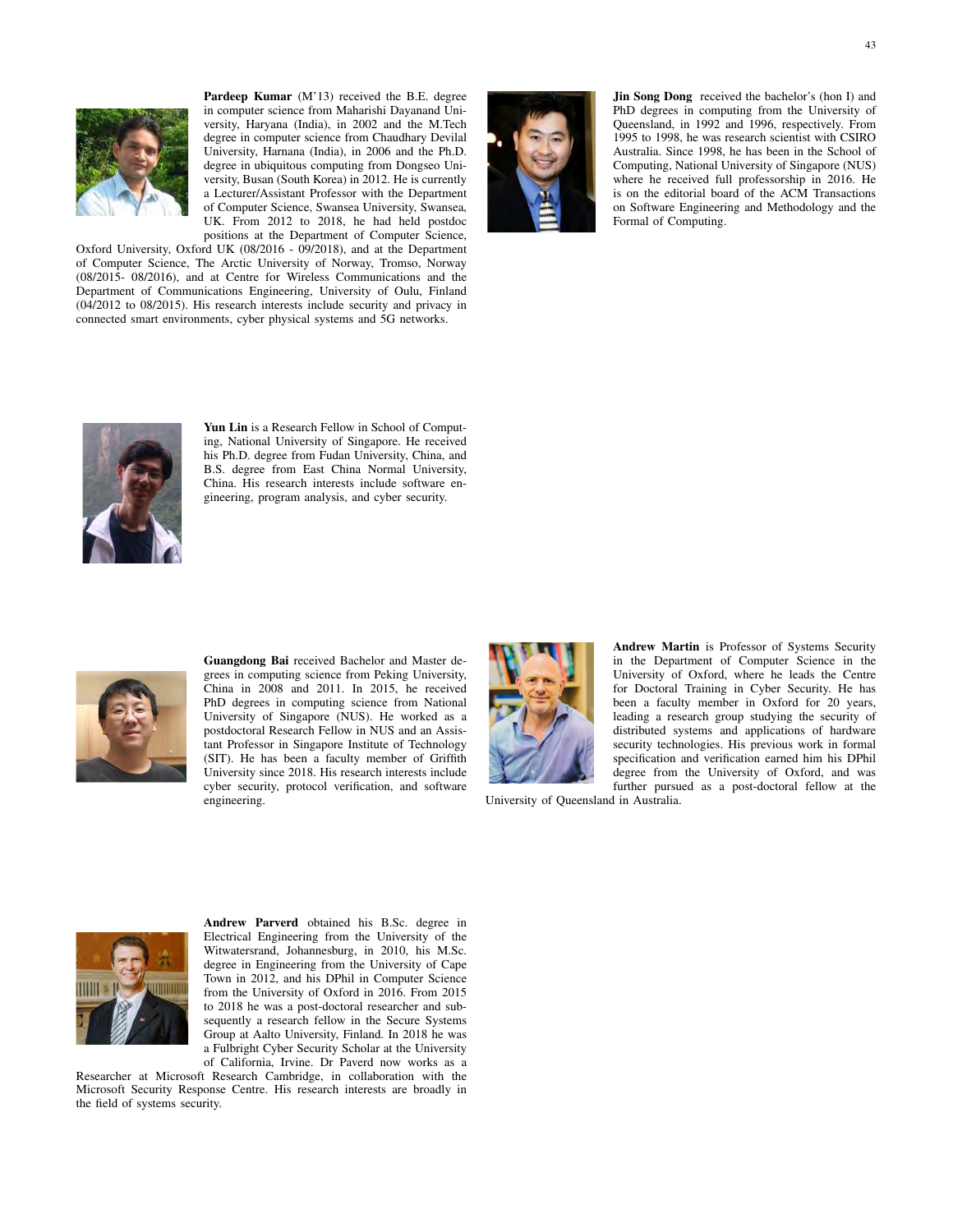**Pardeep Kumar** (M'13) received the B.E. degree in computer science from Maharishi Dayanand University, Haryana (India), in 2002 and the M.Tech degree in computer science from Chaudhary Devilal University, Harnana (India), in 2006 and the Ph.D. degree in ubiquitous computing from Dongseo University, Busan (South Korea) in 2012. He is currently a Lecturer/Assistant Professor with the Department of Computer Science, Swansea University, Swansea, UK. From 2012 to 2018, he had held postdoc positions at the Department of Computer Science, Oxford University, Oxford UK (08/2016 - 09/2018), and at the Department of Computer Science, The Arctic University of Norway, Tromso, Norway (08/2015- 08/2016), and at Centre for Wireless Communications and the Department of Communications Engineering, University of Oulu, Finland (04/2012 to 08/2015). His research interests include security and privacy in connected smart environments, cyber physical systems and 5G networks.

**Yun Lin** is a Research Fellow in School of Computing, National University of Singapore. He received his Ph.D. degree from Fudan University, China, and B.S. degree from East China Normal University, China. His research interests include software engineering, program analysis, and cyber security.

**Guangdong Bai** received Bachelor and Master degrees in computing science from Peking University, China in 2008 and 2011. In 2015, he received PhD degrees in computing science from National University of Singapore (NUS). He worked as a postdoctoral Research Fellow in NUS and an Assistant Professor in Singapore Institute of Technology (SIT). He has been a faculty member of Griffith University since 2018. His research interests include cyber security, protocol verification, and software engineering.

**Andrew Paverd** obtained his B.Sc. degree in Electrical Engineering from the University of the Witwatersrand, Johannesburg, in 2010, his M.Sc. degree in Engineering from the University of Cape Town in 2012, and his DPhil in Computer Science from the University of Oxford in 2016. From 2015 to 2018 he was a post-doctoral researcher and subsequently a research fellow in the Secure Systems Group at Aalto University, Finland. In 2018 he was a Fulbright Cyber Security Scholar at the University of California, Irvine. Dr Paverd now works as a Researcher at Microsoft Research Cambridge, in collaboration with the Microsoft Security Response Centre. His research interests are broadly in the field of systems security.

**Jin Song Dong** received the bachelor's (hon I) and PhD degrees in computing from the University of Queensland, in 1992 and 1996, respectively. From 1995 to 1998, he was research scientist with CSIRO Australia. Since 1998, he has been in the School of Computing, National University of Singapore (NUS) where he received full professorship in 2016. He is on the editorial board of the ACM Transactions on Software Engineering and Methodology and the Formal of Computing.

**Andrew Martin** is Professor of Systems Security in the Department of Computer Science in the University of Oxford, where he leads the Centre for Doctoral Training in Cyber Security. He has been a faculty member in Oxford for 20 years, leading a research group studying the security of distributed systems and applications of hardware security technologies. His previous work in formal specification and verification earned him his DPhil degree from the University of Oxford, and was further pursued as a post-doctoral fellow at the University of Queensland in Australia.